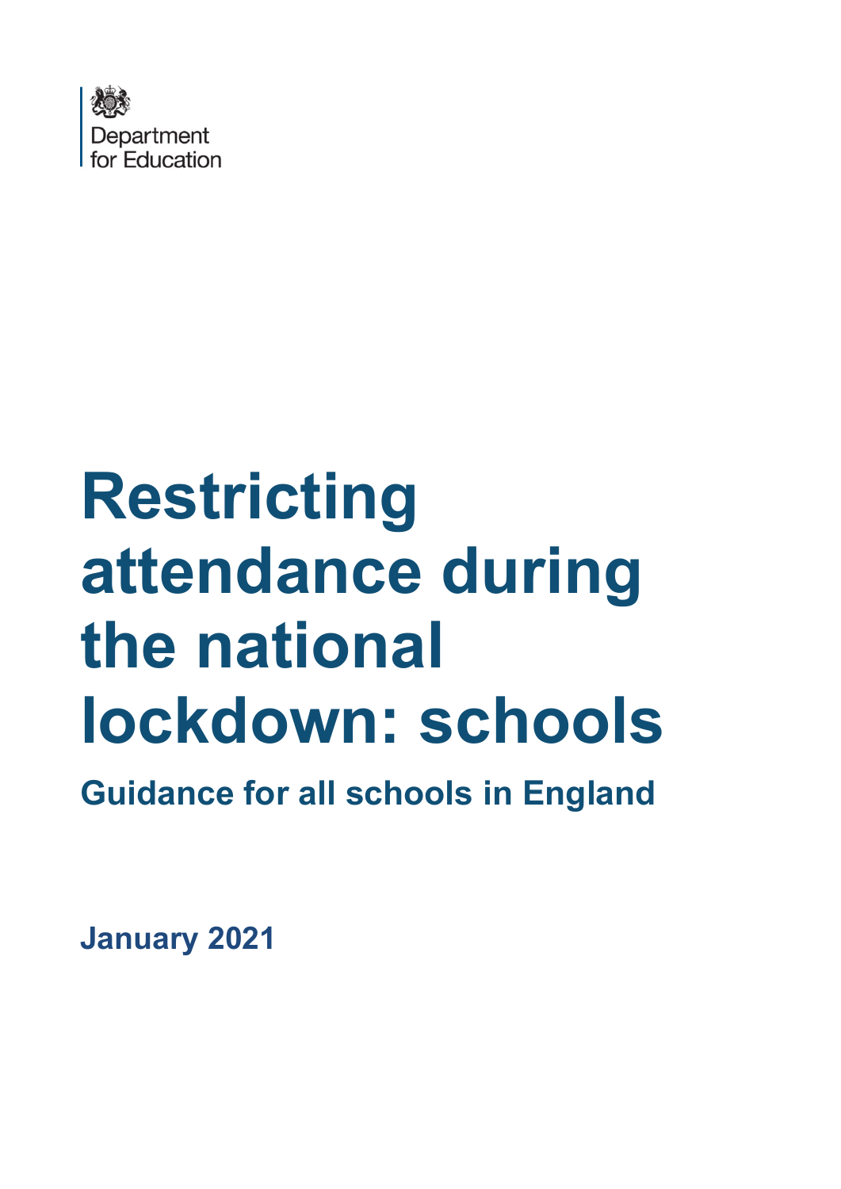Department for Education

# Restricting attendance during the national lockdown: schools

## Guidance for all schools in England

January 2021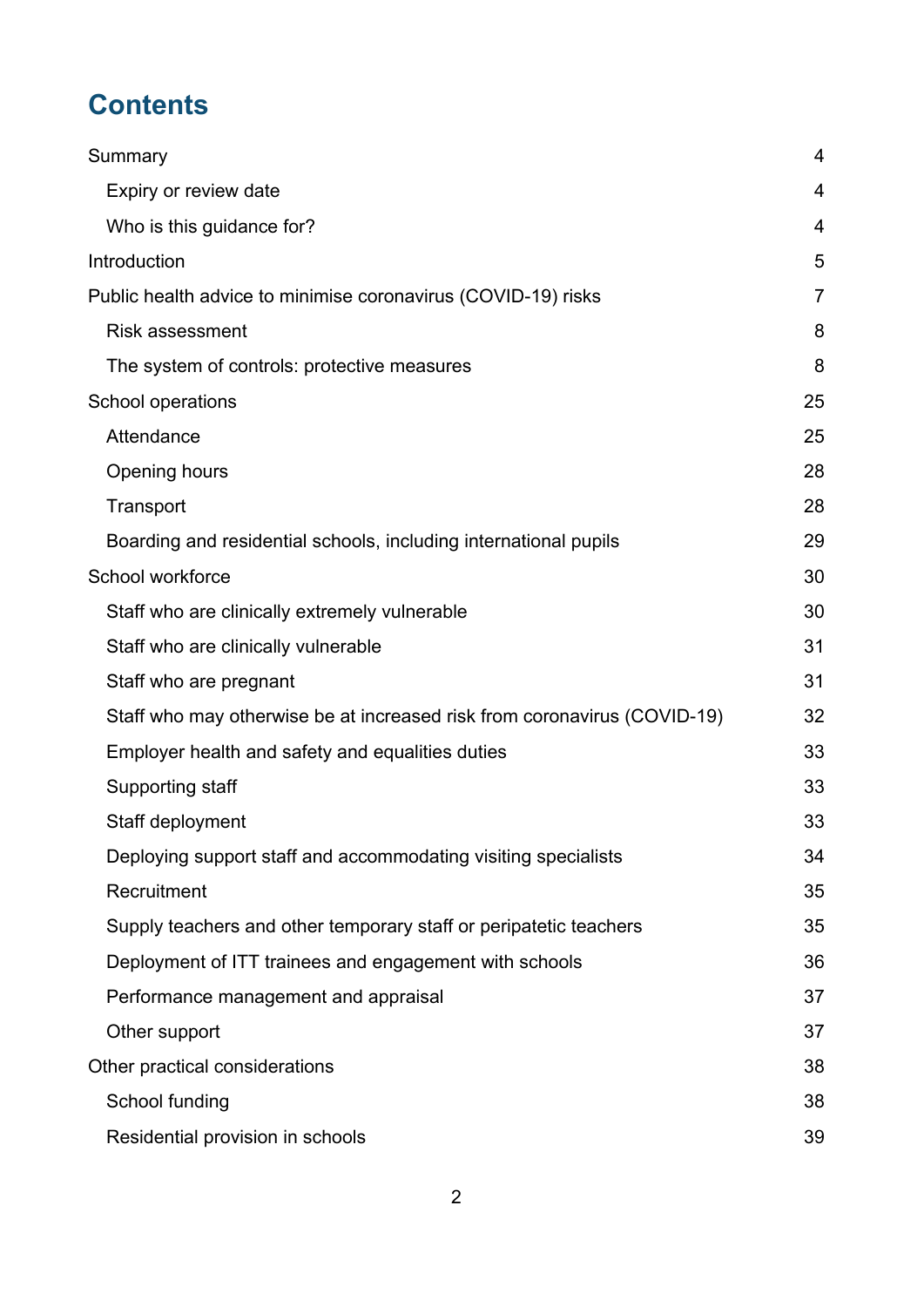# Contents

| | |
|---|---|
| Summary | 4 |
| Expiry or review date | 4 |
| Who is this guidance for? | 4 |
| Introduction | 5 |
| Public health advice to minimise coronavirus (COVID-19) risks | 7 |
| Risk assessment | 8 |
| The system of controls: protective measures | 8 |
| School operations | 25 |
| Attendance | 25 |
| Opening hours | 28 |
| Transport | 28 |
| Boarding and residential schools, including international pupils | 29 |
| School workforce | 30 |
| Staff who are clinically extremely vulnerable | 30 |
| Staff who are clinically vulnerable | 31 |
| Staff who are pregnant | 31 |
| Staff who may otherwise be at increased risk from coronavirus (COVID-19) | 32 |
| Employer health and safety and equalities duties | 33 |
| Supporting staff | 33 |
| Staff deployment | 33 |
| Deploying support staff and accommodating visiting specialists | 34 |
| Recruitment | 35 |
| Supply teachers and other temporary staff or peripatetic teachers | 35 |
| Deployment of ITT trainees and engagement with schools | 36 |
| Performance management and appraisal | 37 |
| Other support | 37 |
| Other practical considerations | 38 |
| School funding | 38 |
| Residential provision in schools | 39 |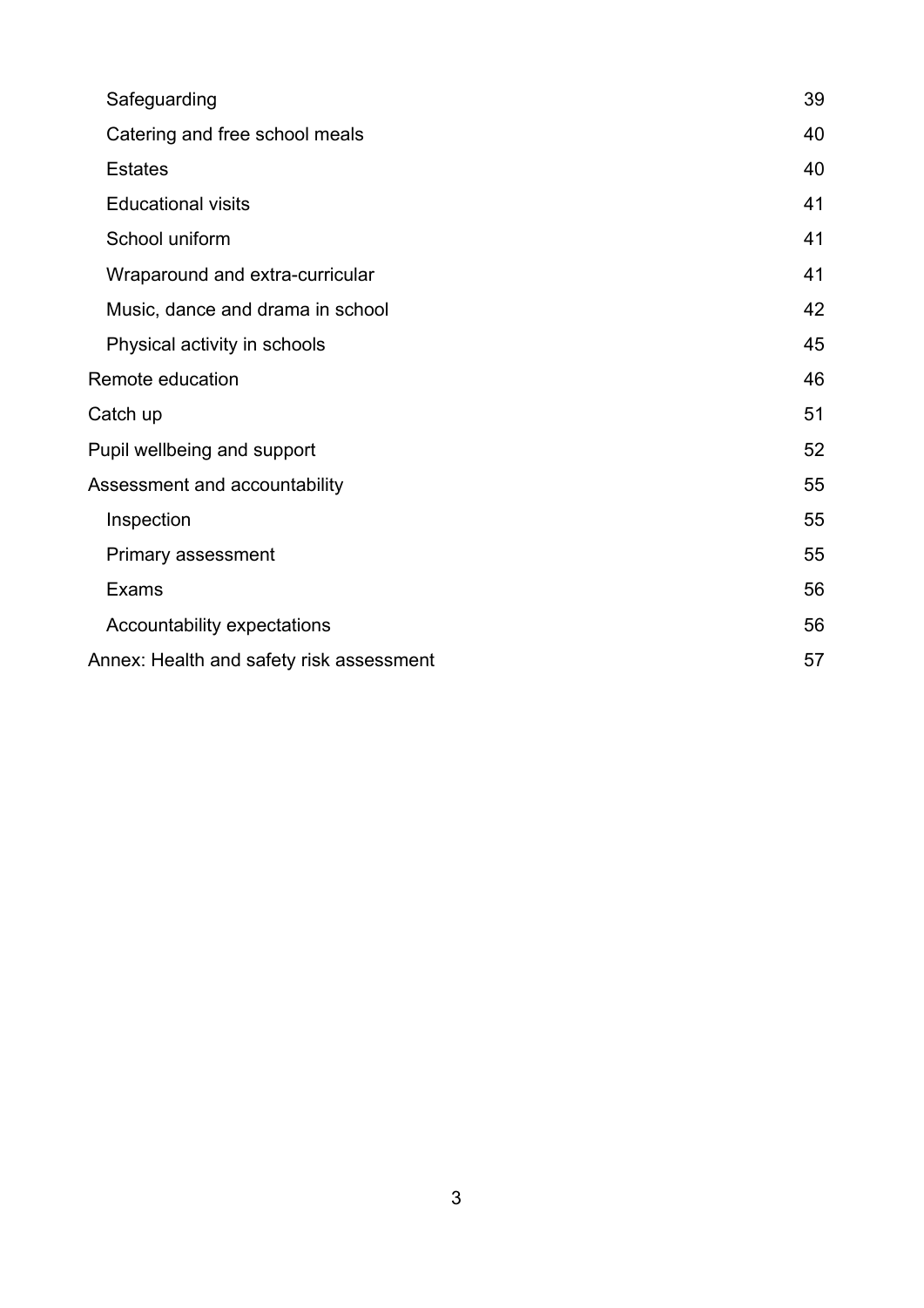- Safeguarding 39
- Catering and free school meals 40
- Estates 40
- Educational visits 41
- School uniform 41
- Wraparound and extra-curricular 41
- Music, dance and drama in school 42
- Physical activity in schools 45

Remote education 46

Catch up 51

Pupil wellbeing and support 52

Assessment and accountability 55

- Inspection 55
- Primary assessment 55
- Exams 56
- Accountability expectations 56

Annex: Health and safety risk assessment 57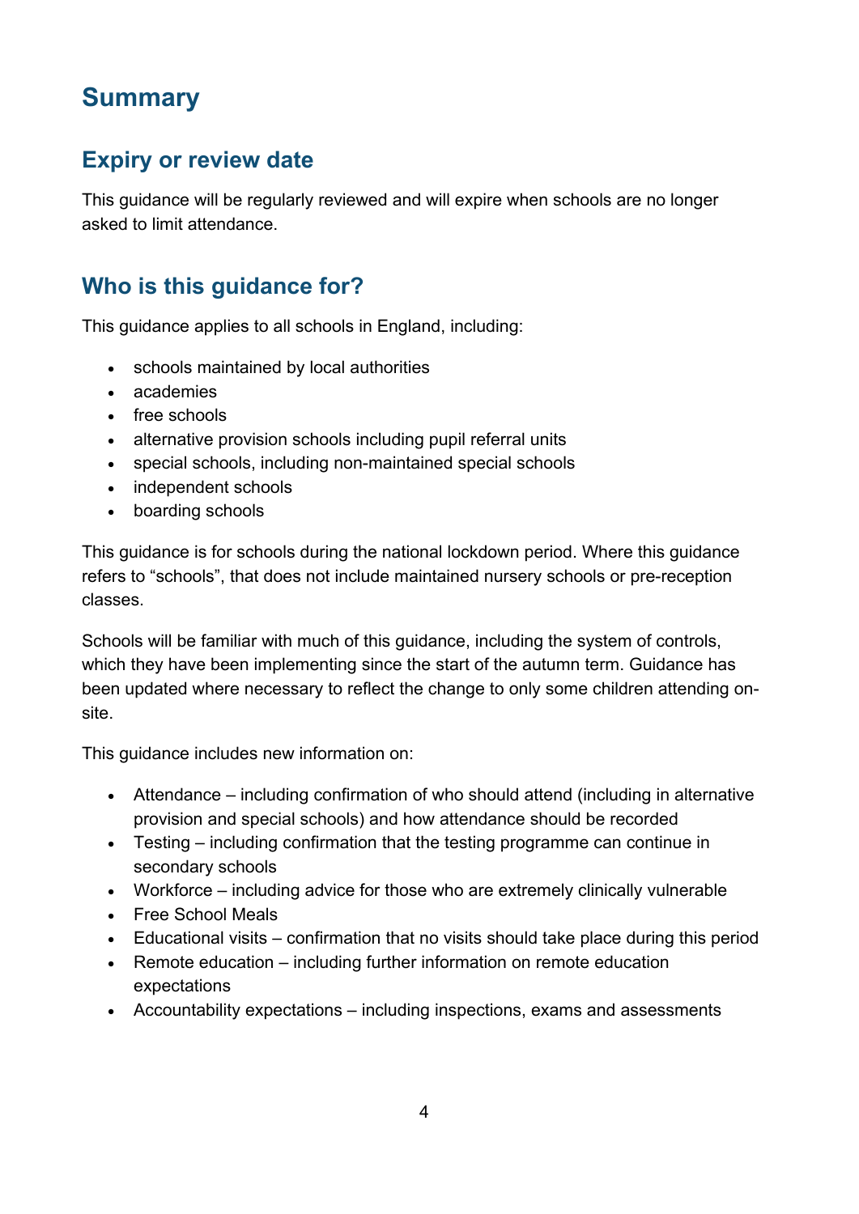# Summary

## Expiry or review date

This guidance will be regularly reviewed and will expire when schools are no longer asked to limit attendance.

## Who is this guidance for?

This guidance applies to all schools in England, including:

- schools maintained by local authorities
- academies
- free schools
- alternative provision schools including pupil referral units
- special schools, including non-maintained special schools
- independent schools
- boarding schools

This guidance is for schools during the national lockdown period. Where this guidance refers to "schools", that does not include maintained nursery schools or pre-reception classes.

Schools will be familiar with much of this guidance, including the system of controls, which they have been implementing since the start of the autumn term. Guidance has been updated where necessary to reflect the change to only some children attending on-site.

This guidance includes new information on:

- Attendance – including confirmation of who should attend (including in alternative provision and special schools) and how attendance should be recorded
- Testing – including confirmation that the testing programme can continue in secondary schools
- Workforce – including advice for those who are extremely clinically vulnerable
- Free School Meals
- Educational visits – confirmation that no visits should take place during this period
- Remote education – including further information on remote education expectations
- Accountability expectations – including inspections, exams and assessments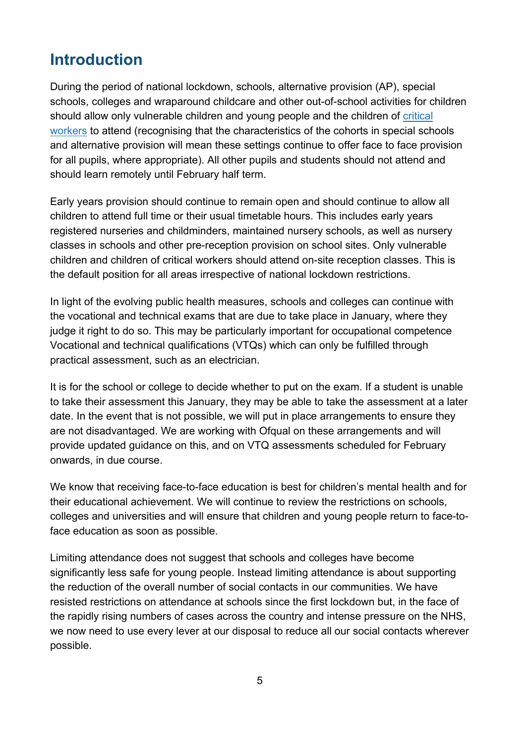## Introduction

During the period of national lockdown, schools, alternative provision (AP), special schools, colleges and wraparound childcare and other out-of-school activities for children should allow only vulnerable children and young people and the children of [critical workers](critical workers) to attend (recognising that the characteristics of the cohorts in special schools and alternative provision will mean these settings continue to offer face to face provision for all pupils, where appropriate). All other pupils and students should not attend and should learn remotely until February half term.

Early years provision should continue to remain open and should continue to allow all children to attend full time or their usual timetable hours. This includes early years registered nurseries and childminders, maintained nursery schools, as well as nursery classes in schools and other pre-reception provision on school sites. Only vulnerable children and children of critical workers should attend on-site reception classes. This is the default position for all areas irrespective of national lockdown restrictions.

In light of the evolving public health measures, schools and colleges can continue with the vocational and technical exams that are due to take place in January, where they judge it right to do so. This may be particularly important for occupational competence Vocational and technical qualifications (VTQs) which can only be fulfilled through practical assessment, such as an electrician.

It is for the school or college to decide whether to put on the exam. If a student is unable to take their assessment this January, they may be able to take the assessment at a later date. In the event that is not possible, we will put in place arrangements to ensure they are not disadvantaged. We are working with Ofqual on these arrangements and will provide updated guidance on this, and on VTQ assessments scheduled for February onwards, in due course.

We know that receiving face-to-face education is best for children's mental health and for their educational achievement. We will continue to review the restrictions on schools, colleges and universities and will ensure that children and young people return to face-to-face education as soon as possible.

Limiting attendance does not suggest that schools and colleges have become significantly less safe for young people. Instead limiting attendance is about supporting the reduction of the overall number of social contacts in our communities. We have resisted restrictions on attendance at schools since the first lockdown but, in the face of the rapidly rising numbers of cases across the country and intense pressure on the NHS, we now need to use every lever at our disposal to reduce all our social contacts wherever possible.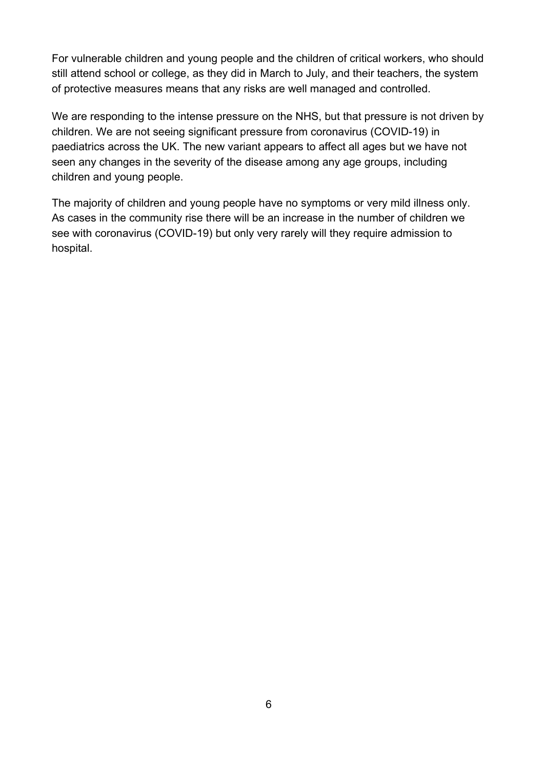For vulnerable children and young people and the children of critical workers, who should still attend school or college, as they did in March to July, and their teachers, the system of protective measures means that any risks are well managed and controlled.

We are responding to the intense pressure on the NHS, but that pressure is not driven by children. We are not seeing significant pressure from coronavirus (COVID-19) in paediatrics across the UK. The new variant appears to affect all ages but we have not seen any changes in the severity of the disease among any age groups, including children and young people.

The majority of children and young people have no symptoms or very mild illness only. As cases in the community rise there will be an increase in the number of children we see with coronavirus (COVID-19) but only very rarely will they require admission to hospital.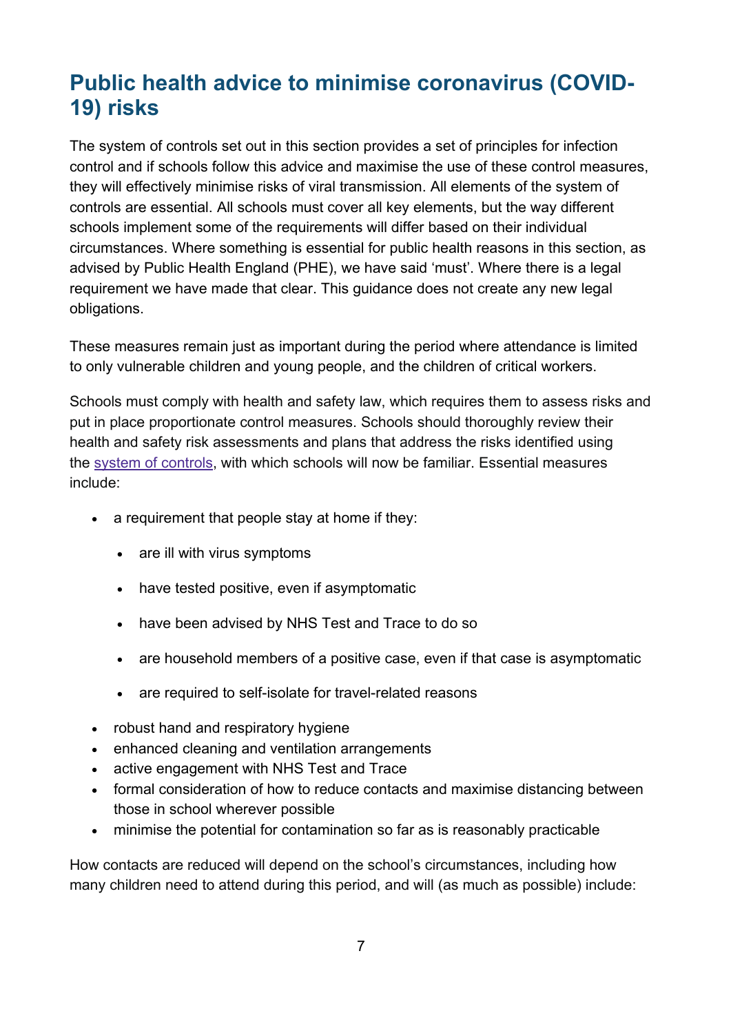## Public health advice to minimise coronavirus (COVID-19) risks

The system of controls set out in this section provides a set of principles for infection control and if schools follow this advice and maximise the use of these control measures, they will effectively minimise risks of viral transmission. All elements of the system of controls are essential. All schools must cover all key elements, but the way different schools implement some of the requirements will differ based on their individual circumstances. Where something is essential for public health reasons in this section, as advised by Public Health England (PHE), we have said 'must'. Where there is a legal requirement we have made that clear. This guidance does not create any new legal obligations.

These measures remain just as important during the period where attendance is limited to only vulnerable children and young people, and the children of critical workers.

Schools must comply with health and safety law, which requires them to assess risks and put in place proportionate control measures. Schools should thoroughly review their health and safety risk assessments and plans that address the risks identified using the [system of controls](), with which schools will now be familiar. Essential measures include:

- a requirement that people stay at home if they:
  - are ill with virus symptoms
  - have tested positive, even if asymptomatic
  - have been advised by NHS Test and Trace to do so
  - are household members of a positive case, even if that case is asymptomatic
  - are required to self-isolate for travel-related reasons
- robust hand and respiratory hygiene
- enhanced cleaning and ventilation arrangements
- active engagement with NHS Test and Trace
- formal consideration of how to reduce contacts and maximise distancing between those in school wherever possible
- minimise the potential for contamination so far as is reasonably practicable

How contacts are reduced will depend on the school's circumstances, including how many children need to attend during this period, and will (as much as possible) include: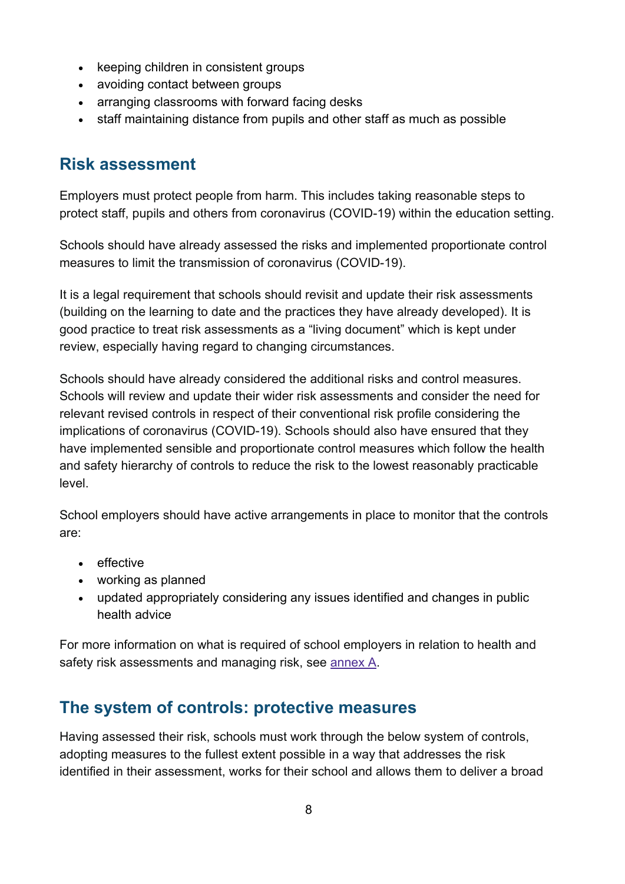- keeping children in consistent groups
- avoiding contact between groups
- arranging classrooms with forward facing desks
- staff maintaining distance from pupils and other staff as much as possible

## Risk assessment

Employers must protect people from harm. This includes taking reasonable steps to protect staff, pupils and others from coronavirus (COVID-19) within the education setting.

Schools should have already assessed the risks and implemented proportionate control measures to limit the transmission of coronavirus (COVID-19).

It is a legal requirement that schools should revisit and update their risk assessments (building on the learning to date and the practices they have already developed). It is good practice to treat risk assessments as a "living document" which is kept under review, especially having regard to changing circumstances.

Schools should have already considered the additional risks and control measures. Schools will review and update their wider risk assessments and consider the need for relevant revised controls in respect of their conventional risk profile considering the implications of coronavirus (COVID-19). Schools should also have ensured that they have implemented sensible and proportionate control measures which follow the health and safety hierarchy of controls to reduce the risk to the lowest reasonably practicable level.

School employers should have active arrangements in place to monitor that the controls are:

- effective
- working as planned
- updated appropriately considering any issues identified and changes in public health advice

For more information on what is required of school employers in relation to health and safety risk assessments and managing risk, see annex A.

## The system of controls: protective measures

Having assessed their risk, schools must work through the below system of controls, adopting measures to the fullest extent possible in a way that addresses the risk identified in their assessment, works for their school and allows them to deliver a broad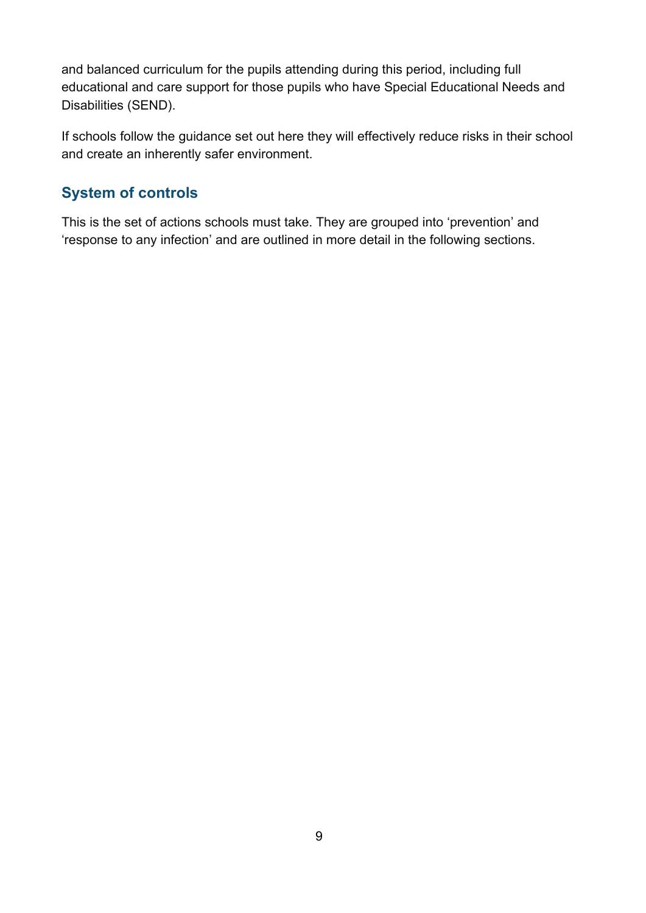and balanced curriculum for the pupils attending during this period, including full educational and care support for those pupils who have Special Educational Needs and Disabilities (SEND).

If schools follow the guidance set out here they will effectively reduce risks in their school and create an inherently safer environment.

## System of controls

This is the set of actions schools must take. They are grouped into 'prevention' and 'response to any infection' and are outlined in more detail in the following sections.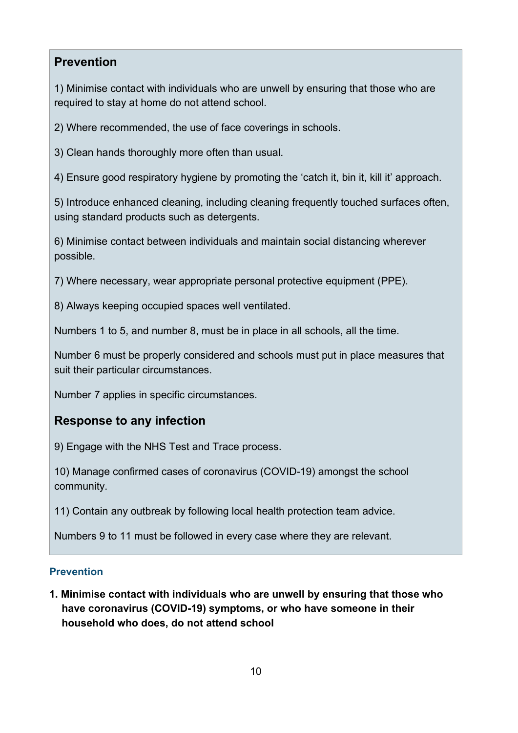### Prevention

1) Minimise contact with individuals who are unwell by ensuring that those who are required to stay at home do not attend school.

2) Where recommended, the use of face coverings in schools.

3) Clean hands thoroughly more often than usual.

4) Ensure good respiratory hygiene by promoting the 'catch it, bin it, kill it' approach.

5) Introduce enhanced cleaning, including cleaning frequently touched surfaces often, using standard products such as detergents.

6) Minimise contact between individuals and maintain social distancing wherever possible.

7) Where necessary, wear appropriate personal protective equipment (PPE).

8) Always keeping occupied spaces well ventilated.

Numbers 1 to 5, and number 8, must be in place in all schools, all the time.

Number 6 must be properly considered and schools must put in place measures that suit their particular circumstances.

Number 7 applies in specific circumstances.

### Response to any infection

9) Engage with the NHS Test and Trace process.

10) Manage confirmed cases of coronavirus (COVID-19) amongst the school community.

11) Contain any outbreak by following local health protection team advice.

Numbers 9 to 11 must be followed in every case where they are relevant.

#### Prevention

**1. Minimise contact with individuals who are unwell by ensuring that those who have coronavirus (COVID-19) symptoms, or who have someone in their household who does, do not attend school**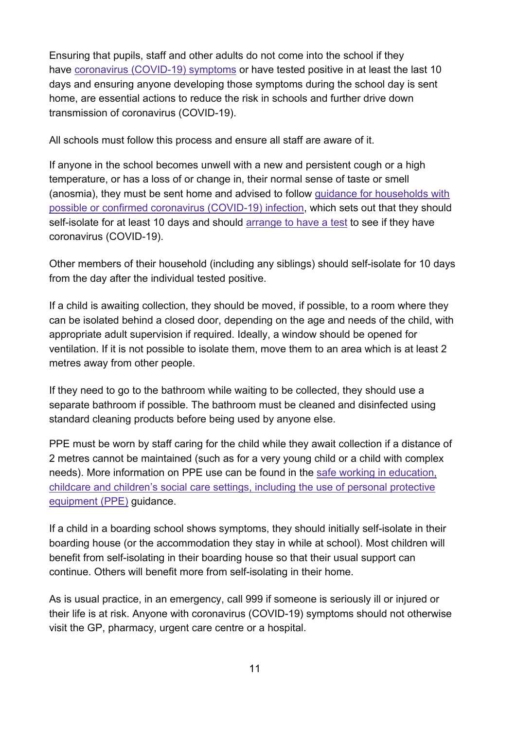Ensuring that pupils, staff and other adults do not come into the school if they have coronavirus (COVID-19) symptoms or have tested positive in at least the last 10 days and ensuring anyone developing those symptoms during the school day is sent home, are essential actions to reduce the risk in schools and further drive down transmission of coronavirus (COVID-19).

All schools must follow this process and ensure all staff are aware of it.

If anyone in the school becomes unwell with a new and persistent cough or a high temperature, or has a loss of or change in, their normal sense of taste or smell (anosmia), they must be sent home and advised to follow guidance for households with possible or confirmed coronavirus (COVID-19) infection, which sets out that they should self-isolate for at least 10 days and should arrange to have a test to see if they have coronavirus (COVID-19).

Other members of their household (including any siblings) should self-isolate for 10 days from the day after the individual tested positive.

If a child is awaiting collection, they should be moved, if possible, to a room where they can be isolated behind a closed door, depending on the age and needs of the child, with appropriate adult supervision if required. Ideally, a window should be opened for ventilation. If it is not possible to isolate them, move them to an area which is at least 2 metres away from other people.

If they need to go to the bathroom while waiting to be collected, they should use a separate bathroom if possible. The bathroom must be cleaned and disinfected using standard cleaning products before being used by anyone else.

PPE must be worn by staff caring for the child while they await collection if a distance of 2 metres cannot be maintained (such as for a very young child or a child with complex needs). More information on PPE use can be found in the safe working in education, childcare and children's social care settings, including the use of personal protective equipment (PPE) guidance.

If a child in a boarding school shows symptoms, they should initially self-isolate in their boarding house (or the accommodation they stay in while at school). Most children will benefit from self-isolating in their boarding house so that their usual support can continue. Others will benefit more from self-isolating in their home.

As is usual practice, in an emergency, call 999 if someone is seriously ill or injured or their life is at risk. Anyone with coronavirus (COVID-19) symptoms should not otherwise visit the GP, pharmacy, urgent care centre or a hospital.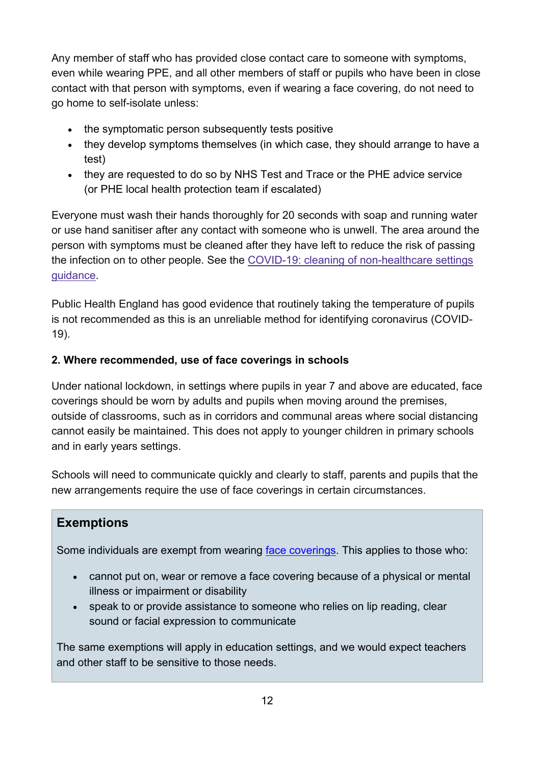Any member of staff who has provided close contact care to someone with symptoms, even while wearing PPE, and all other members of staff or pupils who have been in close contact with that person with symptoms, even if wearing a face covering, do not need to go home to self-isolate unless:

- the symptomatic person subsequently tests positive
- they develop symptoms themselves (in which case, they should arrange to have a test)
- they are requested to do so by NHS Test and Trace or the PHE advice service (or PHE local health protection team if escalated)

Everyone must wash their hands thoroughly for 20 seconds with soap and running water or use hand sanitiser after any contact with someone who is unwell. The area around the person with symptoms must be cleaned after they have left to reduce the risk of passing the infection on to other people. See the COVID-19: cleaning of non-healthcare settings guidance.

Public Health England has good evidence that routinely taking the temperature of pupils is not recommended as this is an unreliable method for identifying coronavirus (COVID-19).

**2. Where recommended, use of face coverings in schools**

Under national lockdown, in settings where pupils in year 7 and above are educated, face coverings should be worn by adults and pupils when moving around the premises, outside of classrooms, such as in corridors and communal areas where social distancing cannot easily be maintained. This does not apply to younger children in primary schools and in early years settings.

Schools will need to communicate quickly and clearly to staff, parents and pupils that the new arrangements require the use of face coverings in certain circumstances.

### Exemptions

Some individuals are exempt from wearing face coverings. This applies to those who:

- cannot put on, wear or remove a face covering because of a physical or mental illness or impairment or disability
- speak to or provide assistance to someone who relies on lip reading, clear sound or facial expression to communicate

The same exemptions will apply in education settings, and we would expect teachers and other staff to be sensitive to those needs.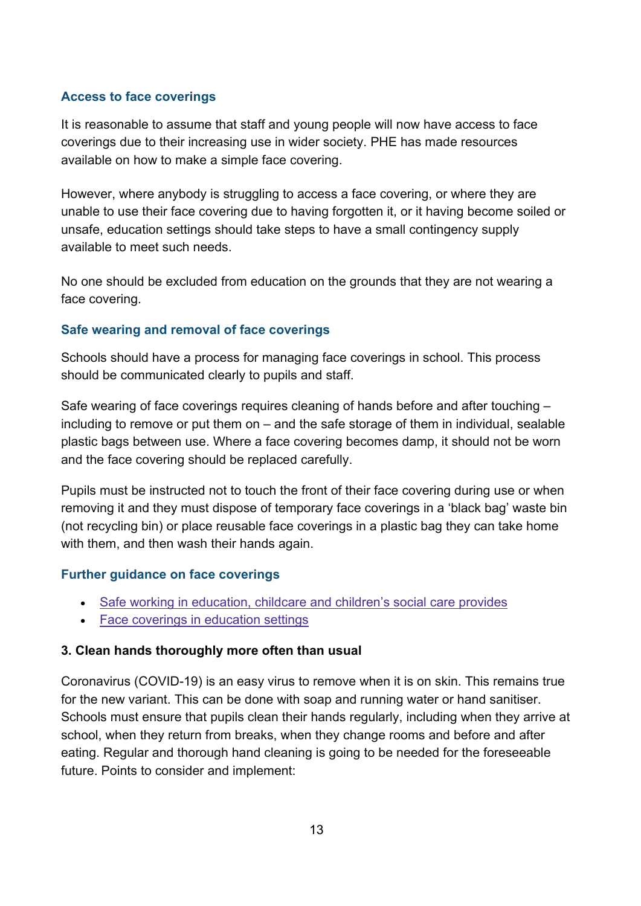### Access to face coverings

It is reasonable to assume that staff and young people will now have access to face coverings due to their increasing use in wider society. PHE has made resources available on how to make a simple face covering.

However, where anybody is struggling to access a face covering, or where they are unable to use their face covering due to having forgotten it, or it having become soiled or unsafe, education settings should take steps to have a small contingency supply available to meet such needs.

No one should be excluded from education on the grounds that they are not wearing a face covering.

### Safe wearing and removal of face coverings

Schools should have a process for managing face coverings in school. This process should be communicated clearly to pupils and staff.

Safe wearing of face coverings requires cleaning of hands before and after touching – including to remove or put them on – and the safe storage of them in individual, sealable plastic bags between use. Where a face covering becomes damp, it should not be worn and the face covering should be replaced carefully.

Pupils must be instructed not to touch the front of their face covering during use or when removing it and they must dispose of temporary face coverings in a 'black bag' waste bin (not recycling bin) or place reusable face coverings in a plastic bag they can take home with them, and then wash their hands again.

### Further guidance on face coverings

- Safe working in education, childcare and children's social care provides
- Face coverings in education settings

**3. Clean hands thoroughly more often than usual**

Coronavirus (COVID-19) is an easy virus to remove when it is on skin. This remains true for the new variant. This can be done with soap and running water or hand sanitiser. Schools must ensure that pupils clean their hands regularly, including when they arrive at school, when they return from breaks, when they change rooms and before and after eating. Regular and thorough hand cleaning is going to be needed for the foreseeable future. Points to consider and implement: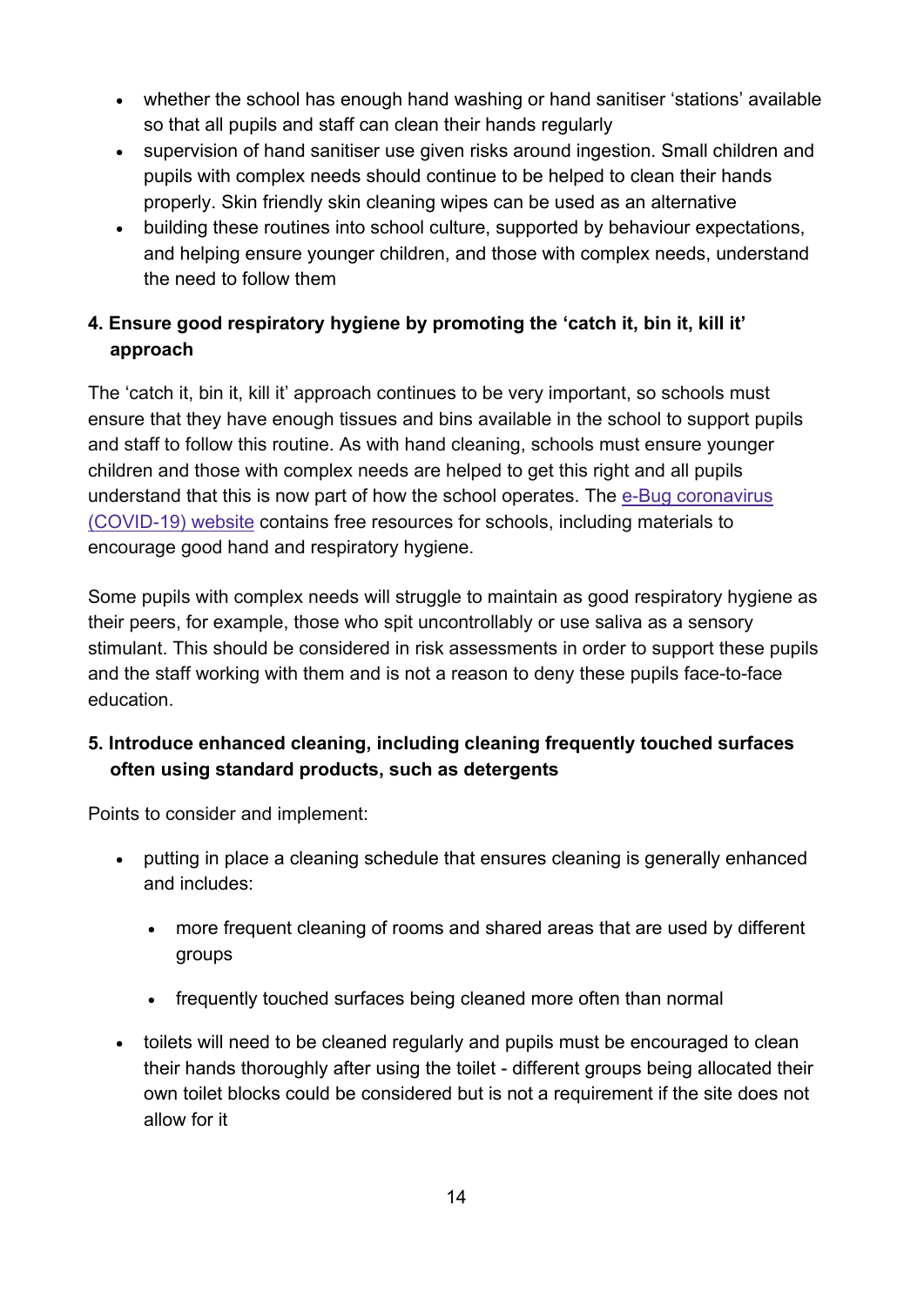- whether the school has enough hand washing or hand sanitiser 'stations' available so that all pupils and staff can clean their hands regularly
- supervision of hand sanitiser use given risks around ingestion. Small children and pupils with complex needs should continue to be helped to clean their hands properly. Skin friendly skin cleaning wipes can be used as an alternative
- building these routines into school culture, supported by behaviour expectations, and helping ensure younger children, and those with complex needs, understand the need to follow them

**4. Ensure good respiratory hygiene by promoting the 'catch it, bin it, kill it' approach**

The 'catch it, bin it, kill it' approach continues to be very important, so schools must ensure that they have enough tissues and bins available in the school to support pupils and staff to follow this routine. As with hand cleaning, schools must ensure younger children and those with complex needs are helped to get this right and all pupils understand that this is now part of how the school operates. The [e-Bug coronavirus (COVID-19) website](e-Bug coronavirus (COVID-19) website) contains free resources for schools, including materials to encourage good hand and respiratory hygiene.

Some pupils with complex needs will struggle to maintain as good respiratory hygiene as their peers, for example, those who spit uncontrollably or use saliva as a sensory stimulant. This should be considered in risk assessments in order to support these pupils and the staff working with them and is not a reason to deny these pupils face-to-face education.

**5. Introduce enhanced cleaning, including cleaning frequently touched surfaces often using standard products, such as detergents**

Points to consider and implement:

- putting in place a cleaning schedule that ensures cleaning is generally enhanced and includes:
    - more frequent cleaning of rooms and shared areas that are used by different groups
    - frequently touched surfaces being cleaned more often than normal
- toilets will need to be cleaned regularly and pupils must be encouraged to clean their hands thoroughly after using the toilet - different groups being allocated their own toilet blocks could be considered but is not a requirement if the site does not allow for it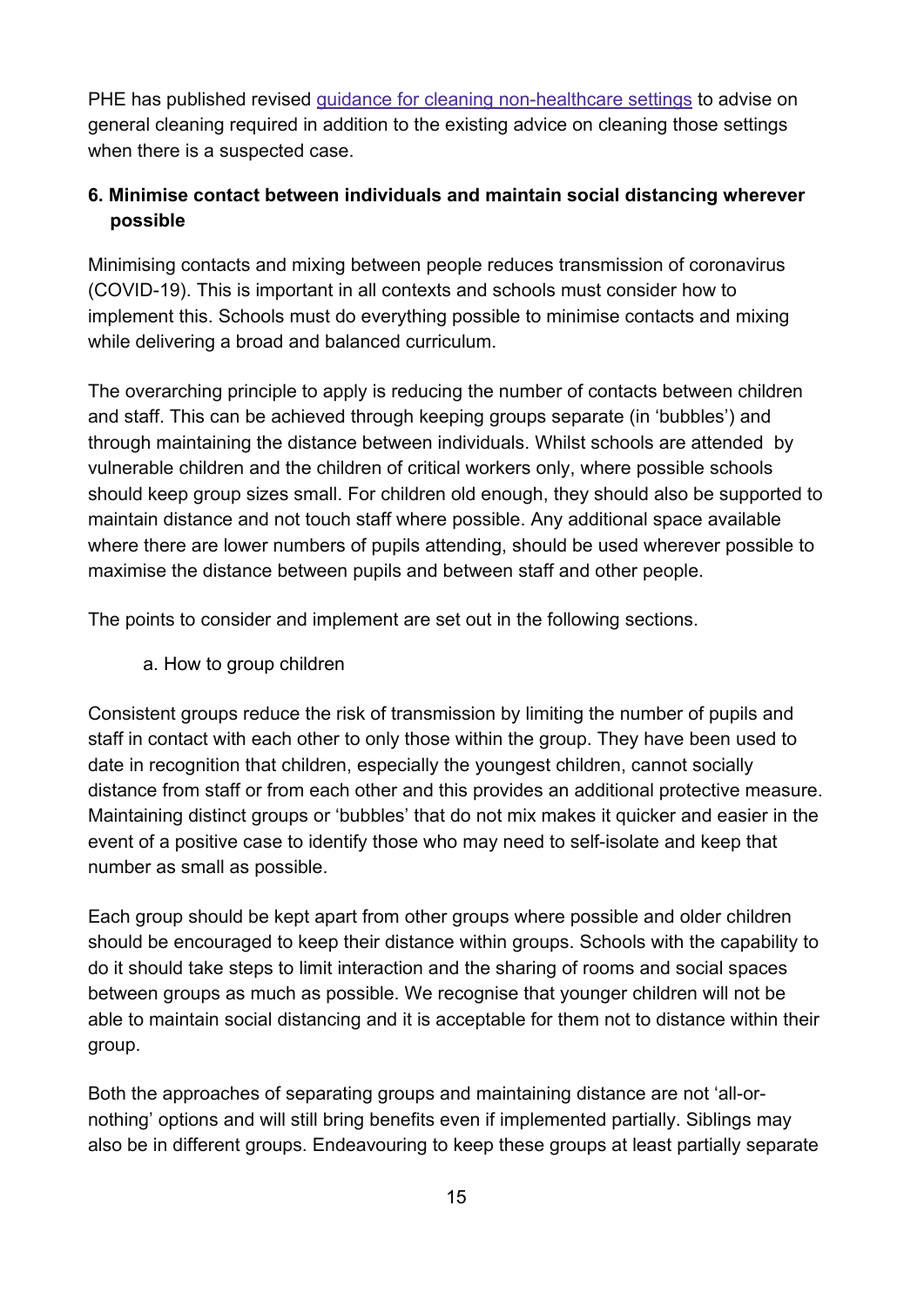PHE has published revised [guidance for cleaning non-healthcare settings](#) to advise on general cleaning required in addition to the existing advice on cleaning those settings when there is a suspected case.

### 6. Minimise contact between individuals and maintain social distancing wherever possible

Minimising contacts and mixing between people reduces transmission of coronavirus (COVID-19). This is important in all contexts and schools must consider how to implement this. Schools must do everything possible to minimise contacts and mixing while delivering a broad and balanced curriculum.

The overarching principle to apply is reducing the number of contacts between children and staff. This can be achieved through keeping groups separate (in 'bubbles') and through maintaining the distance between individuals. Whilst schools are attended by vulnerable children and the children of critical workers only, where possible schools should keep group sizes small. For children old enough, they should also be supported to maintain distance and not touch staff where possible. Any additional space available where there are lower numbers of pupils attending, should be used wherever possible to maximise the distance between pupils and between staff and other people.

The points to consider and implement are set out in the following sections.

a. How to group children

Consistent groups reduce the risk of transmission by limiting the number of pupils and staff in contact with each other to only those within the group. They have been used to date in recognition that children, especially the youngest children, cannot socially distance from staff or from each other and this provides an additional protective measure. Maintaining distinct groups or 'bubbles' that do not mix makes it quicker and easier in the event of a positive case to identify those who may need to self-isolate and keep that number as small as possible.

Each group should be kept apart from other groups where possible and older children should be encouraged to keep their distance within groups. Schools with the capability to do it should take steps to limit interaction and the sharing of rooms and social spaces between groups as much as possible. We recognise that younger children will not be able to maintain social distancing and it is acceptable for them not to distance within their group.

Both the approaches of separating groups and maintaining distance are not 'all-or-nothing' options and will still bring benefits even if implemented partially. Siblings may also be in different groups. Endeavouring to keep these groups at least partially separate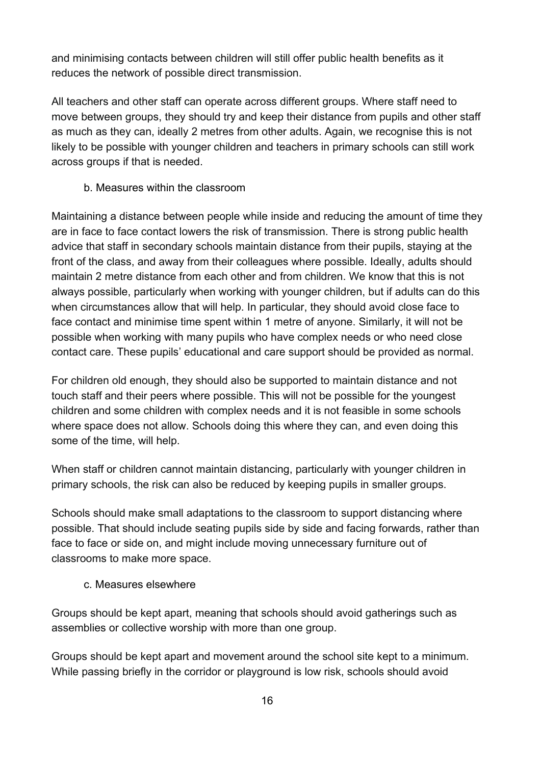and minimising contacts between children will still offer public health benefits as it reduces the network of possible direct transmission.

All teachers and other staff can operate across different groups. Where staff need to move between groups, they should try and keep their distance from pupils and other staff as much as they can, ideally 2 metres from other adults. Again, we recognise this is not likely to be possible with younger children and teachers in primary schools can still work across groups if that is needed.

### b. Measures within the classroom

Maintaining a distance between people while inside and reducing the amount of time they are in face to face contact lowers the risk of transmission. There is strong public health advice that staff in secondary schools maintain distance from their pupils, staying at the front of the class, and away from their colleagues where possible. Ideally, adults should maintain 2 metre distance from each other and from children. We know that this is not always possible, particularly when working with younger children, but if adults can do this when circumstances allow that will help. In particular, they should avoid close face to face contact and minimise time spent within 1 metre of anyone. Similarly, it will not be possible when working with many pupils who have complex needs or who need close contact care. These pupils' educational and care support should be provided as normal.

For children old enough, they should also be supported to maintain distance and not touch staff and their peers where possible. This will not be possible for the youngest children and some children with complex needs and it is not feasible in some schools where space does not allow. Schools doing this where they can, and even doing this some of the time, will help.

When staff or children cannot maintain distancing, particularly with younger children in primary schools, the risk can also be reduced by keeping pupils in smaller groups.

Schools should make small adaptations to the classroom to support distancing where possible. That should include seating pupils side by side and facing forwards, rather than face to face or side on, and might include moving unnecessary furniture out of classrooms to make more space.

### c. Measures elsewhere

Groups should be kept apart, meaning that schools should avoid gatherings such as assemblies or collective worship with more than one group.

Groups should be kept apart and movement around the school site kept to a minimum. While passing briefly in the corridor or playground is low risk, schools should avoid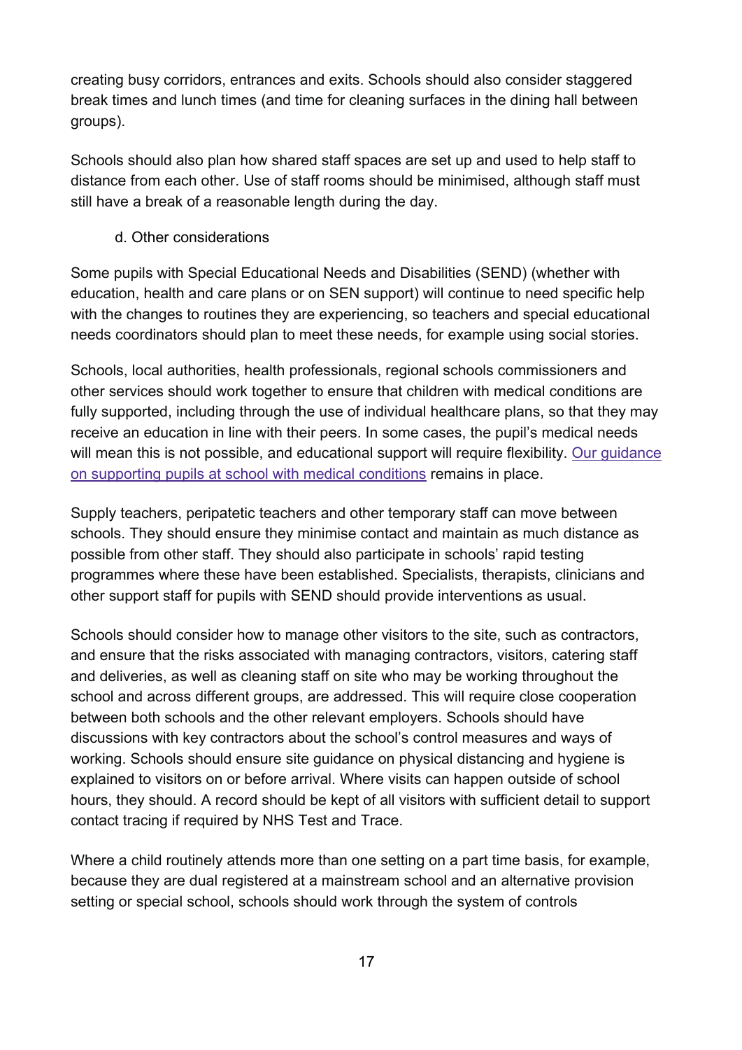creating busy corridors, entrances and exits. Schools should also consider staggered break times and lunch times (and time for cleaning surfaces in the dining hall between groups).

Schools should also plan how shared staff spaces are set up and used to help staff to distance from each other. Use of staff rooms should be minimised, although staff must still have a break of a reasonable length during the day.

d. Other considerations

Some pupils with Special Educational Needs and Disabilities (SEND) (whether with education, health and care plans or on SEN support) will continue to need specific help with the changes to routines they are experiencing, so teachers and special educational needs coordinators should plan to meet these needs, for example using social stories.

Schools, local authorities, health professionals, regional schools commissioners and other services should work together to ensure that children with medical conditions are fully supported, including through the use of individual healthcare plans, so that they may receive an education in line with their peers. In some cases, the pupil's medical needs will mean this is not possible, and educational support will require flexibility. Our guidance on supporting pupils at school with medical conditions remains in place.

Supply teachers, peripatetic teachers and other temporary staff can move between schools. They should ensure they minimise contact and maintain as much distance as possible from other staff. They should also participate in schools' rapid testing programmes where these have been established. Specialists, therapists, clinicians and other support staff for pupils with SEND should provide interventions as usual.

Schools should consider how to manage other visitors to the site, such as contractors, and ensure that the risks associated with managing contractors, visitors, catering staff and deliveries, as well as cleaning staff on site who may be working throughout the school and across different groups, are addressed. This will require close cooperation between both schools and the other relevant employers. Schools should have discussions with key contractors about the school's control measures and ways of working. Schools should ensure site guidance on physical distancing and hygiene is explained to visitors on or before arrival. Where visits can happen outside of school hours, they should. A record should be kept of all visitors with sufficient detail to support contact tracing if required by NHS Test and Trace.

Where a child routinely attends more than one setting on a part time basis, for example, because they are dual registered at a mainstream school and an alternative provision setting or special school, schools should work through the system of controls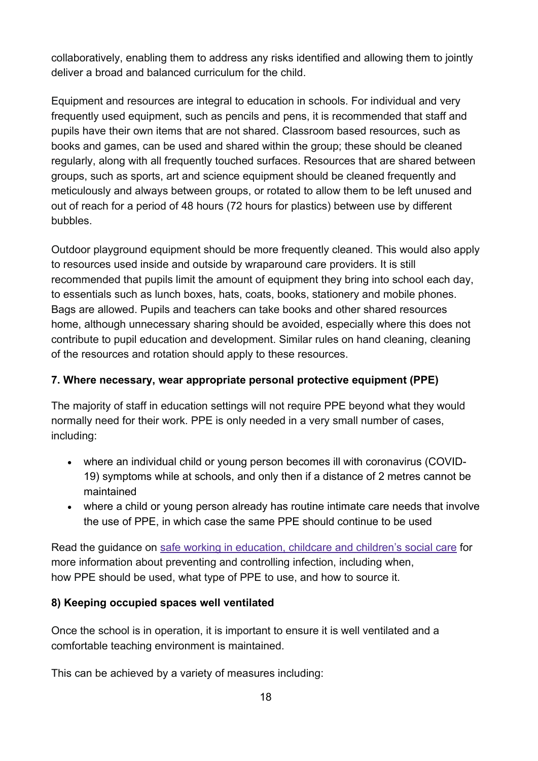collaboratively, enabling them to address any risks identified and allowing them to jointly deliver a broad and balanced curriculum for the child.

Equipment and resources are integral to education in schools. For individual and very frequently used equipment, such as pencils and pens, it is recommended that staff and pupils have their own items that are not shared. Classroom based resources, such as books and games, can be used and shared within the group; these should be cleaned regularly, along with all frequently touched surfaces. Resources that are shared between groups, such as sports, art and science equipment should be cleaned frequently and meticulously and always between groups, or rotated to allow them to be left unused and out of reach for a period of 48 hours (72 hours for plastics) between use by different bubbles.

Outdoor playground equipment should be more frequently cleaned. This would also apply to resources used inside and outside by wraparound care providers. It is still recommended that pupils limit the amount of equipment they bring into school each day, to essentials such as lunch boxes, hats, coats, books, stationery and mobile phones. Bags are allowed. Pupils and teachers can take books and other shared resources home, although unnecessary sharing should be avoided, especially where this does not contribute to pupil education and development. Similar rules on hand cleaning, cleaning of the resources and rotation should apply to these resources.

### 7. Where necessary, wear appropriate personal protective equipment (PPE)

The majority of staff in education settings will not require PPE beyond what they would normally need for their work. PPE is only needed in a very small number of cases, including:

- where an individual child or young person becomes ill with coronavirus (COVID-19) symptoms while at schools, and only then if a distance of 2 metres cannot be maintained
- where a child or young person already has routine intimate care needs that involve the use of PPE, in which case the same PPE should continue to be used

Read the guidance on safe working in education, childcare and children's social care for more information about preventing and controlling infection, including when, how PPE should be used, what type of PPE to use, and how to source it.

### 8) Keeping occupied spaces well ventilated

Once the school is in operation, it is important to ensure it is well ventilated and a comfortable teaching environment is maintained.

This can be achieved by a variety of measures including: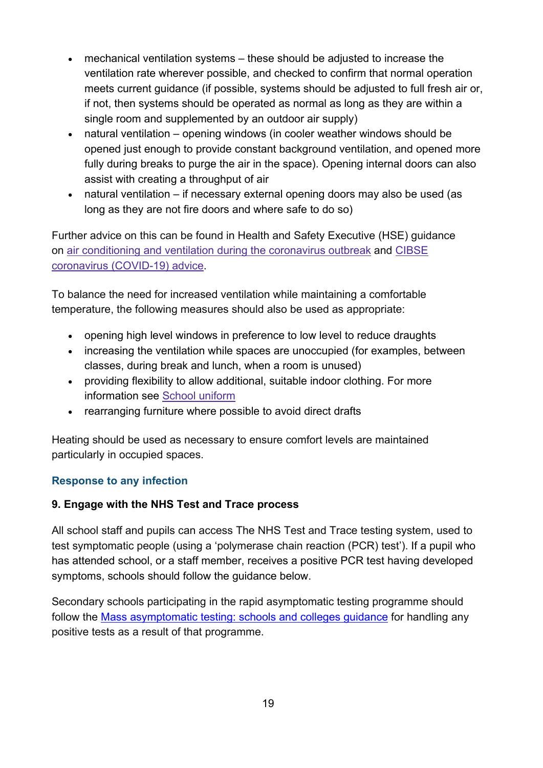- mechanical ventilation systems – these should be adjusted to increase the ventilation rate wherever possible, and checked to confirm that normal operation meets current guidance (if possible, systems should be adjusted to full fresh air or, if not, then systems should be operated as normal as long as they are within a single room and supplemented by an outdoor air supply)
- natural ventilation – opening windows (in cooler weather windows should be opened just enough to provide constant background ventilation, and opened more fully during breaks to purge the air in the space). Opening internal doors can also assist with creating a throughput of air
- natural ventilation – if necessary external opening doors may also be used (as long as they are not fire doors and where safe to do so)

Further advice on this can be found in Health and Safety Executive (HSE) guidance on air conditioning and ventilation during the coronavirus outbreak and CIBSE coronavirus (COVID-19) advice.

To balance the need for increased ventilation while maintaining a comfortable temperature, the following measures should also be used as appropriate:

- opening high level windows in preference to low level to reduce draughts
- increasing the ventilation while spaces are unoccupied (for examples, between classes, during break and lunch, when a room is unused)
- providing flexibility to allow additional, suitable indoor clothing. For more information see School uniform
- rearranging furniture where possible to avoid direct drafts

Heating should be used as necessary to ensure comfort levels are maintained particularly in occupied spaces.

### Response to any infection

#### 9. Engage with the NHS Test and Trace process

All school staff and pupils can access The NHS Test and Trace testing system, used to test symptomatic people (using a 'polymerase chain reaction (PCR) test'). If a pupil who has attended school, or a staff member, receives a positive PCR test having developed symptoms, schools should follow the guidance below.

Secondary schools participating in the rapid asymptomatic testing programme should follow the Mass asymptomatic testing: schools and colleges guidance for handling any positive tests as a result of that programme.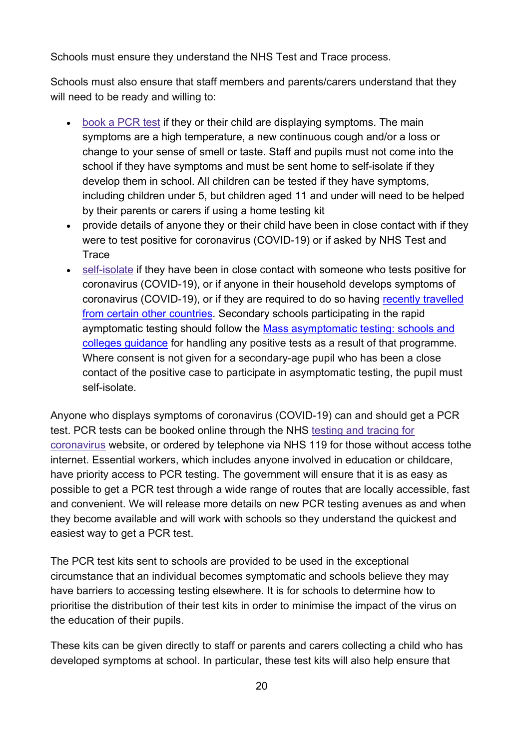Schools must ensure they understand the NHS Test and Trace process.

Schools must also ensure that staff members and parents/carers understand that they will need to be ready and willing to:

- book a PCR test if they or their child are displaying symptoms. The main symptoms are a high temperature, a new continuous cough and/or a loss or change to your sense of smell or taste. Staff and pupils must not come into the school if they have symptoms and must be sent home to self-isolate if they develop them in school. All children can be tested if they have symptoms, including children under 5, but children aged 11 and under will need to be helped by their parents or carers if using a home testing kit
- provide details of anyone they or their child have been in close contact with if they were to test positive for coronavirus (COVID-19) or if asked by NHS Test and Trace
- self-isolate if they have been in close contact with someone who tests positive for coronavirus (COVID-19), or if anyone in their household develops symptoms of coronavirus (COVID-19), or if they are required to do so having recently travelled from certain other countries. Secondary schools participating in the rapid aymptomatic testing should follow the Mass asymptomatic testing: schools and colleges guidance for handling any positive tests as a result of that programme. Where consent is not given for a secondary-age pupil who has been a close contact of the positive case to participate in asymptomatic testing, the pupil must self-isolate.

Anyone who displays symptoms of coronavirus (COVID-19) can and should get a PCR test. PCR tests can be booked online through the NHS testing and tracing for coronavirus website, or ordered by telephone via NHS 119 for those without access tothe internet. Essential workers, which includes anyone involved in education or childcare, have priority access to PCR testing. The government will ensure that it is as easy as possible to get a PCR test through a wide range of routes that are locally accessible, fast and convenient. We will release more details on new PCR testing avenues as and when they become available and will work with schools so they understand the quickest and easiest way to get a PCR test.

The PCR test kits sent to schools are provided to be used in the exceptional circumstance that an individual becomes symptomatic and schools believe they may have barriers to accessing testing elsewhere. It is for schools to determine how to prioritise the distribution of their test kits in order to minimise the impact of the virus on the education of their pupils.

These kits can be given directly to staff or parents and carers collecting a child who has developed symptoms at school. In particular, these test kits will also help ensure that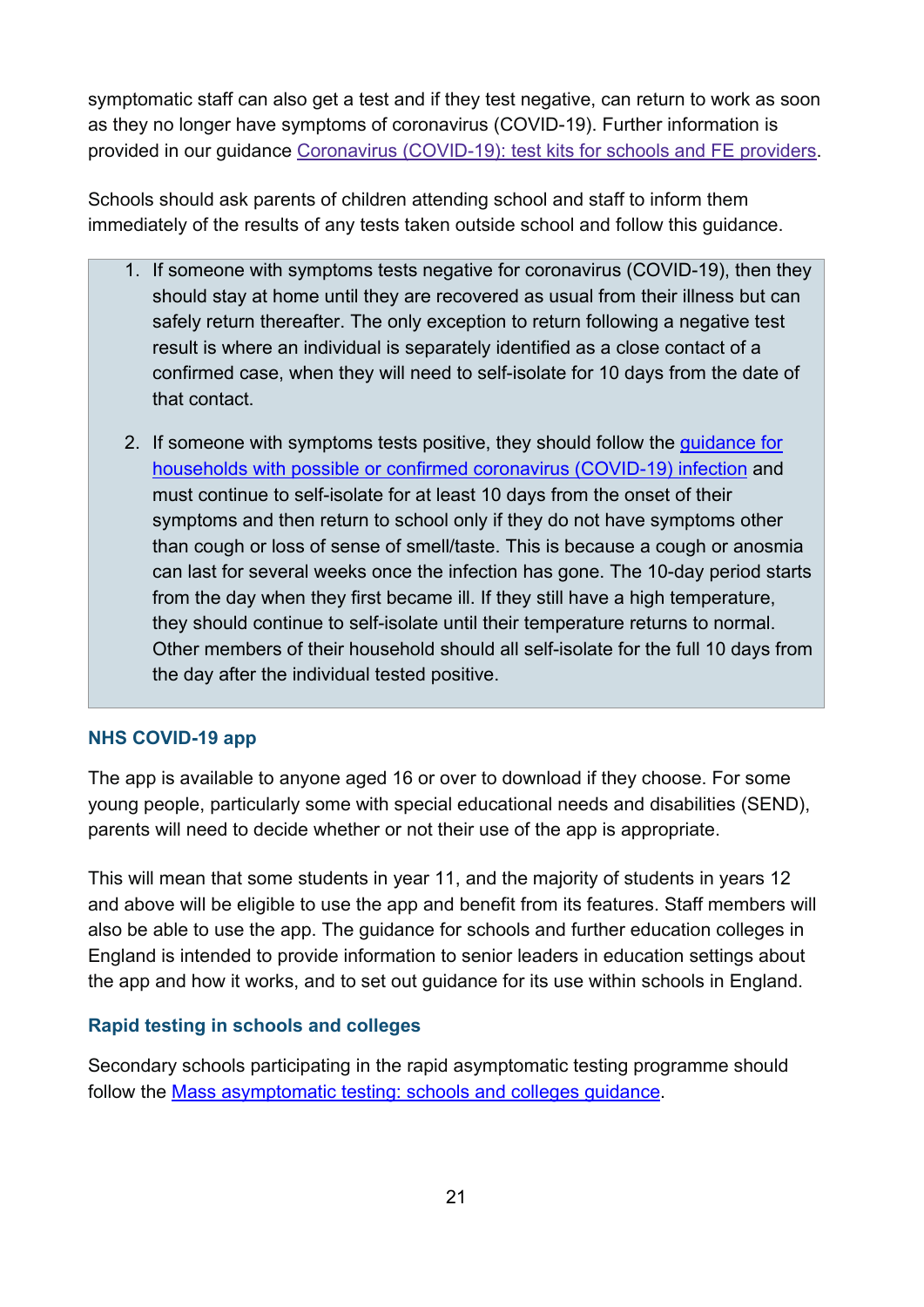symptomatic staff can also get a test and if they test negative, can return to work as soon as they no longer have symptoms of coronavirus (COVID-19). Further information is provided in our guidance [Coronavirus (COVID-19): test kits for schools and FE providers](#).

Schools should ask parents of children attending school and staff to inform them immediately of the results of any tests taken outside school and follow this guidance.

1. If someone with symptoms tests negative for coronavirus (COVID-19), then they should stay at home until they are recovered as usual from their illness but can safely return thereafter. The only exception to return following a negative test result is where an individual is separately identified as a close contact of a confirmed case, when they will need to self-isolate for 10 days from the date of that contact.

2. If someone with symptoms tests positive, they should follow the [guidance for households with possible or confirmed coronavirus (COVID-19) infection](#) and must continue to self-isolate for at least 10 days from the onset of their symptoms and then return to school only if they do not have symptoms other than cough or loss of sense of smell/taste. This is because a cough or anosmia can last for several weeks once the infection has gone. The 10-day period starts from the day when they first became ill. If they still have a high temperature, they should continue to self-isolate until their temperature returns to normal. Other members of their household should all self-isolate for the full 10 days from the day after the individual tested positive.

### NHS COVID-19 app

The app is available to anyone aged 16 or over to download if they choose. For some young people, particularly some with special educational needs and disabilities (SEND), parents will need to decide whether or not their use of the app is appropriate.

This will mean that some students in year 11, and the majority of students in years 12 and above will be eligible to use the app and benefit from its features. Staff members will also be able to use the app. The guidance for schools and further education colleges in England is intended to provide information to senior leaders in education settings about the app and how it works, and to set out guidance for its use within schools in England.

### Rapid testing in schools and colleges

Secondary schools participating in the rapid asymptomatic testing programme should follow the [Mass asymptomatic testing: schools and colleges guidance](#).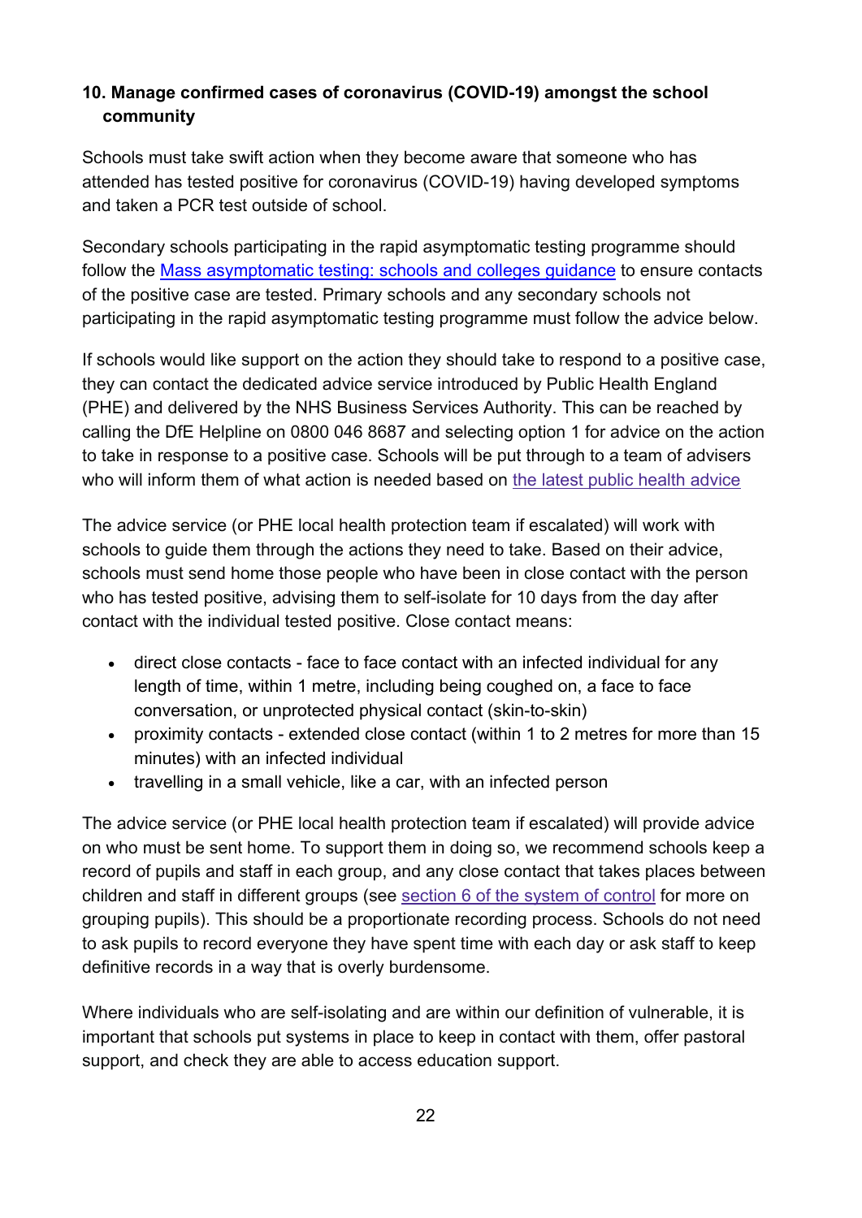### 10. Manage confirmed cases of coronavirus (COVID-19) amongst the school community

Schools must take swift action when they become aware that someone who has attended has tested positive for coronavirus (COVID-19) having developed symptoms and taken a PCR test outside of school.

Secondary schools participating in the rapid asymptomatic testing programme should follow the Mass asymptomatic testing: schools and colleges guidance to ensure contacts of the positive case are tested. Primary schools and any secondary schools not participating in the rapid asymptomatic testing programme must follow the advice below.

If schools would like support on the action they should take to respond to a positive case, they can contact the dedicated advice service introduced by Public Health England (PHE) and delivered by the NHS Business Services Authority. This can be reached by calling the DfE Helpline on 0800 046 8687 and selecting option 1 for advice on the action to take in response to a positive case. Schools will be put through to a team of advisers who will inform them of what action is needed based on the latest public health advice

The advice service (or PHE local health protection team if escalated) will work with schools to guide them through the actions they need to take. Based on their advice, schools must send home those people who have been in close contact with the person who has tested positive, advising them to self-isolate for 10 days from the day after contact with the individual tested positive. Close contact means:

- direct close contacts - face to face contact with an infected individual for any length of time, within 1 metre, including being coughed on, a face to face conversation, or unprotected physical contact (skin-to-skin)
- proximity contacts - extended close contact (within 1 to 2 metres for more than 15 minutes) with an infected individual
- travelling in a small vehicle, like a car, with an infected person

The advice service (or PHE local health protection team if escalated) will provide advice on who must be sent home. To support them in doing so, we recommend schools keep a record of pupils and staff in each group, and any close contact that takes places between children and staff in different groups (see section 6 of the system of control for more on grouping pupils). This should be a proportionate recording process. Schools do not need to ask pupils to record everyone they have spent time with each day or ask staff to keep definitive records in a way that is overly burdensome.

Where individuals who are self-isolating and are within our definition of vulnerable, it is important that schools put systems in place to keep in contact with them, offer pastoral support, and check they are able to access education support.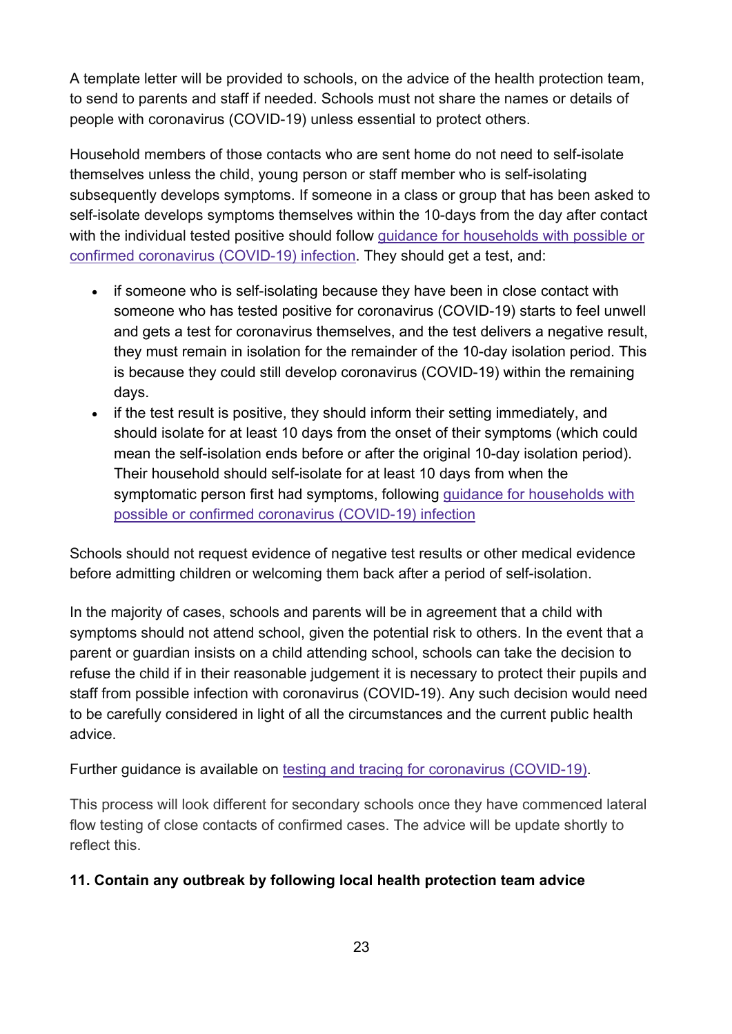A template letter will be provided to schools, on the advice of the health protection team, to send to parents and staff if needed. Schools must not share the names or details of people with coronavirus (COVID-19) unless essential to protect others.

Household members of those contacts who are sent home do not need to self-isolate themselves unless the child, young person or staff member who is self-isolating subsequently develops symptoms. If someone in a class or group that has been asked to self-isolate develops symptoms themselves within the 10-days from the day after contact with the individual tested positive should follow [guidance for households with possible or confirmed coronavirus (COVID-19) infection](). They should get a test, and:

- if someone who is self-isolating because they have been in close contact with someone who has tested positive for coronavirus (COVID-19) starts to feel unwell and gets a test for coronavirus themselves, and the test delivers a negative result, they must remain in isolation for the remainder of the 10-day isolation period. This is because they could still develop coronavirus (COVID-19) within the remaining days.
- if the test result is positive, they should inform their setting immediately, and should isolate for at least 10 days from the onset of their symptoms (which could mean the self-isolation ends before or after the original 10-day isolation period). Their household should self-isolate for at least 10 days from when the symptomatic person first had symptoms, following [guidance for households with possible or confirmed coronavirus (COVID-19) infection]()

Schools should not request evidence of negative test results or other medical evidence before admitting children or welcoming them back after a period of self-isolation.

In the majority of cases, schools and parents will be in agreement that a child with symptoms should not attend school, given the potential risk to others. In the event that a parent or guardian insists on a child attending school, schools can take the decision to refuse the child if in their reasonable judgement it is necessary to protect their pupils and staff from possible infection with coronavirus (COVID-19). Any such decision would need to be carefully considered in light of all the circumstances and the current public health advice.

Further guidance is available on [testing and tracing for coronavirus (COVID-19)]().

This process will look different for secondary schools once they have commenced lateral flow testing of close contacts of confirmed cases. The advice will be update shortly to reflect this.

**11. Contain any outbreak by following local health protection team advice**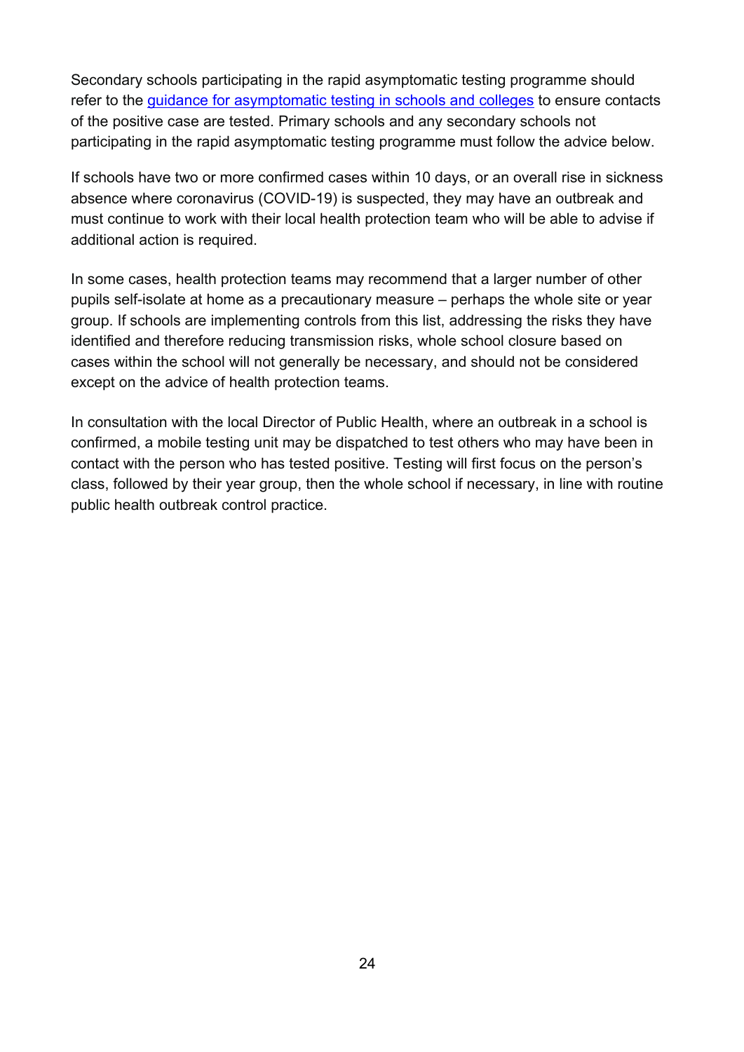Secondary schools participating in the rapid asymptomatic testing programme should refer to the [guidance for asymptomatic testing in schools and colleges] to ensure contacts of the positive case are tested. Primary schools and any secondary schools not participating in the rapid asymptomatic testing programme must follow the advice below.

If schools have two or more confirmed cases within 10 days, or an overall rise in sickness absence where coronavirus (COVID-19) is suspected, they may have an outbreak and must continue to work with their local health protection team who will be able to advise if additional action is required.

In some cases, health protection teams may recommend that a larger number of other pupils self-isolate at home as a precautionary measure – perhaps the whole site or year group. If schools are implementing controls from this list, addressing the risks they have identified and therefore reducing transmission risks, whole school closure based on cases within the school will not generally be necessary, and should not be considered except on the advice of health protection teams.

In consultation with the local Director of Public Health, where an outbreak in a school is confirmed, a mobile testing unit may be dispatched to test others who may have been in contact with the person who has tested positive. Testing will first focus on the person's class, followed by their year group, then the whole school if necessary, in line with routine public health outbreak control practice.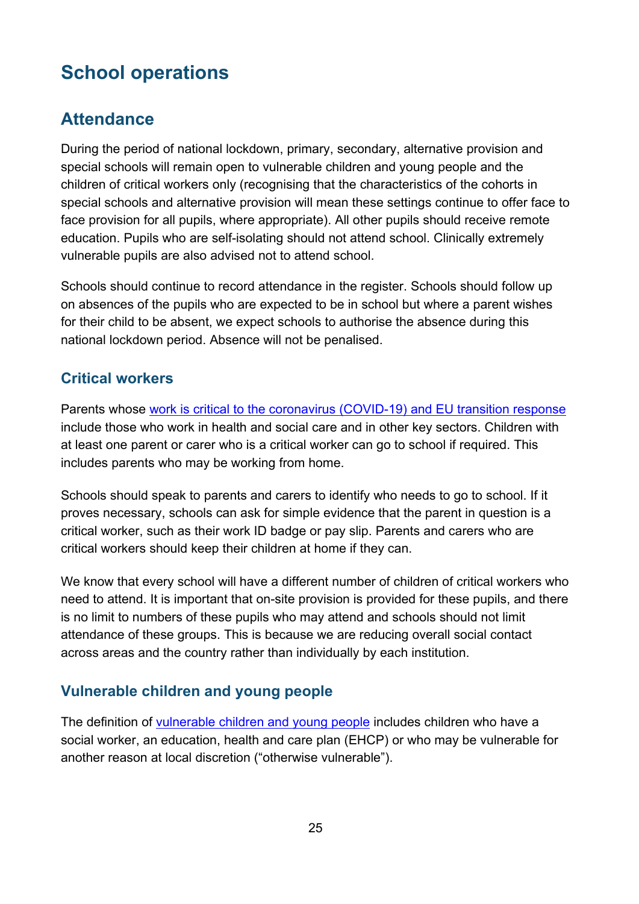# School operations

## Attendance

During the period of national lockdown, primary, secondary, alternative provision and special schools will remain open to vulnerable children and young people and the children of critical workers only (recognising that the characteristics of the cohorts in special schools and alternative provision will mean these settings continue to offer face to face provision for all pupils, where appropriate). All other pupils should receive remote education. Pupils who are self-isolating should not attend school. Clinically extremely vulnerable pupils are also advised not to attend school.

Schools should continue to record attendance in the register. Schools should follow up on absences of the pupils who are expected to be in school but where a parent wishes for their child to be absent, we expect schools to authorise the absence during this national lockdown period. Absence will not be penalised.

### Critical workers

Parents whose work is critical to the coronavirus (COVID-19) and EU transition response include those who work in health and social care and in other key sectors. Children with at least one parent or carer who is a critical worker can go to school if required. This includes parents who may be working from home.

Schools should speak to parents and carers to identify who needs to go to school. If it proves necessary, schools can ask for simple evidence that the parent in question is a critical worker, such as their work ID badge or pay slip. Parents and carers who are critical workers should keep their children at home if they can.

We know that every school will have a different number of children of critical workers who need to attend. It is important that on-site provision is provided for these pupils, and there is no limit to numbers of these pupils who may attend and schools should not limit attendance of these groups. This is because we are reducing overall social contact across areas and the country rather than individually by each institution.

### Vulnerable children and young people

The definition of vulnerable children and young people includes children who have a social worker, an education, health and care plan (EHCP) or who may be vulnerable for another reason at local discretion ("otherwise vulnerable").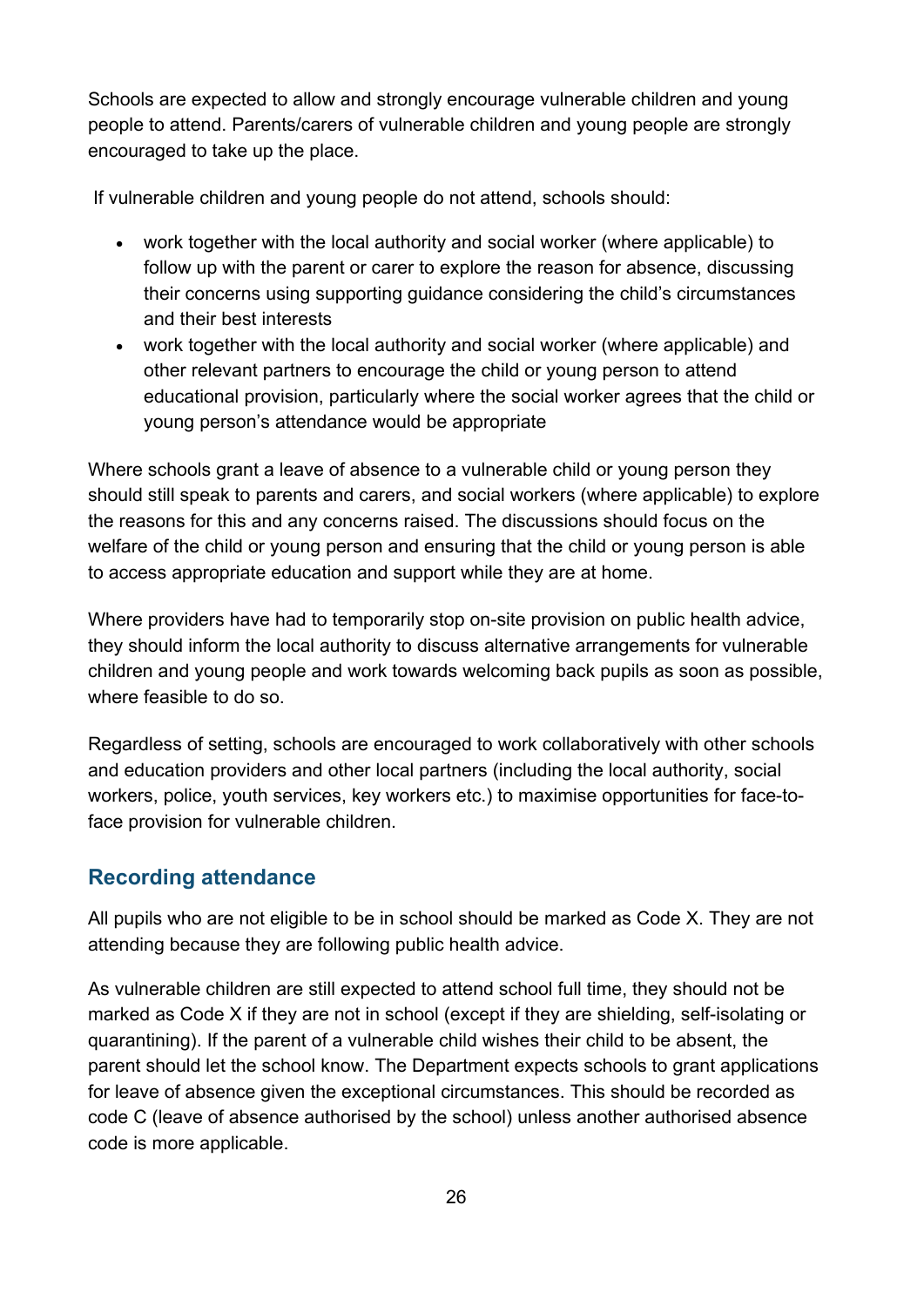Schools are expected to allow and strongly encourage vulnerable children and young people to attend. Parents/carers of vulnerable children and young people are strongly encouraged to take up the place.

If vulnerable children and young people do not attend, schools should:

- work together with the local authority and social worker (where applicable) to follow up with the parent or carer to explore the reason for absence, discussing their concerns using supporting guidance considering the child's circumstances and their best interests
- work together with the local authority and social worker (where applicable) and other relevant partners to encourage the child or young person to attend educational provision, particularly where the social worker agrees that the child or young person's attendance would be appropriate

Where schools grant a leave of absence to a vulnerable child or young person they should still speak to parents and carers, and social workers (where applicable) to explore the reasons for this and any concerns raised. The discussions should focus on the welfare of the child or young person and ensuring that the child or young person is able to access appropriate education and support while they are at home.

Where providers have had to temporarily stop on-site provision on public health advice, they should inform the local authority to discuss alternative arrangements for vulnerable children and young people and work towards welcoming back pupils as soon as possible, where feasible to do so.

Regardless of setting, schools are encouraged to work collaboratively with other schools and education providers and other local partners (including the local authority, social workers, police, youth services, key workers etc.) to maximise opportunities for face-to-face provision for vulnerable children.

## Recording attendance

All pupils who are not eligible to be in school should be marked as Code X. They are not attending because they are following public health advice.

As vulnerable children are still expected to attend school full time, they should not be marked as Code X if they are not in school (except if they are shielding, self-isolating or quarantining). If the parent of a vulnerable child wishes their child to be absent, the parent should let the school know. The Department expects schools to grant applications for leave of absence given the exceptional circumstances. This should be recorded as code C (leave of absence authorised by the school) unless another authorised absence code is more applicable.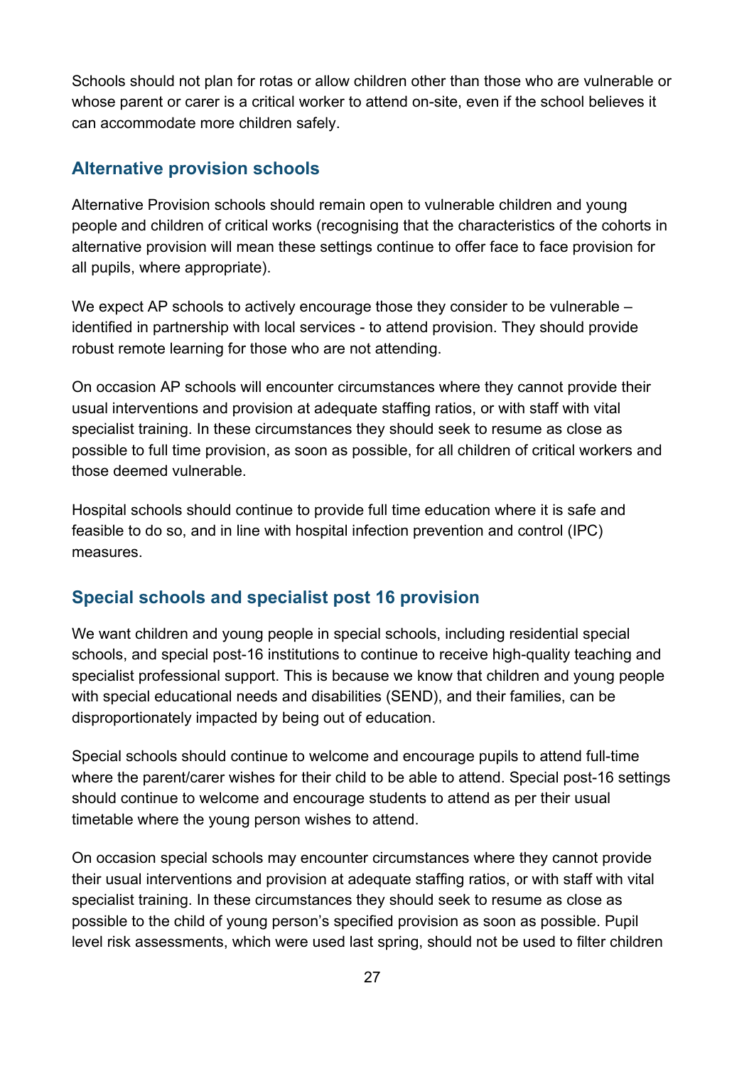Schools should not plan for rotas or allow children other than those who are vulnerable or whose parent or carer is a critical worker to attend on-site, even if the school believes it can accommodate more children safely.

## Alternative provision schools

Alternative Provision schools should remain open to vulnerable children and young people and children of critical works (recognising that the characteristics of the cohorts in alternative provision will mean these settings continue to offer face to face provision for all pupils, where appropriate).

We expect AP schools to actively encourage those they consider to be vulnerable – identified in partnership with local services - to attend provision. They should provide robust remote learning for those who are not attending.

On occasion AP schools will encounter circumstances where they cannot provide their usual interventions and provision at adequate staffing ratios, or with staff with vital specialist training. In these circumstances they should seek to resume as close as possible to full time provision, as soon as possible, for all children of critical workers and those deemed vulnerable.

Hospital schools should continue to provide full time education where it is safe and feasible to do so, and in line with hospital infection prevention and control (IPC) measures.

## Special schools and specialist post 16 provision

We want children and young people in special schools, including residential special schools, and special post-16 institutions to continue to receive high-quality teaching and specialist professional support. This is because we know that children and young people with special educational needs and disabilities (SEND), and their families, can be disproportionately impacted by being out of education.

Special schools should continue to welcome and encourage pupils to attend full-time where the parent/carer wishes for their child to be able to attend. Special post-16 settings should continue to welcome and encourage students to attend as per their usual timetable where the young person wishes to attend.

On occasion special schools may encounter circumstances where they cannot provide their usual interventions and provision at adequate staffing ratios, or with staff with vital specialist training. In these circumstances they should seek to resume as close as possible to the child of young person's specified provision as soon as possible. Pupil level risk assessments, which were used last spring, should not be used to filter children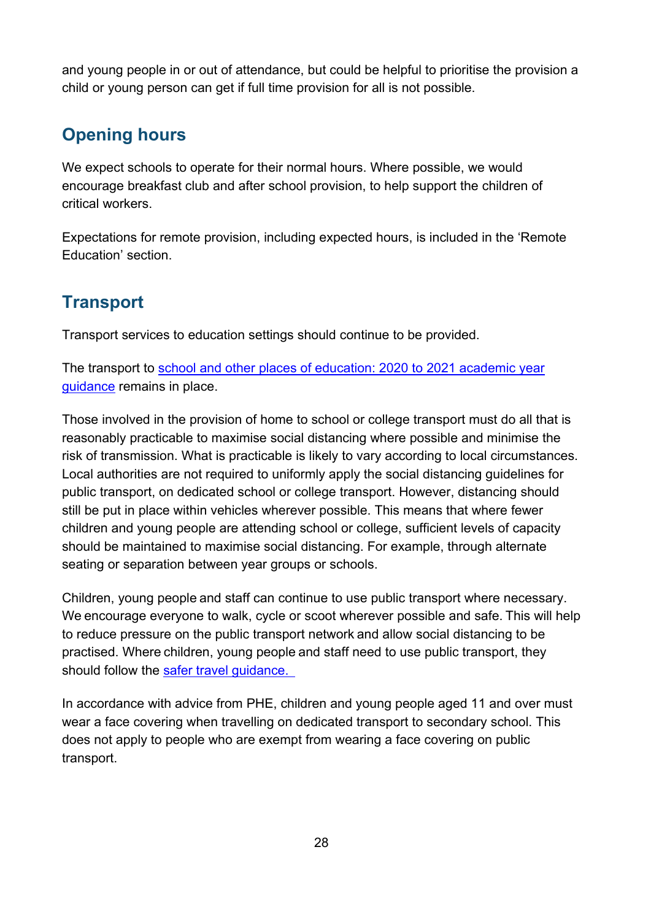and young people in or out of attendance, but could be helpful to prioritise the provision a child or young person can get if full time provision for all is not possible.

## Opening hours

We expect schools to operate for their normal hours. Where possible, we would encourage breakfast club and after school provision, to help support the children of critical workers.

Expectations for remote provision, including expected hours, is included in the 'Remote Education' section.

## Transport

Transport services to education settings should continue to be provided.

The transport to school and other places of education: 2020 to 2021 academic year guidance remains in place.

Those involved in the provision of home to school or college transport must do all that is reasonably practicable to maximise social distancing where possible and minimise the risk of transmission. What is practicable is likely to vary according to local circumstances. Local authorities are not required to uniformly apply the social distancing guidelines for public transport, on dedicated school or college transport. However, distancing should still be put in place within vehicles wherever possible. This means that where fewer children and young people are attending school or college, sufficient levels of capacity should be maintained to maximise social distancing. For example, through alternate seating or separation between year groups or schools.

Children, young people and staff can continue to use public transport where necessary. We encourage everyone to walk, cycle or scoot wherever possible and safe. This will help to reduce pressure on the public transport network and allow social distancing to be practised. Where children, young people and staff need to use public transport, they should follow the safer travel guidance.

In accordance with advice from PHE, children and young people aged 11 and over must wear a face covering when travelling on dedicated transport to secondary school. This does not apply to people who are exempt from wearing a face covering on public transport.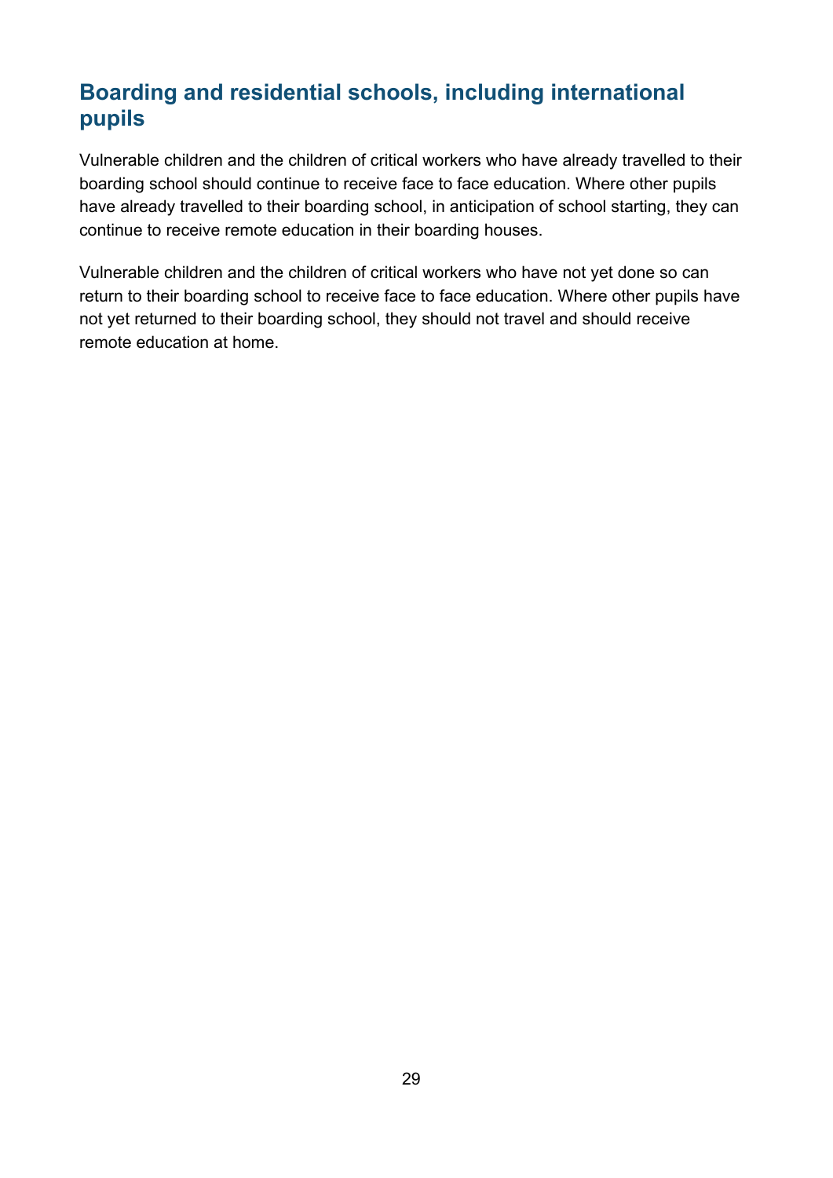## Boarding and residential schools, including international pupils

Vulnerable children and the children of critical workers who have already travelled to their boarding school should continue to receive face to face education. Where other pupils have already travelled to their boarding school, in anticipation of school starting, they can continue to receive remote education in their boarding houses.

Vulnerable children and the children of critical workers who have not yet done so can return to their boarding school to receive face to face education. Where other pupils have not yet returned to their boarding school, they should not travel and should receive remote education at home.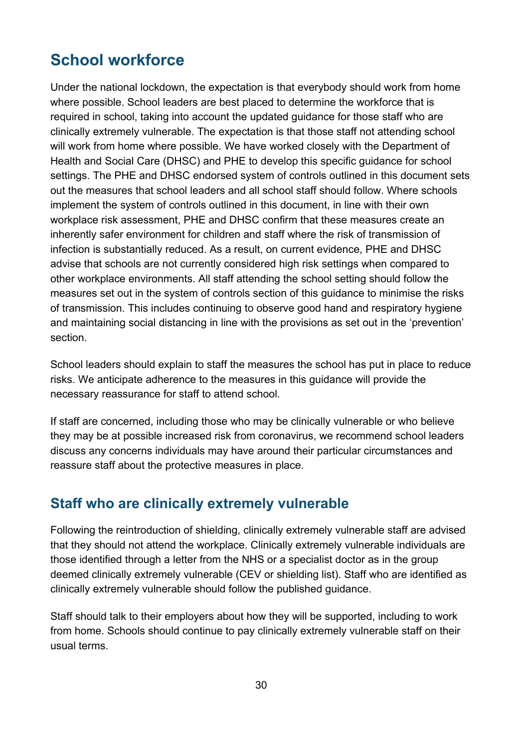## School workforce

Under the national lockdown, the expectation is that everybody should work from home where possible. School leaders are best placed to determine the workforce that is required in school, taking into account the updated guidance for those staff who are clinically extremely vulnerable. The expectation is that those staff not attending school will work from home where possible. We have worked closely with the Department of Health and Social Care (DHSC) and PHE to develop this specific guidance for school settings. The PHE and DHSC endorsed system of controls outlined in this document sets out the measures that school leaders and all school staff should follow. Where schools implement the system of controls outlined in this document, in line with their own workplace risk assessment, PHE and DHSC confirm that these measures create an inherently safer environment for children and staff where the risk of transmission of infection is substantially reduced. As a result, on current evidence, PHE and DHSC advise that schools are not currently considered high risk settings when compared to other workplace environments. All staff attending the school setting should follow the measures set out in the system of controls section of this guidance to minimise the risks of transmission. This includes continuing to observe good hand and respiratory hygiene and maintaining social distancing in line with the provisions as set out in the 'prevention' section.

School leaders should explain to staff the measures the school has put in place to reduce risks. We anticipate adherence to the measures in this guidance will provide the necessary reassurance for staff to attend school.

If staff are concerned, including those who may be clinically vulnerable or who believe they may be at possible increased risk from coronavirus, we recommend school leaders discuss any concerns individuals may have around their particular circumstances and reassure staff about the protective measures in place.

## Staff who are clinically extremely vulnerable

Following the reintroduction of shielding, clinically extremely vulnerable staff are advised that they should not attend the workplace. Clinically extremely vulnerable individuals are those identified through a letter from the NHS or a specialist doctor as in the group deemed clinically extremely vulnerable (CEV or shielding list). Staff who are identified as clinically extremely vulnerable should follow the published guidance.

Staff should talk to their employers about how they will be supported, including to work from home. Schools should continue to pay clinically extremely vulnerable staff on their usual terms.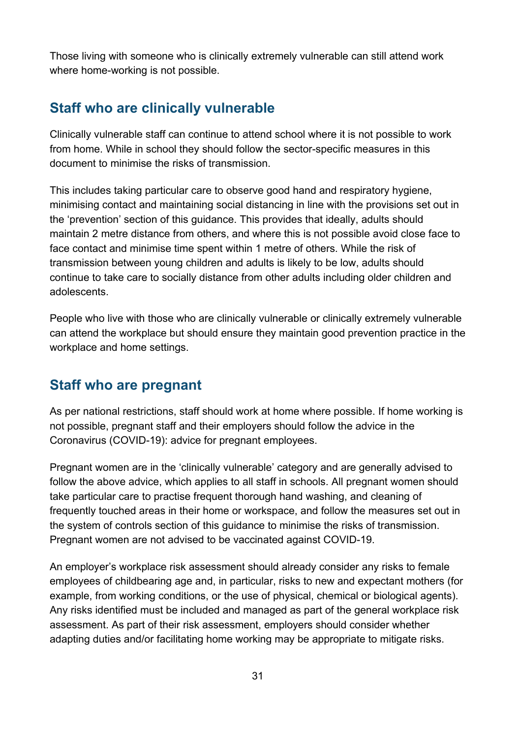Those living with someone who is clinically extremely vulnerable can still attend work where home-working is not possible.

## Staff who are clinically vulnerable

Clinically vulnerable staff can continue to attend school where it is not possible to work from home. While in school they should follow the sector-specific measures in this document to minimise the risks of transmission.

This includes taking particular care to observe good hand and respiratory hygiene, minimising contact and maintaining social distancing in line with the provisions set out in the 'prevention' section of this guidance. This provides that ideally, adults should maintain 2 metre distance from others, and where this is not possible avoid close face to face contact and minimise time spent within 1 metre of others. While the risk of transmission between young children and adults is likely to be low, adults should continue to take care to socially distance from other adults including older children and adolescents.

People who live with those who are clinically vulnerable or clinically extremely vulnerable can attend the workplace but should ensure they maintain good prevention practice in the workplace and home settings.

## Staff who are pregnant

As per national restrictions, staff should work at home where possible. If home working is not possible, pregnant staff and their employers should follow the advice in the Coronavirus (COVID-19): advice for pregnant employees.

Pregnant women are in the 'clinically vulnerable' category and are generally advised to follow the above advice, which applies to all staff in schools. All pregnant women should take particular care to practise frequent thorough hand washing, and cleaning of frequently touched areas in their home or workspace, and follow the measures set out in the system of controls section of this guidance to minimise the risks of transmission. Pregnant women are not advised to be vaccinated against COVID-19.

An employer's workplace risk assessment should already consider any risks to female employees of childbearing age and, in particular, risks to new and expectant mothers (for example, from working conditions, or the use of physical, chemical or biological agents). Any risks identified must be included and managed as part of the general workplace risk assessment. As part of their risk assessment, employers should consider whether adapting duties and/or facilitating home working may be appropriate to mitigate risks.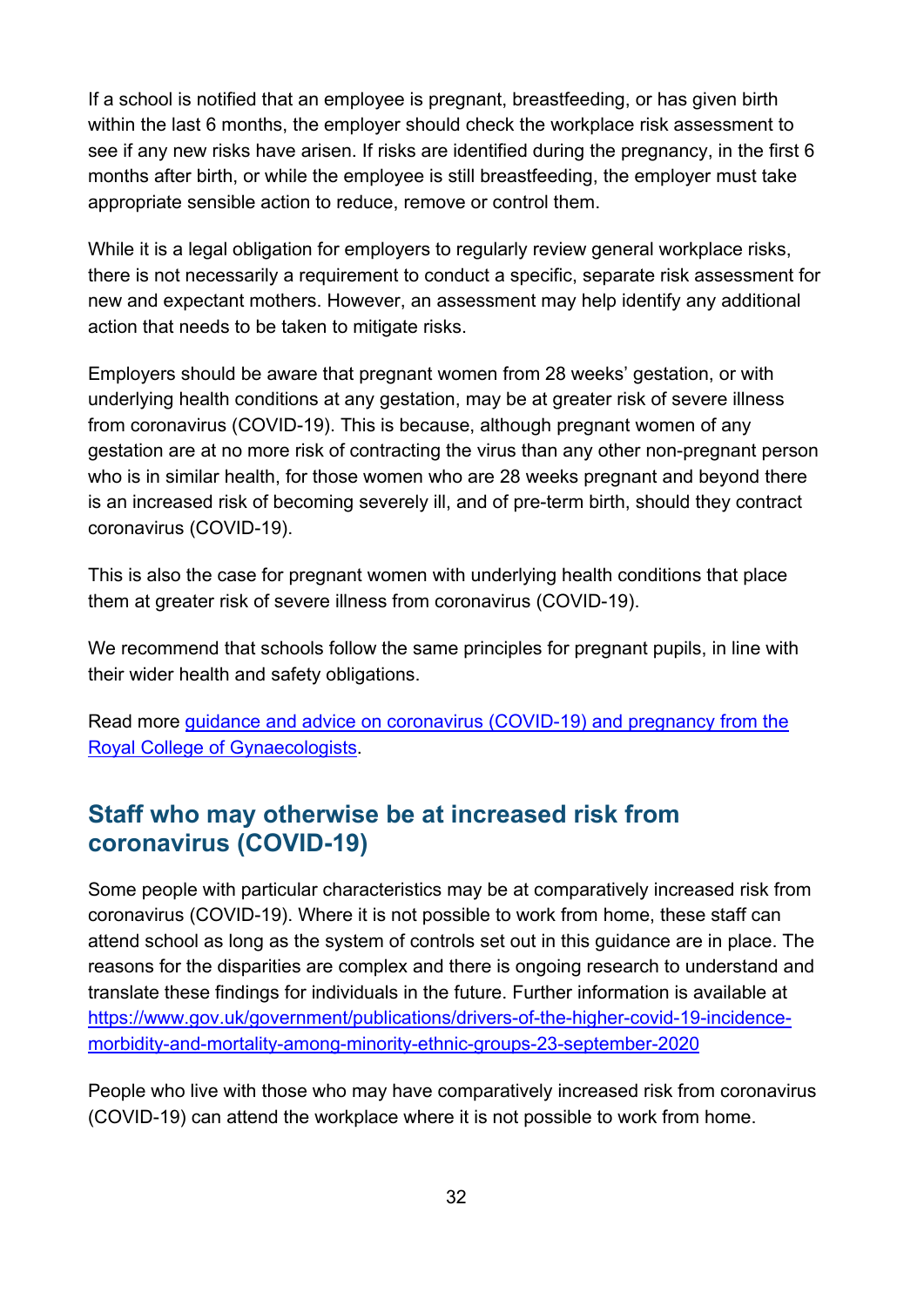If a school is notified that an employee is pregnant, breastfeeding, or has given birth within the last 6 months, the employer should check the workplace risk assessment to see if any new risks have arisen. If risks are identified during the pregnancy, in the first 6 months after birth, or while the employee is still breastfeeding, the employer must take appropriate sensible action to reduce, remove or control them.

While it is a legal obligation for employers to regularly review general workplace risks, there is not necessarily a requirement to conduct a specific, separate risk assessment for new and expectant mothers. However, an assessment may help identify any additional action that needs to be taken to mitigate risks.

Employers should be aware that pregnant women from 28 weeks' gestation, or with underlying health conditions at any gestation, may be at greater risk of severe illness from coronavirus (COVID-19). This is because, although pregnant women of any gestation are at no more risk of contracting the virus than any other non-pregnant person who is in similar health, for those women who are 28 weeks pregnant and beyond there is an increased risk of becoming severely ill, and of pre-term birth, should they contract coronavirus (COVID-19).

This is also the case for pregnant women with underlying health conditions that place them at greater risk of severe illness from coronavirus (COVID-19).

We recommend that schools follow the same principles for pregnant pupils, in line with their wider health and safety obligations.

Read more [guidance and advice on coronavirus (COVID-19) and pregnancy from the Royal College of Gynaecologists](#).

## Staff who may otherwise be at increased risk from coronavirus (COVID-19)

Some people with particular characteristics may be at comparatively increased risk from coronavirus (COVID-19). Where it is not possible to work from home, these staff can attend school as long as the system of controls set out in this guidance are in place. The reasons for the disparities are complex and there is ongoing research to understand and translate these findings for individuals in the future. Further information is available at https://www.gov.uk/government/publications/drivers-of-the-higher-covid-19-incidence-morbidity-and-mortality-among-minority-ethnic-groups-23-september-2020

People who live with those who may have comparatively increased risk from coronavirus (COVID-19) can attend the workplace where it is not possible to work from home.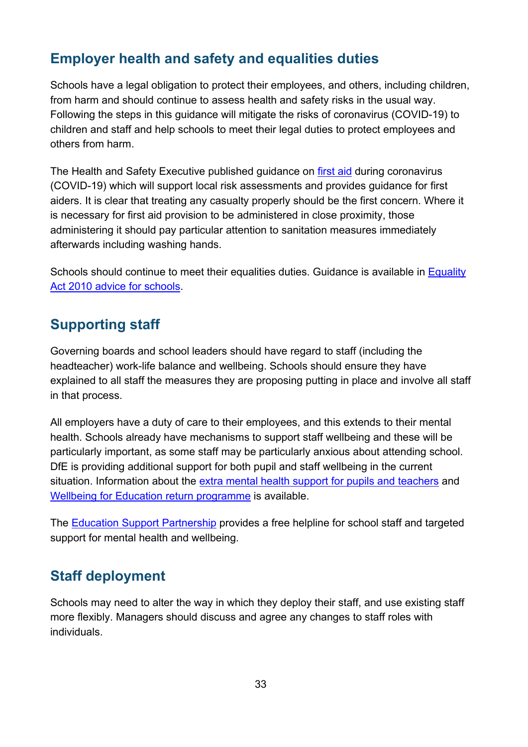## Employer health and safety and equalities duties

Schools have a legal obligation to protect their employees, and others, including children, from harm and should continue to assess health and safety risks in the usual way. Following the steps in this guidance will mitigate the risks of coronavirus (COVID-19) to children and staff and help schools to meet their legal duties to protect employees and others from harm.

The Health and Safety Executive published guidance on first aid during coronavirus (COVID-19) which will support local risk assessments and provides guidance for first aiders. It is clear that treating any casualty properly should be the first concern. Where it is necessary for first aid provision to be administered in close proximity, those administering it should pay particular attention to sanitation measures immediately afterwards including washing hands.

Schools should continue to meet their equalities duties. Guidance is available in Equality Act 2010 advice for schools.

## Supporting staff

Governing boards and school leaders should have regard to staff (including the headteacher) work-life balance and wellbeing. Schools should ensure they have explained to all staff the measures they are proposing putting in place and involve all staff in that process.

All employers have a duty of care to their employees, and this extends to their mental health. Schools already have mechanisms to support staff wellbeing and these will be particularly important, as some staff may be particularly anxious about attending school. DfE is providing additional support for both pupil and staff wellbeing in the current situation. Information about the extra mental health support for pupils and teachers and Wellbeing for Education return programme is available.

The Education Support Partnership provides a free helpline for school staff and targeted support for mental health and wellbeing.

## Staff deployment

Schools may need to alter the way in which they deploy their staff, and use existing staff more flexibly. Managers should discuss and agree any changes to staff roles with individuals.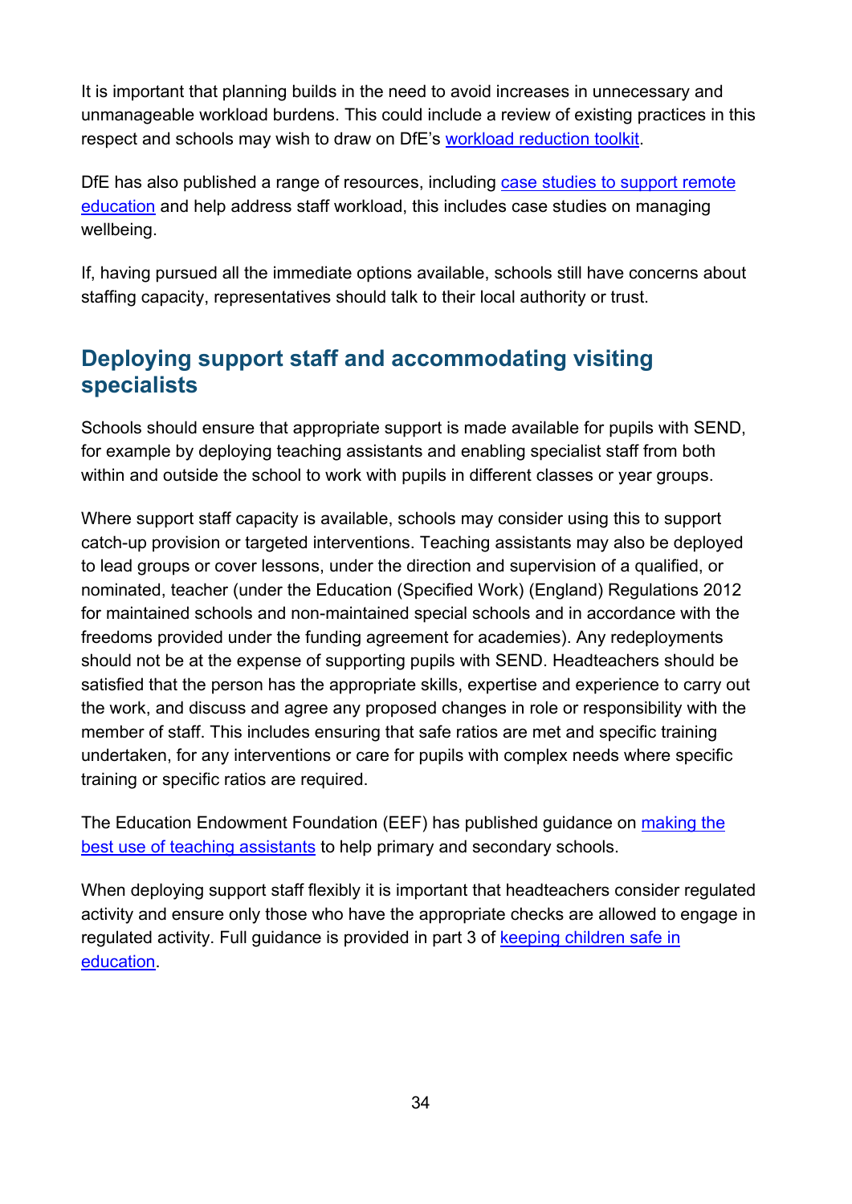It is important that planning builds in the need to avoid increases in unnecessary and unmanageable workload burdens. This could include a review of existing practices in this respect and schools may wish to draw on DfE's workload reduction toolkit.

DfE has also published a range of resources, including case studies to support remote education and help address staff workload, this includes case studies on managing wellbeing.

If, having pursued all the immediate options available, schools still have concerns about staffing capacity, representatives should talk to their local authority or trust.

## Deploying support staff and accommodating visiting specialists

Schools should ensure that appropriate support is made available for pupils with SEND, for example by deploying teaching assistants and enabling specialist staff from both within and outside the school to work with pupils in different classes or year groups.

Where support staff capacity is available, schools may consider using this to support catch-up provision or targeted interventions. Teaching assistants may also be deployed to lead groups or cover lessons, under the direction and supervision of a qualified, or nominated, teacher (under the Education (Specified Work) (England) Regulations 2012 for maintained schools and non-maintained special schools and in accordance with the freedoms provided under the funding agreement for academies). Any redeployments should not be at the expense of supporting pupils with SEND. Headteachers should be satisfied that the person has the appropriate skills, expertise and experience to carry out the work, and discuss and agree any proposed changes in role or responsibility with the member of staff. This includes ensuring that safe ratios are met and specific training undertaken, for any interventions or care for pupils with complex needs where specific training or specific ratios are required.

The Education Endowment Foundation (EEF) has published guidance on making the best use of teaching assistants to help primary and secondary schools.

When deploying support staff flexibly it is important that headteachers consider regulated activity and ensure only those who have the appropriate checks are allowed to engage in regulated activity. Full guidance is provided in part 3 of keeping children safe in education.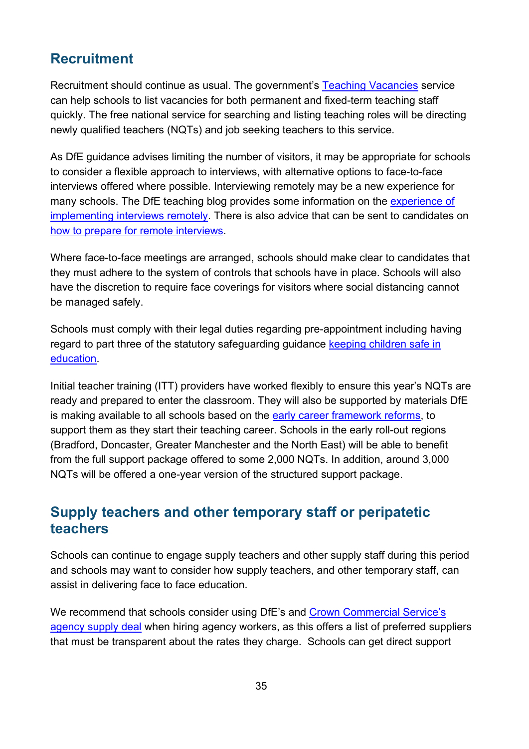## Recruitment

Recruitment should continue as usual. The government's Teaching Vacancies service can help schools to list vacancies for both permanent and fixed-term teaching staff quickly. The free national service for searching and listing teaching roles will be directing newly qualified teachers (NQTs) and job seeking teachers to this service.

As DfE guidance advises limiting the number of visitors, it may be appropriate for schools to consider a flexible approach to interviews, with alternative options to face-to-face interviews offered where possible. Interviewing remotely may be a new experience for many schools. The DfE teaching blog provides some information on the experience of implementing interviews remotely. There is also advice that can be sent to candidates on how to prepare for remote interviews.

Where face-to-face meetings are arranged, schools should make clear to candidates that they must adhere to the system of controls that schools have in place. Schools will also have the discretion to require face coverings for visitors where social distancing cannot be managed safely.

Schools must comply with their legal duties regarding pre-appointment including having regard to part three of the statutory safeguarding guidance keeping children safe in education.

Initial teacher training (ITT) providers have worked flexibly to ensure this year's NQTs are ready and prepared to enter the classroom. They will also be supported by materials DfE is making available to all schools based on the early career framework reforms, to support them as they start their teaching career. Schools in the early roll-out regions (Bradford, Doncaster, Greater Manchester and the North East) will be able to benefit from the full support package offered to some 2,000 NQTs. In addition, around 3,000 NQTs will be offered a one-year version of the structured support package.

## Supply teachers and other temporary staff or peripatetic teachers

Schools can continue to engage supply teachers and other supply staff during this period and schools may want to consider how supply teachers, and other temporary staff, can assist in delivering face to face education.

We recommend that schools consider using DfE's and Crown Commercial Service's agency supply deal when hiring agency workers, as this offers a list of preferred suppliers that must be transparent about the rates they charge.  Schools can get direct support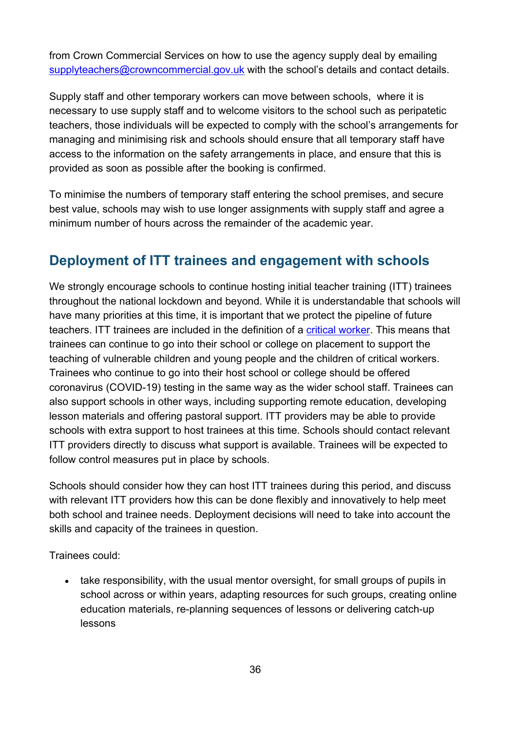from Crown Commercial Services on how to use the agency supply deal by emailing [supplyteachers@crowncommercial.gov.uk](mailto:supplyteachers@crowncommercial.gov.uk) with the school's details and contact details.

Supply staff and other temporary workers can move between schools,  where it is necessary to use supply staff and to welcome visitors to the school such as peripatetic teachers, those individuals will be expected to comply with the school's arrangements for managing and minimising risk and schools should ensure that all temporary staff have access to the information on the safety arrangements in place, and ensure that this is provided as soon as possible after the booking is confirmed.

To minimise the numbers of temporary staff entering the school premises, and secure best value, schools may wish to use longer assignments with supply staff and agree a minimum number of hours across the remainder of the academic year.

## Deployment of ITT trainees and engagement with schools

We strongly encourage schools to continue hosting initial teacher training (ITT) trainees throughout the national lockdown and beyond. While it is understandable that schools will have many priorities at this time, it is important that we protect the pipeline of future teachers. ITT trainees are included in the definition of a critical worker. This means that trainees can continue to go into their school or college on placement to support the teaching of vulnerable children and young people and the children of critical workers. Trainees who continue to go into their host school or college should be offered coronavirus (COVID-19) testing in the same way as the wider school staff. Trainees can also support schools in other ways, including supporting remote education, developing lesson materials and offering pastoral support. ITT providers may be able to provide schools with extra support to host trainees at this time. Schools should contact relevant ITT providers directly to discuss what support is available. Trainees will be expected to follow control measures put in place by schools.

Schools should consider how they can host ITT trainees during this period, and discuss with relevant ITT providers how this can be done flexibly and innovatively to help meet both school and trainee needs. Deployment decisions will need to take into account the skills and capacity of the trainees in question.

Trainees could:

- take responsibility, with the usual mentor oversight, for small groups of pupils in school across or within years, adapting resources for such groups, creating online education materials, re-planning sequences of lessons or delivering catch-up lessons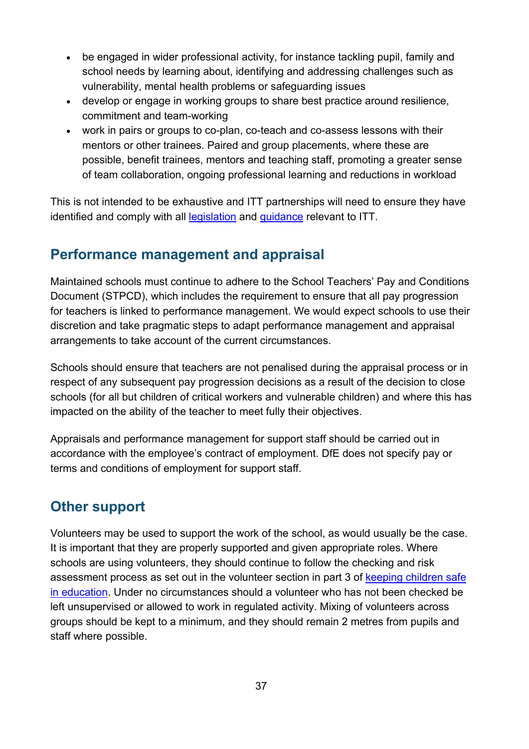- be engaged in wider professional activity, for instance tackling pupil, family and school needs by learning about, identifying and addressing challenges such as vulnerability, mental health problems or safeguarding issues
- develop or engage in working groups to share best practice around resilience, commitment and team-working
- work in pairs or groups to co-plan, co-teach and co-assess lessons with their mentors or other trainees. Paired and group placements, where these are possible, benefit trainees, mentors and teaching staff, promoting a greater sense of team collaboration, ongoing professional learning and reductions in workload

This is not intended to be exhaustive and ITT partnerships will need to ensure they have identified and comply with all legislation and guidance relevant to ITT.

## Performance management and appraisal

Maintained schools must continue to adhere to the School Teachers' Pay and Conditions Document (STPCD), which includes the requirement to ensure that all pay progression for teachers is linked to performance management. We would expect schools to use their discretion and take pragmatic steps to adapt performance management and appraisal arrangements to take account of the current circumstances.

Schools should ensure that teachers are not penalised during the appraisal process or in respect of any subsequent pay progression decisions as a result of the decision to close schools (for all but children of critical workers and vulnerable children) and where this has impacted on the ability of the teacher to meet fully their objectives.

Appraisals and performance management for support staff should be carried out in accordance with the employee's contract of employment. DfE does not specify pay or terms and conditions of employment for support staff.

## Other support

Volunteers may be used to support the work of the school, as would usually be the case. It is important that they are properly supported and given appropriate roles. Where schools are using volunteers, they should continue to follow the checking and risk assessment process as set out in the volunteer section in part 3 of keeping children safe in education. Under no circumstances should a volunteer who has not been checked be left unsupervised or allowed to work in regulated activity. Mixing of volunteers across groups should be kept to a minimum, and they should remain 2 metres from pupils and staff where possible.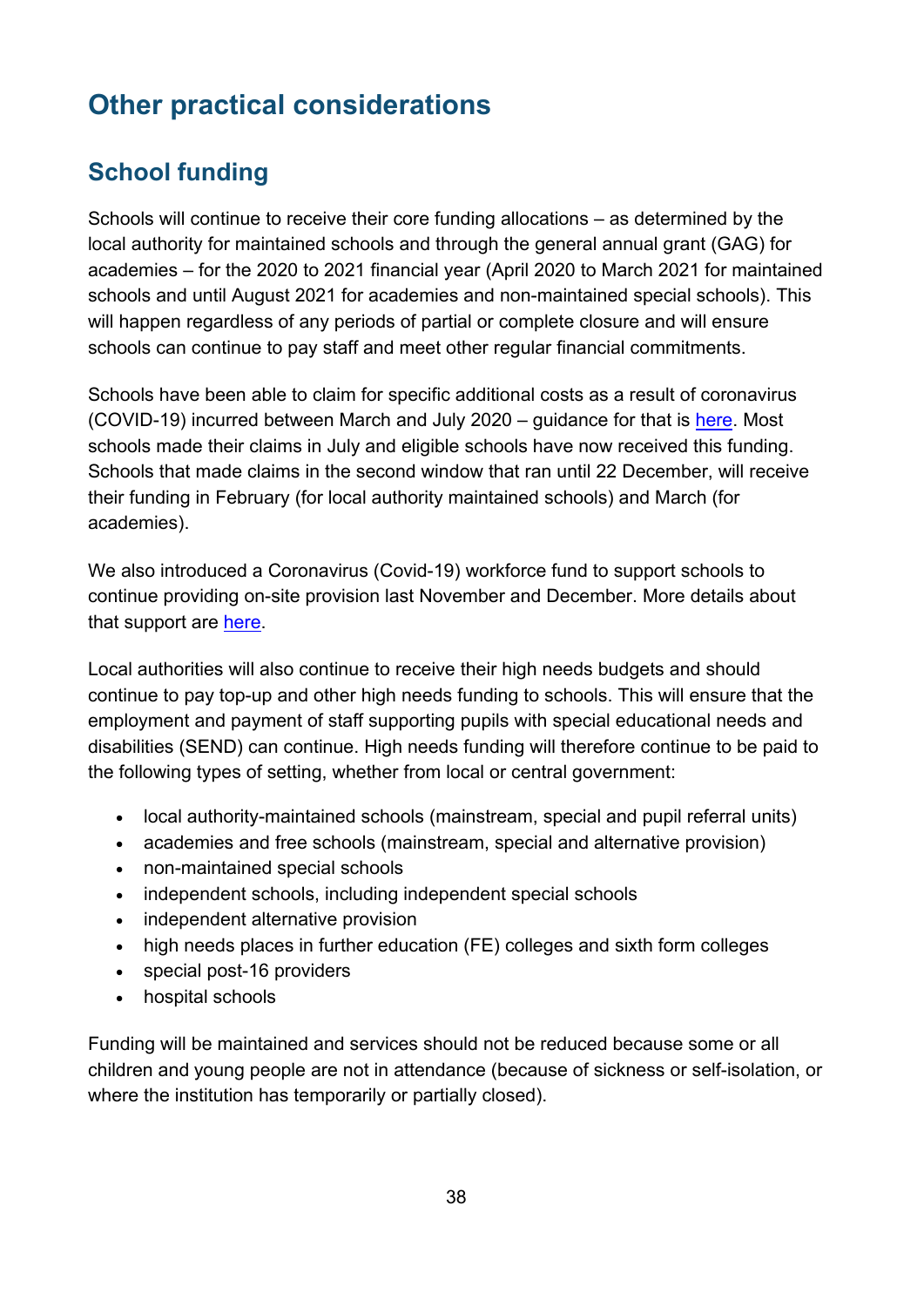# Other practical considerations

## School funding

Schools will continue to receive their core funding allocations – as determined by the local authority for maintained schools and through the general annual grant (GAG) for academies – for the 2020 to 2021 financial year (April 2020 to March 2021 for maintained schools and until August 2021 for academies and non-maintained special schools). This will happen regardless of any periods of partial or complete closure and will ensure schools can continue to pay staff and meet other regular financial commitments.

Schools have been able to claim for specific additional costs as a result of coronavirus (COVID-19) incurred between March and July 2020 – guidance for that is here. Most schools made their claims in July and eligible schools have now received this funding. Schools that made claims in the second window that ran until 22 December, will receive their funding in February (for local authority maintained schools) and March (for academies).

We also introduced a Coronavirus (Covid-19) workforce fund to support schools to continue providing on-site provision last November and December. More details about that support are here.

Local authorities will also continue to receive their high needs budgets and should continue to pay top-up and other high needs funding to schools. This will ensure that the employment and payment of staff supporting pupils with special educational needs and disabilities (SEND) can continue. High needs funding will therefore continue to be paid to the following types of setting, whether from local or central government:

- local authority-maintained schools (mainstream, special and pupil referral units)
- academies and free schools (mainstream, special and alternative provision)
- non-maintained special schools
- independent schools, including independent special schools
- independent alternative provision
- high needs places in further education (FE) colleges and sixth form colleges
- special post-16 providers
- hospital schools

Funding will be maintained and services should not be reduced because some or all children and young people are not in attendance (because of sickness or self-isolation, or where the institution has temporarily or partially closed).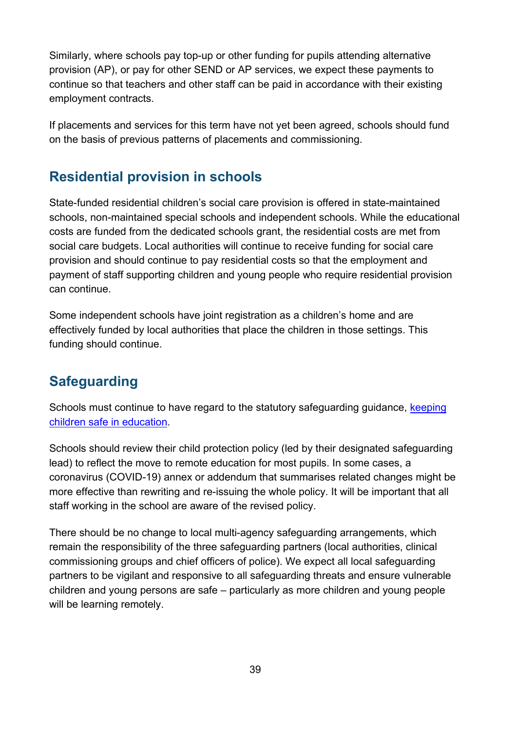Similarly, where schools pay top-up or other funding for pupils attending alternative provision (AP), or pay for other SEND or AP services, we expect these payments to continue so that teachers and other staff can be paid in accordance with their existing employment contracts.

If placements and services for this term have not yet been agreed, schools should fund on the basis of previous patterns of placements and commissioning.

## Residential provision in schools

State-funded residential children's social care provision is offered in state-maintained schools, non-maintained special schools and independent schools. While the educational costs are funded from the dedicated schools grant, the residential costs are met from social care budgets. Local authorities will continue to receive funding for social care provision and should continue to pay residential costs so that the employment and payment of staff supporting children and young people who require residential provision can continue.

Some independent schools have joint registration as a children's home and are effectively funded by local authorities that place the children in those settings. This funding should continue.

## Safeguarding

Schools must continue to have regard to the statutory safeguarding guidance, [keeping children safe in education](keeping children safe in education).

Schools should review their child protection policy (led by their designated safeguarding lead) to reflect the move to remote education for most pupils. In some cases, a coronavirus (COVID-19) annex or addendum that summarises related changes might be more effective than rewriting and re-issuing the whole policy. It will be important that all staff working in the school are aware of the revised policy.

There should be no change to local multi-agency safeguarding arrangements, which remain the responsibility of the three safeguarding partners (local authorities, clinical commissioning groups and chief officers of police). We expect all local safeguarding partners to be vigilant and responsive to all safeguarding threats and ensure vulnerable children and young persons are safe – particularly as more children and young people will be learning remotely.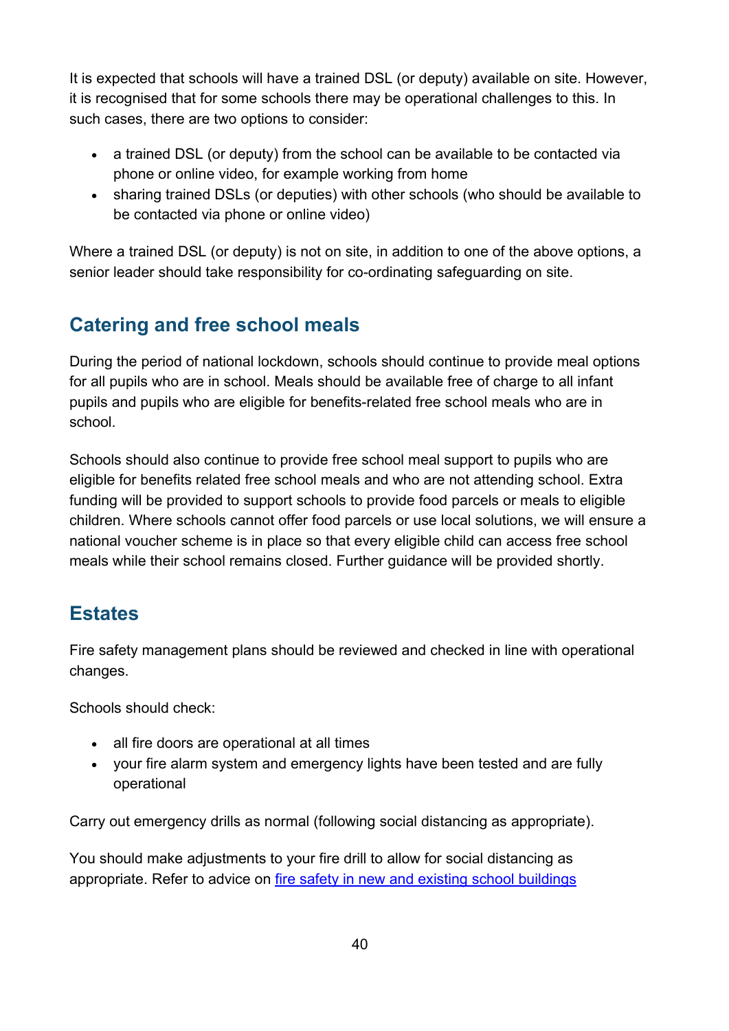It is expected that schools will have a trained DSL (or deputy) available on site. However, it is recognised that for some schools there may be operational challenges to this. In such cases, there are two options to consider:

- a trained DSL (or deputy) from the school can be available to be contacted via phone or online video, for example working from home
- sharing trained DSLs (or deputies) with other schools (who should be available to be contacted via phone or online video)

Where a trained DSL (or deputy) is not on site, in addition to one of the above options, a senior leader should take responsibility for co-ordinating safeguarding on site.

## Catering and free school meals

During the period of national lockdown, schools should continue to provide meal options for all pupils who are in school. Meals should be available free of charge to all infant pupils and pupils who are eligible for benefits-related free school meals who are in school.

Schools should also continue to provide free school meal support to pupils who are eligible for benefits related free school meals and who are not attending school. Extra funding will be provided to support schools to provide food parcels or meals to eligible children. Where schools cannot offer food parcels or use local solutions, we will ensure a national voucher scheme is in place so that every eligible child can access free school meals while their school remains closed. Further guidance will be provided shortly.

## Estates

Fire safety management plans should be reviewed and checked in line with operational changes.

Schools should check:

- all fire doors are operational at all times
- your fire alarm system and emergency lights have been tested and are fully operational

Carry out emergency drills as normal (following social distancing as appropriate).

You should make adjustments to your fire drill to allow for social distancing as appropriate. Refer to advice on [fire safety in new and existing school buildings]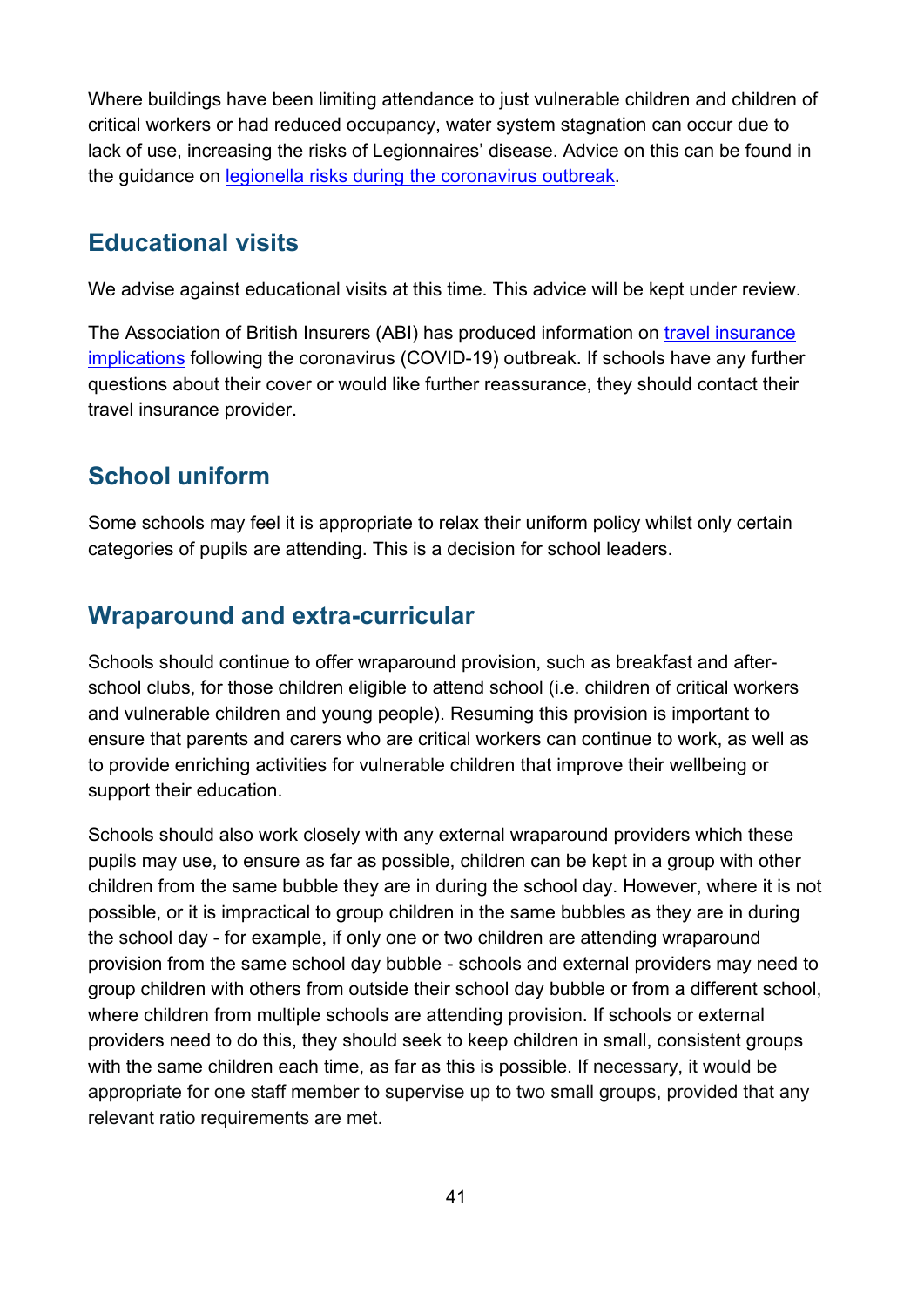Where buildings have been limiting attendance to just vulnerable children and children of critical workers or had reduced occupancy, water system stagnation can occur due to lack of use, increasing the risks of Legionnaires' disease. Advice on this can be found in the guidance on [legionella risks during the coronavirus outbreak](#).

## Educational visits

We advise against educational visits at this time. This advice will be kept under review.

The Association of British Insurers (ABI) has produced information on [travel insurance implications](#) following the coronavirus (COVID-19) outbreak. If schools have any further questions about their cover or would like further reassurance, they should contact their travel insurance provider.

## School uniform

Some schools may feel it is appropriate to relax their uniform policy whilst only certain categories of pupils are attending. This is a decision for school leaders.

## Wraparound and extra-curricular

Schools should continue to offer wraparound provision, such as breakfast and after-school clubs, for those children eligible to attend school (i.e. children of critical workers and vulnerable children and young people). Resuming this provision is important to ensure that parents and carers who are critical workers can continue to work, as well as to provide enriching activities for vulnerable children that improve their wellbeing or support their education.

Schools should also work closely with any external wraparound providers which these pupils may use, to ensure as far as possible, children can be kept in a group with other children from the same bubble they are in during the school day. However, where it is not possible, or it is impractical to group children in the same bubbles as they are in during the school day - for example, if only one or two children are attending wraparound provision from the same school day bubble - schools and external providers may need to group children with others from outside their school day bubble or from a different school, where children from multiple schools are attending provision. If schools or external providers need to do this, they should seek to keep children in small, consistent groups with the same children each time, as far as this is possible. If necessary, it would be appropriate for one staff member to supervise up to two small groups, provided that any relevant ratio requirements are met.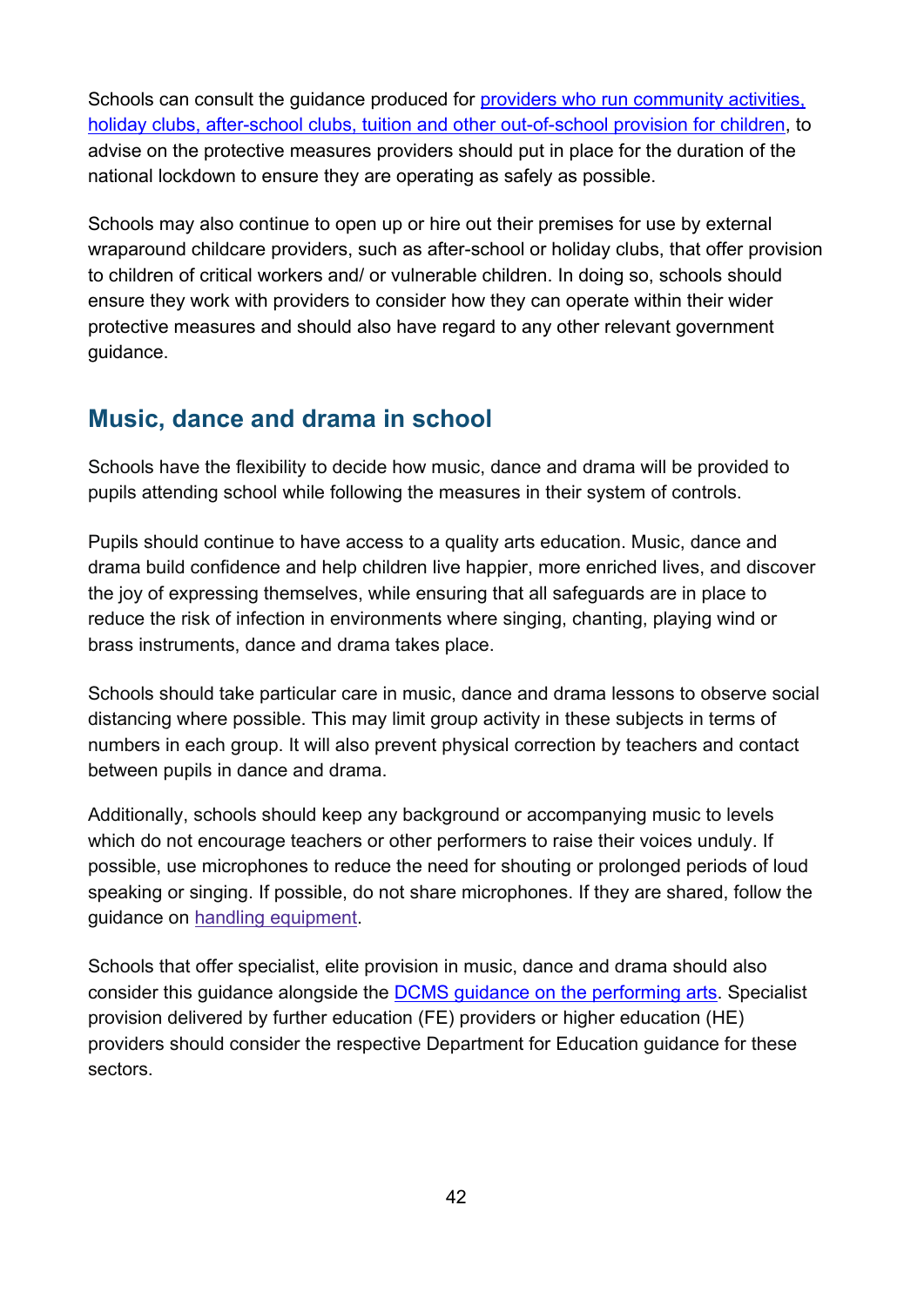Schools can consult the guidance produced for providers who run community activities, holiday clubs, after-school clubs, tuition and other out-of-school provision for children, to advise on the protective measures providers should put in place for the duration of the national lockdown to ensure they are operating as safely as possible.

Schools may also continue to open up or hire out their premises for use by external wraparound childcare providers, such as after-school or holiday clubs, that offer provision to children of critical workers and/ or vulnerable children. In doing so, schools should ensure they work with providers to consider how they can operate within their wider protective measures and should also have regard to any other relevant government guidance.

## Music, dance and drama in school

Schools have the flexibility to decide how music, dance and drama will be provided to pupils attending school while following the measures in their system of controls.

Pupils should continue to have access to a quality arts education. Music, dance and drama build confidence and help children live happier, more enriched lives, and discover the joy of expressing themselves, while ensuring that all safeguards are in place to reduce the risk of infection in environments where singing, chanting, playing wind or brass instruments, dance and drama takes place.

Schools should take particular care in music, dance and drama lessons to observe social distancing where possible. This may limit group activity in these subjects in terms of numbers in each group. It will also prevent physical correction by teachers and contact between pupils in dance and drama.

Additionally, schools should keep any background or accompanying music to levels which do not encourage teachers or other performers to raise their voices unduly. If possible, use microphones to reduce the need for shouting or prolonged periods of loud speaking or singing. If possible, do not share microphones. If they are shared, follow the guidance on handling equipment.

Schools that offer specialist, elite provision in music, dance and drama should also consider this guidance alongside the DCMS guidance on the performing arts. Specialist provision delivered by further education (FE) providers or higher education (HE) providers should consider the respective Department for Education guidance for these sectors.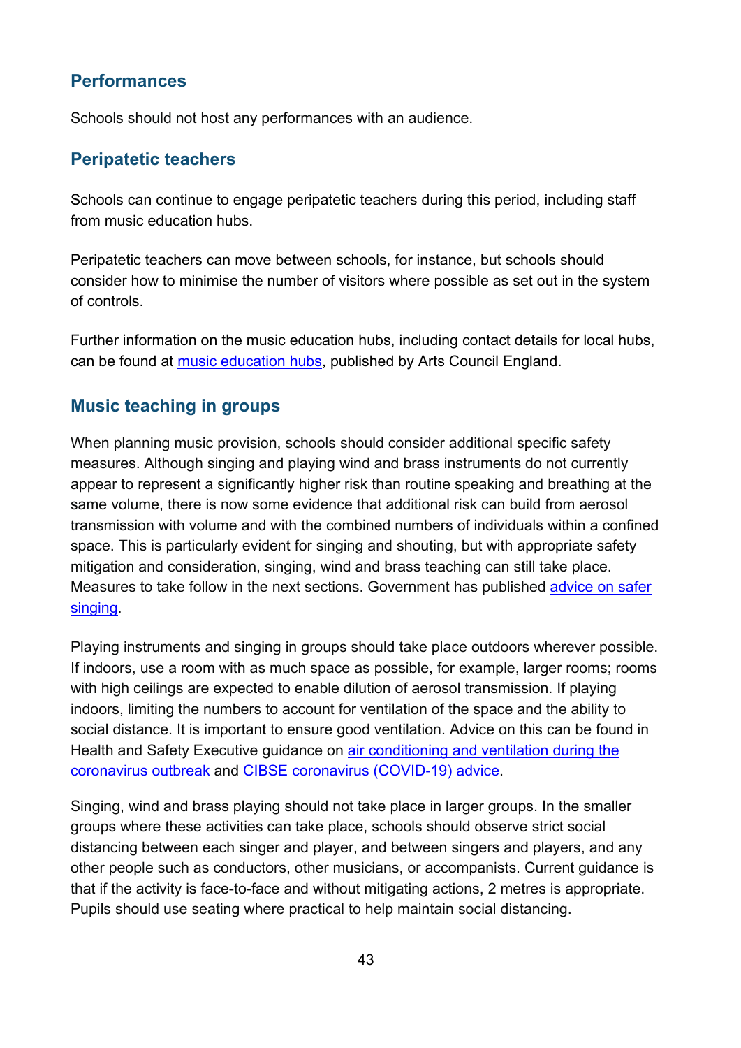### Performances

Schools should not host any performances with an audience.

### Peripatetic teachers

Schools can continue to engage peripatetic teachers during this period, including staff from music education hubs.

Peripatetic teachers can move between schools, for instance, but schools should consider how to minimise the number of visitors where possible as set out in the system of controls.

Further information on the music education hubs, including contact details for local hubs, can be found at music education hubs, published by Arts Council England.

### Music teaching in groups

When planning music provision, schools should consider additional specific safety measures. Although singing and playing wind and brass instruments do not currently appear to represent a significantly higher risk than routine speaking and breathing at the same volume, there is now some evidence that additional risk can build from aerosol transmission with volume and with the combined numbers of individuals within a confined space. This is particularly evident for singing and shouting, but with appropriate safety mitigation and consideration, singing, wind and brass teaching can still take place. Measures to take follow in the next sections. Government has published advice on safer singing.

Playing instruments and singing in groups should take place outdoors wherever possible. If indoors, use a room with as much space as possible, for example, larger rooms; rooms with high ceilings are expected to enable dilution of aerosol transmission. If playing indoors, limiting the numbers to account for ventilation of the space and the ability to social distance. It is important to ensure good ventilation. Advice on this can be found in Health and Safety Executive guidance on air conditioning and ventilation during the coronavirus outbreak and CIBSE coronavirus (COVID-19) advice.

Singing, wind and brass playing should not take place in larger groups. In the smaller groups where these activities can take place, schools should observe strict social distancing between each singer and player, and between singers and players, and any other people such as conductors, other musicians, or accompanists. Current guidance is that if the activity is face-to-face and without mitigating actions, 2 metres is appropriate. Pupils should use seating where practical to help maintain social distancing.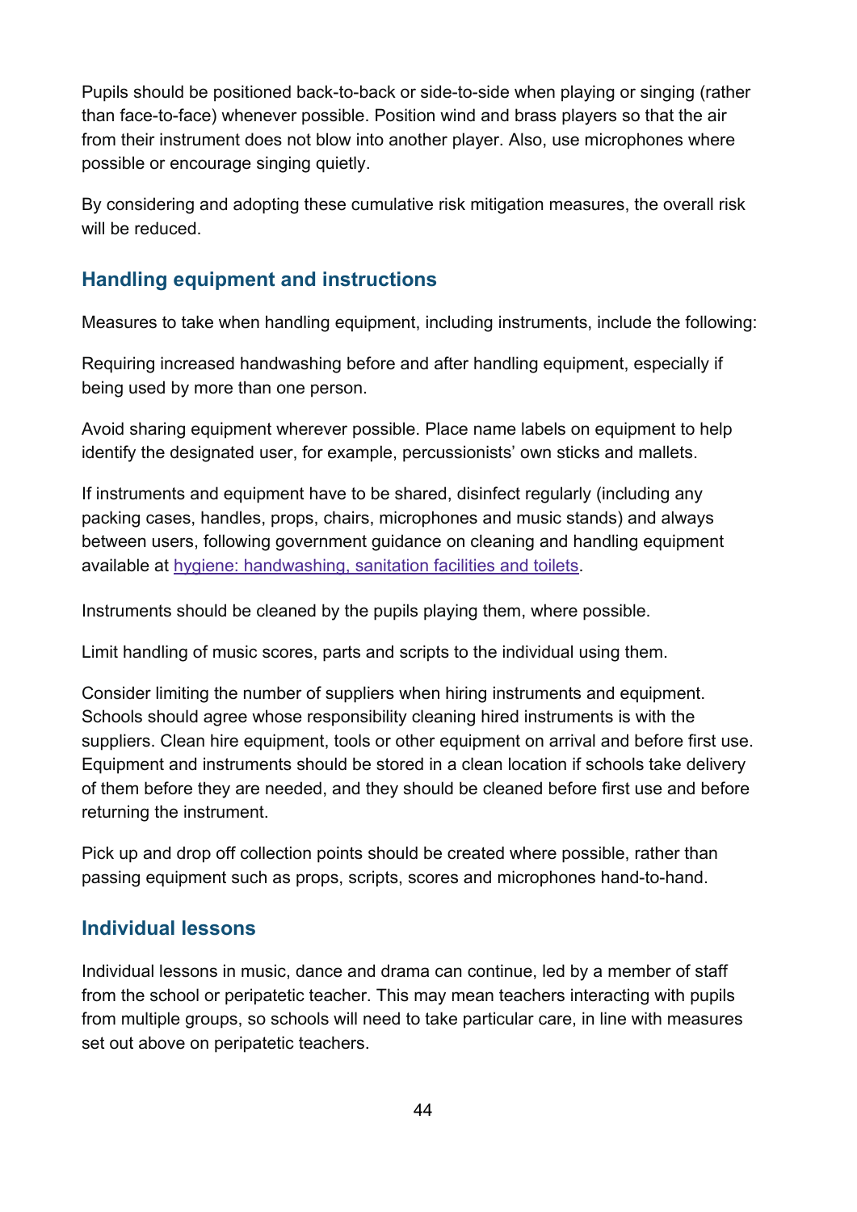Pupils should be positioned back-to-back or side-to-side when playing or singing (rather than face-to-face) whenever possible. Position wind and brass players so that the air from their instrument does not blow into another player. Also, use microphones where possible or encourage singing quietly.

By considering and adopting these cumulative risk mitigation measures, the overall risk will be reduced.

## Handling equipment and instructions

Measures to take when handling equipment, including instruments, include the following:

Requiring increased handwashing before and after handling equipment, especially if being used by more than one person.

Avoid sharing equipment wherever possible. Place name labels on equipment to help identify the designated user, for example, percussionists' own sticks and mallets.

If instruments and equipment have to be shared, disinfect regularly (including any packing cases, handles, props, chairs, microphones and music stands) and always between users, following government guidance on cleaning and handling equipment available at [hygiene: handwashing, sanitation facilities and toilets](#).

Instruments should be cleaned by the pupils playing them, where possible.

Limit handling of music scores, parts and scripts to the individual using them.

Consider limiting the number of suppliers when hiring instruments and equipment. Schools should agree whose responsibility cleaning hired instruments is with the suppliers. Clean hire equipment, tools or other equipment on arrival and before first use. Equipment and instruments should be stored in a clean location if schools take delivery of them before they are needed, and they should be cleaned before first use and before returning the instrument.

Pick up and drop off collection points should be created where possible, rather than passing equipment such as props, scripts, scores and microphones hand-to-hand.

## Individual lessons

Individual lessons in music, dance and drama can continue, led by a member of staff from the school or peripatetic teacher. This may mean teachers interacting with pupils from multiple groups, so schools will need to take particular care, in line with measures set out above on peripatetic teachers.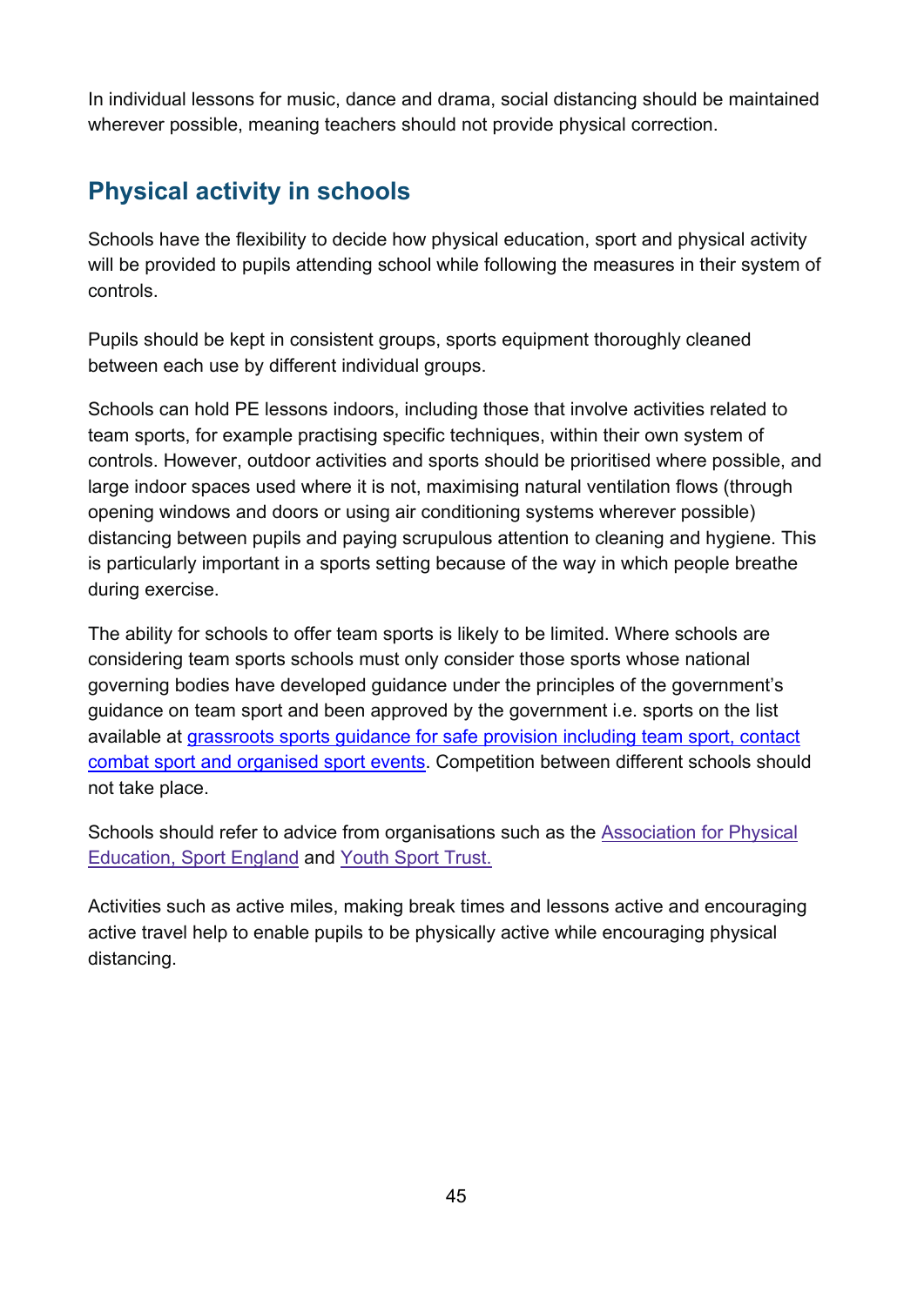In individual lessons for music, dance and drama, social distancing should be maintained wherever possible, meaning teachers should not provide physical correction.

## Physical activity in schools

Schools have the flexibility to decide how physical education, sport and physical activity will be provided to pupils attending school while following the measures in their system of controls.

Pupils should be kept in consistent groups, sports equipment thoroughly cleaned between each use by different individual groups.

Schools can hold PE lessons indoors, including those that involve activities related to team sports, for example practising specific techniques, within their own system of controls. However, outdoor activities and sports should be prioritised where possible, and large indoor spaces used where it is not, maximising natural ventilation flows (through opening windows and doors or using air conditioning systems wherever possible) distancing between pupils and paying scrupulous attention to cleaning and hygiene. This is particularly important in a sports setting because of the way in which people breathe during exercise.

The ability for schools to offer team sports is likely to be limited. Where schools are considering team sports schools must only consider those sports whose national governing bodies have developed guidance under the principles of the government's guidance on team sport and been approved by the government i.e. sports on the list available at grassroots sports guidance for safe provision including team sport, contact combat sport and organised sport events. Competition between different schools should not take place.

Schools should refer to advice from organisations such as the Association for Physical Education, Sport England and Youth Sport Trust.

Activities such as active miles, making break times and lessons active and encouraging active travel help to enable pupils to be physically active while encouraging physical distancing.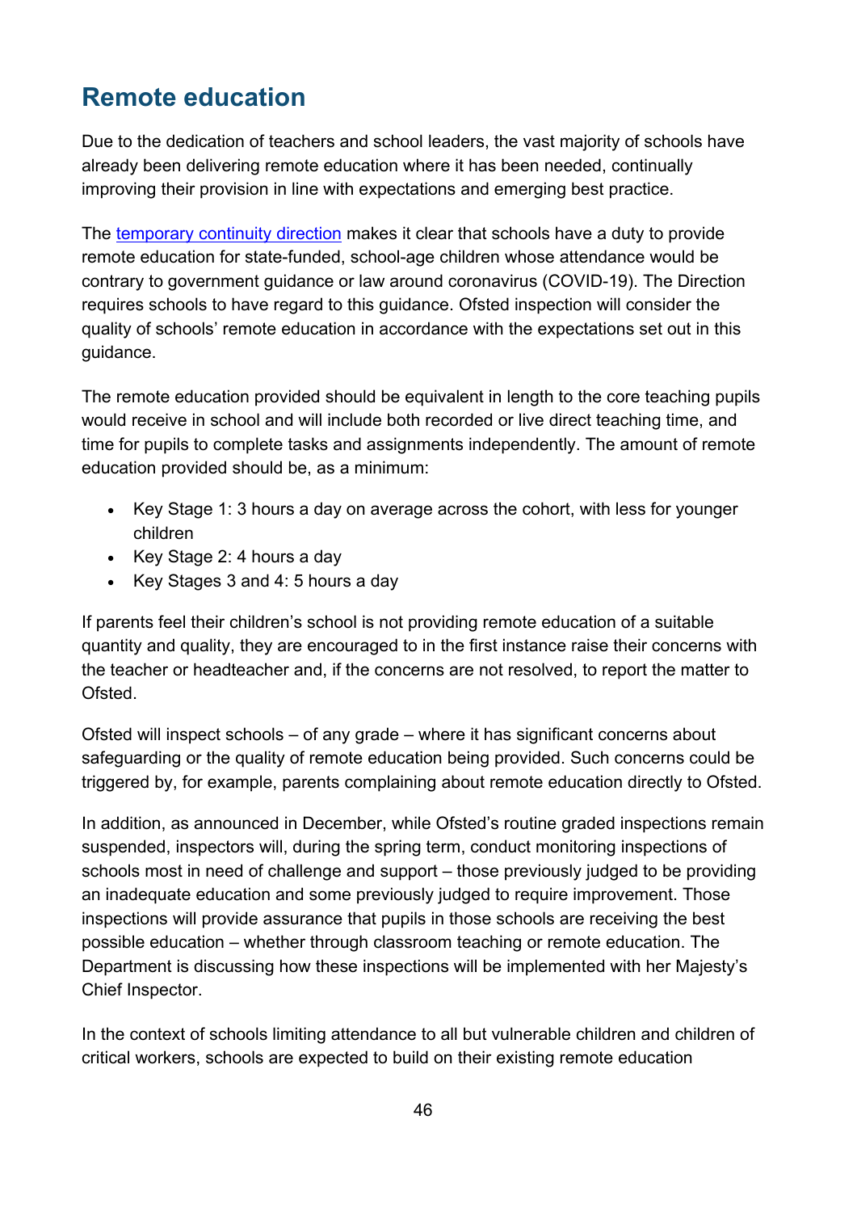## Remote education

Due to the dedication of teachers and school leaders, the vast majority of schools have already been delivering remote education where it has been needed, continually improving their provision in line with expectations and emerging best practice.

The [temporary continuity direction](temporary continuity direction) makes it clear that schools have a duty to provide remote education for state-funded, school-age children whose attendance would be contrary to government guidance or law around coronavirus (COVID-19). The Direction requires schools to have regard to this guidance. Ofsted inspection will consider the quality of schools' remote education in accordance with the expectations set out in this guidance.

The remote education provided should be equivalent in length to the core teaching pupils would receive in school and will include both recorded or live direct teaching time, and time for pupils to complete tasks and assignments independently. The amount of remote education provided should be, as a minimum:

- Key Stage 1: 3 hours a day on average across the cohort, with less for younger children
- Key Stage 2: 4 hours a day
- Key Stages 3 and 4: 5 hours a day

If parents feel their children's school is not providing remote education of a suitable quantity and quality, they are encouraged to in the first instance raise their concerns with the teacher or headteacher and, if the concerns are not resolved, to report the matter to Ofsted.

Ofsted will inspect schools – of any grade – where it has significant concerns about safeguarding or the quality of remote education being provided. Such concerns could be triggered by, for example, parents complaining about remote education directly to Ofsted.

In addition, as announced in December, while Ofsted's routine graded inspections remain suspended, inspectors will, during the spring term, conduct monitoring inspections of schools most in need of challenge and support – those previously judged to be providing an inadequate education and some previously judged to require improvement. Those inspections will provide assurance that pupils in those schools are receiving the best possible education – whether through classroom teaching or remote education. The Department is discussing how these inspections will be implemented with her Majesty's Chief Inspector.

In the context of schools limiting attendance to all but vulnerable children and children of critical workers, schools are expected to build on their existing remote education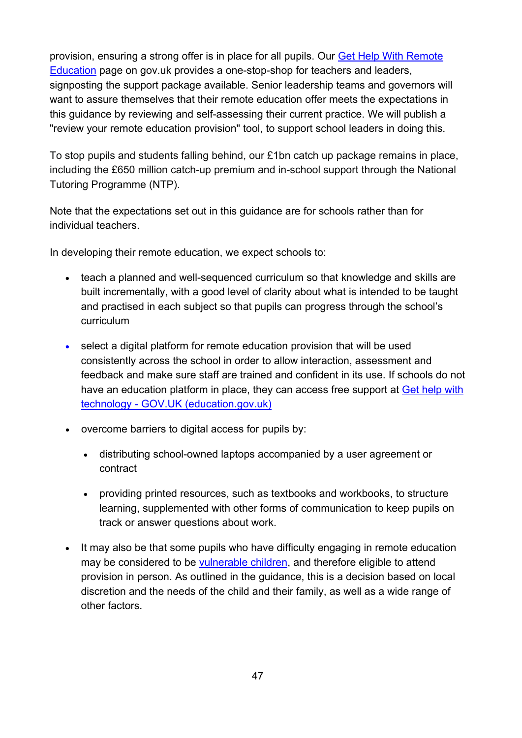provision, ensuring a strong offer is in place for all pupils. Our Get Help With Remote Education page on gov.uk provides a one-stop-shop for teachers and leaders, signposting the support package available. Senior leadership teams and governors will want to assure themselves that their remote education offer meets the expectations in this guidance by reviewing and self-assessing their current practice. We will publish a "review your remote education provision" tool, to support school leaders in doing this.

To stop pupils and students falling behind, our £1bn catch up package remains in place, including the £650 million catch-up premium and in-school support through the National Tutoring Programme (NTP).

Note that the expectations set out in this guidance are for schools rather than for individual teachers.

In developing their remote education, we expect schools to:

- teach a planned and well-sequenced curriculum so that knowledge and skills are built incrementally, with a good level of clarity about what is intended to be taught and practised in each subject so that pupils can progress through the school's curriculum
- select a digital platform for remote education provision that will be used consistently across the school in order to allow interaction, assessment and feedback and make sure staff are trained and confident in its use. If schools do not have an education platform in place, they can access free support at Get help with technology - GOV.UK (education.gov.uk)
- overcome barriers to digital access for pupils by:
  - distributing school-owned laptops accompanied by a user agreement or contract
  - providing printed resources, such as textbooks and workbooks, to structure learning, supplemented with other forms of communication to keep pupils on track or answer questions about work.
- It may also be that some pupils who have difficulty engaging in remote education may be considered to be vulnerable children, and therefore eligible to attend provision in person. As outlined in the guidance, this is a decision based on local discretion and the needs of the child and their family, as well as a wide range of other factors.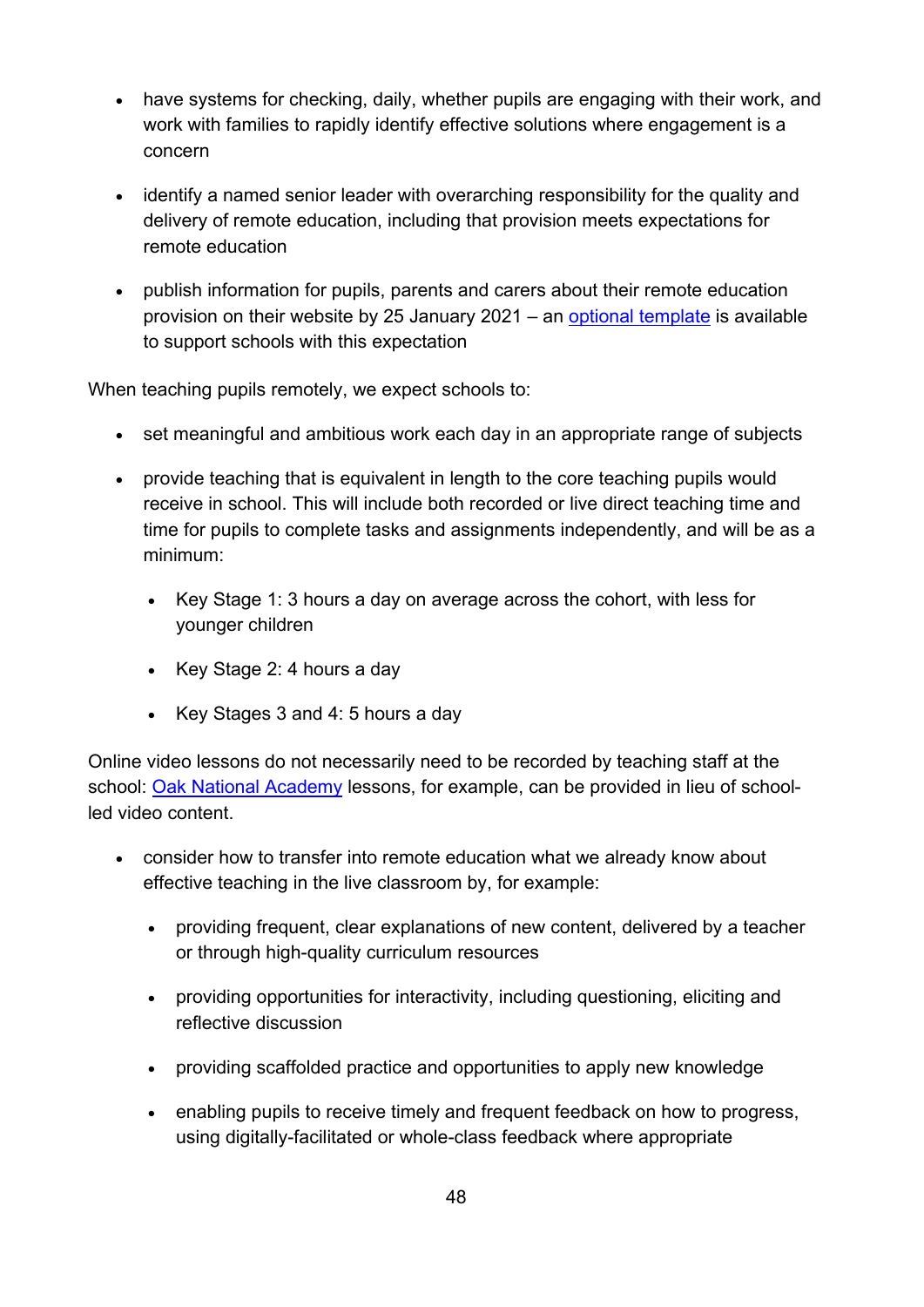- have systems for checking, daily, whether pupils are engaging with their work, and work with families to rapidly identify effective solutions where engagement is a concern
- identify a named senior leader with overarching responsibility for the quality and delivery of remote education, including that provision meets expectations for remote education
- publish information for pupils, parents and carers about their remote education provision on their website by 25 January 2021 – an [optional template]() is available to support schools with this expectation

When teaching pupils remotely, we expect schools to:

- set meaningful and ambitious work each day in an appropriate range of subjects
- provide teaching that is equivalent in length to the core teaching pupils would receive in school. This will include both recorded or live direct teaching time and time for pupils to complete tasks and assignments independently, and will be as a minimum:
    - Key Stage 1: 3 hours a day on average across the cohort, with less for younger children
    - Key Stage 2: 4 hours a day
    - Key Stages 3 and 4: 5 hours a day

Online video lessons do not necessarily need to be recorded by teaching staff at the school: [Oak National Academy]() lessons, for example, can be provided in lieu of school-led video content.

- consider how to transfer into remote education what we already know about effective teaching in the live classroom by, for example:
    - providing frequent, clear explanations of new content, delivered by a teacher or through high-quality curriculum resources
    - providing opportunities for interactivity, including questioning, eliciting and reflective discussion
    - providing scaffolded practice and opportunities to apply new knowledge
    - enabling pupils to receive timely and frequent feedback on how to progress, using digitally-facilitated or whole-class feedback where appropriate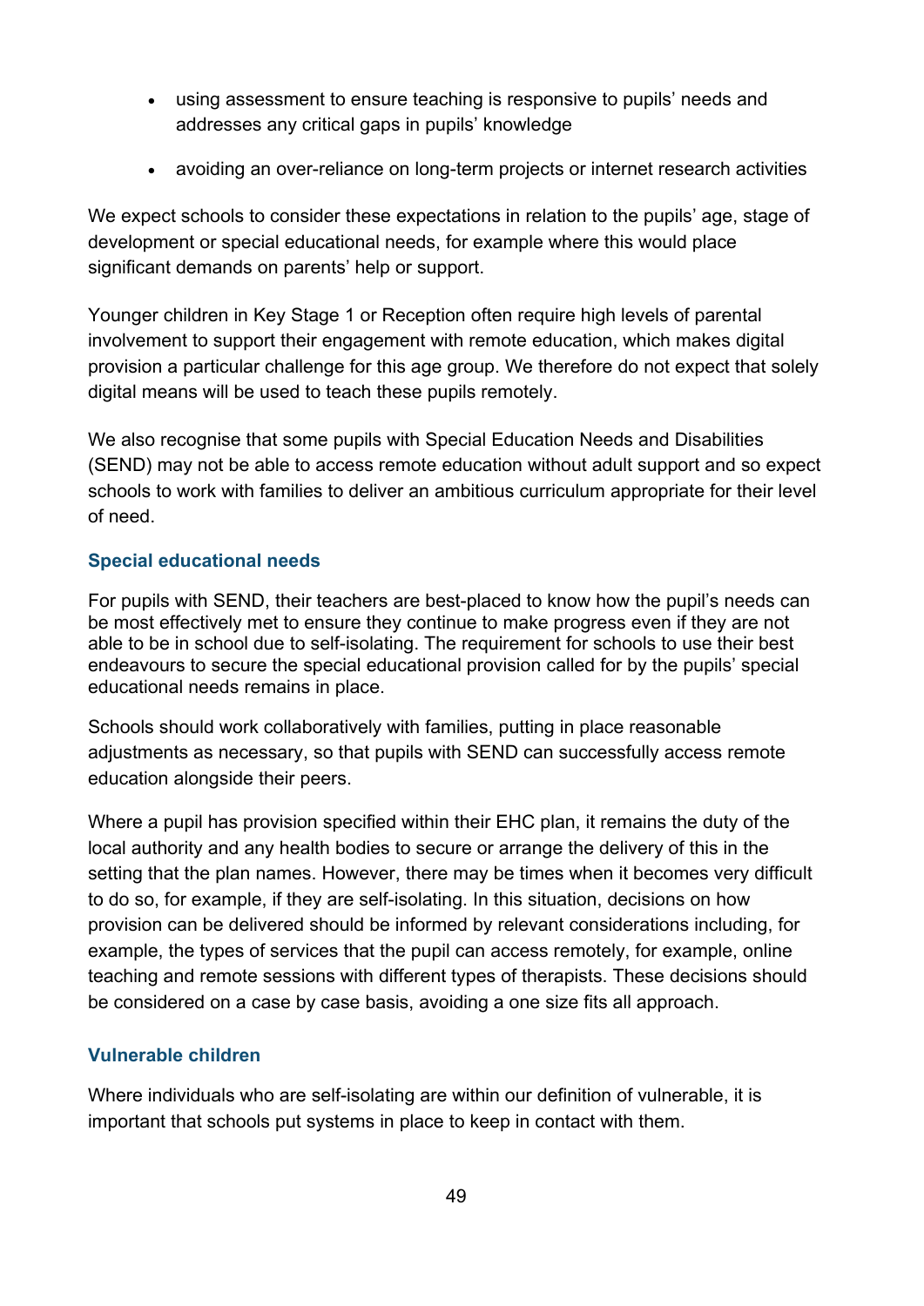- using assessment to ensure teaching is responsive to pupils' needs and addresses any critical gaps in pupils' knowledge
- avoiding an over-reliance on long-term projects or internet research activities

We expect schools to consider these expectations in relation to the pupils' age, stage of development or special educational needs, for example where this would place significant demands on parents' help or support.

Younger children in Key Stage 1 or Reception often require high levels of parental involvement to support their engagement with remote education, which makes digital provision a particular challenge for this age group. We therefore do not expect that solely digital means will be used to teach these pupils remotely.

We also recognise that some pupils with Special Education Needs and Disabilities (SEND) may not be able to access remote education without adult support and so expect schools to work with families to deliver an ambitious curriculum appropriate for their level of need.

### Special educational needs

For pupils with SEND, their teachers are best-placed to know how the pupil's needs can be most effectively met to ensure they continue to make progress even if they are not able to be in school due to self-isolating. The requirement for schools to use their best endeavours to secure the special educational provision called for by the pupils' special educational needs remains in place.

Schools should work collaboratively with families, putting in place reasonable adjustments as necessary, so that pupils with SEND can successfully access remote education alongside their peers.

Where a pupil has provision specified within their EHC plan, it remains the duty of the local authority and any health bodies to secure or arrange the delivery of this in the setting that the plan names. However, there may be times when it becomes very difficult to do so, for example, if they are self-isolating. In this situation, decisions on how provision can be delivered should be informed by relevant considerations including, for example, the types of services that the pupil can access remotely, for example, online teaching and remote sessions with different types of therapists. These decisions should be considered on a case by case basis, avoiding a one size fits all approach.

### Vulnerable children

Where individuals who are self-isolating are within our definition of vulnerable, it is important that schools put systems in place to keep in contact with them.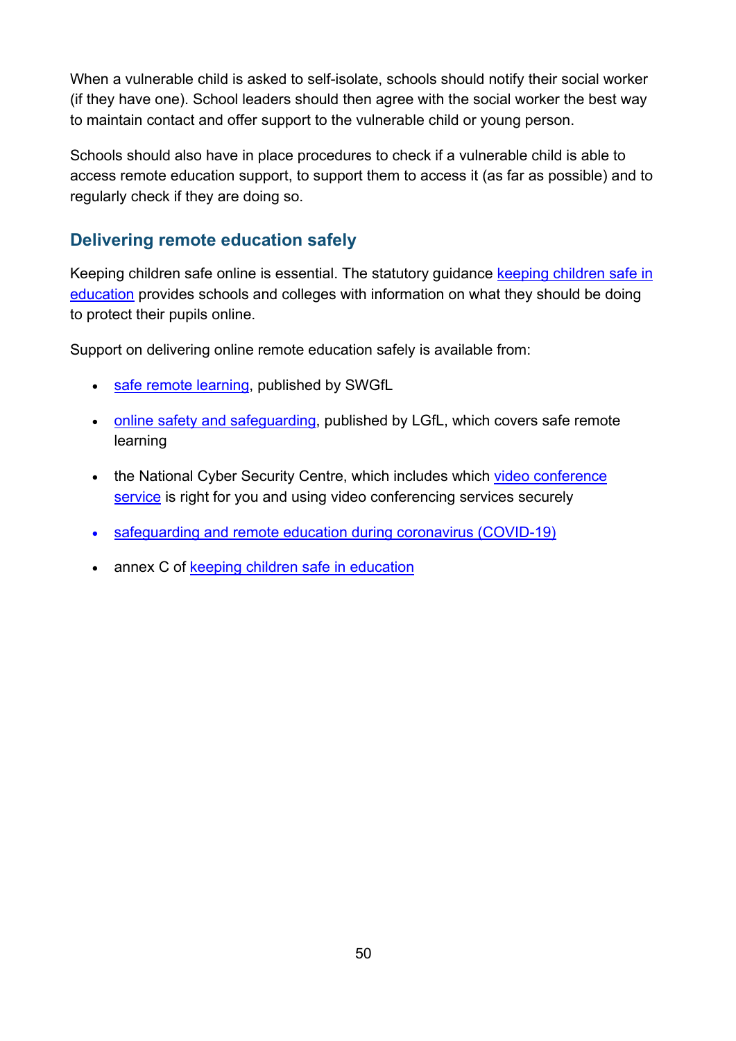When a vulnerable child is asked to self-isolate, schools should notify their social worker (if they have one). School leaders should then agree with the social worker the best way to maintain contact and offer support to the vulnerable child or young person.

Schools should also have in place procedures to check if a vulnerable child is able to access remote education support, to support them to access it (as far as possible) and to regularly check if they are doing so.

## Delivering remote education safely

Keeping children safe online is essential. The statutory guidance keeping children safe in education provides schools and colleges with information on what they should be doing to protect their pupils online.

Support on delivering online remote education safely is available from:

- safe remote learning, published by SWGfL
- online safety and safeguarding, published by LGfL, which covers safe remote learning
- the National Cyber Security Centre, which includes which video conference service is right for you and using video conferencing services securely
- safeguarding and remote education during coronavirus (COVID-19)
- annex C of keeping children safe in education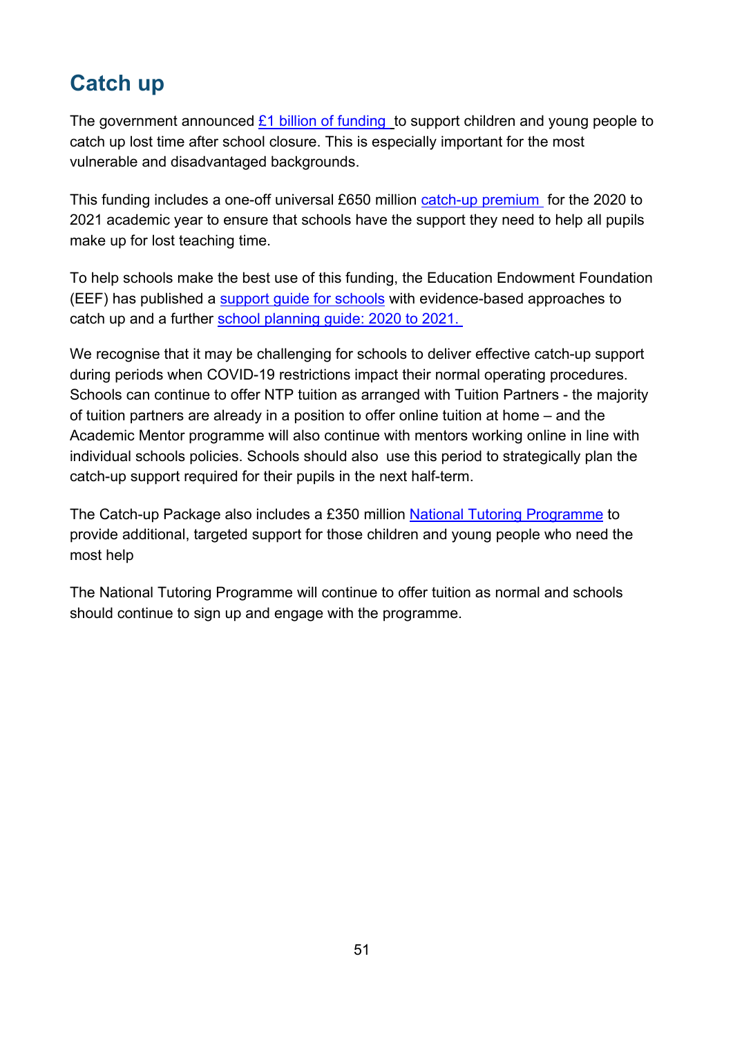## Catch up

The government announced £1 billion of funding to support children and young people to catch up lost time after school closure. This is especially important for the most vulnerable and disadvantaged backgrounds.

This funding includes a one-off universal £650 million catch-up premium for the 2020 to 2021 academic year to ensure that schools have the support they need to help all pupils make up for lost teaching time.

To help schools make the best use of this funding, the Education Endowment Foundation (EEF) has published a support guide for schools with evidence-based approaches to catch up and a further school planning guide: 2020 to 2021.

We recognise that it may be challenging for schools to deliver effective catch-up support during periods when COVID-19 restrictions impact their normal operating procedures. Schools can continue to offer NTP tuition as arranged with Tuition Partners - the majority of tuition partners are already in a position to offer online tuition at home – and the Academic Mentor programme will also continue with mentors working online in line with individual schools policies. Schools should also use this period to strategically plan the catch-up support required for their pupils in the next half-term.

The Catch-up Package also includes a £350 million National Tutoring Programme to provide additional, targeted support for those children and young people who need the most help

The National Tutoring Programme will continue to offer tuition as normal and schools should continue to sign up and engage with the programme.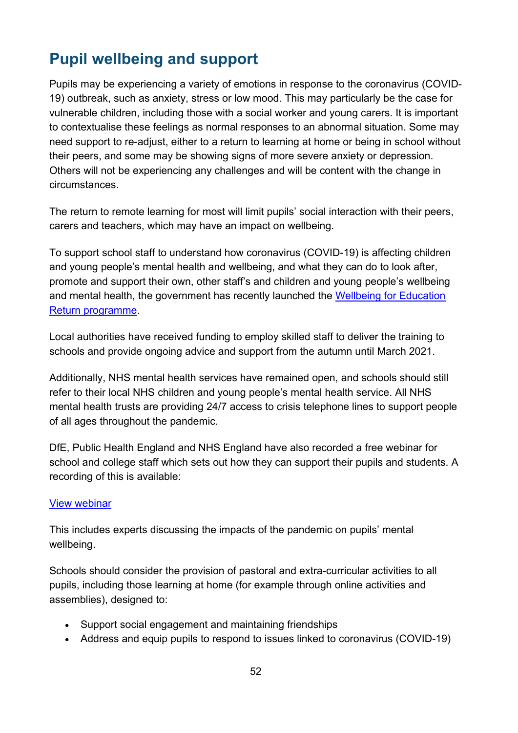## Pupil wellbeing and support

Pupils may be experiencing a variety of emotions in response to the coronavirus (COVID-19) outbreak, such as anxiety, stress or low mood. This may particularly be the case for vulnerable children, including those with a social worker and young carers. It is important to contextualise these feelings as normal responses to an abnormal situation. Some may need support to re-adjust, either to a return to learning at home or being in school without their peers, and some may be showing signs of more severe anxiety or depression. Others will not be experiencing any challenges and will be content with the change in circumstances.

The return to remote learning for most will limit pupils' social interaction with their peers, carers and teachers, which may have an impact on wellbeing.

To support school staff to understand how coronavirus (COVID-19) is affecting children and young people's mental health and wellbeing, and what they can do to look after, promote and support their own, other staff's and children and young people's wellbeing and mental health, the government has recently launched the Wellbeing for Education Return programme.

Local authorities have received funding to employ skilled staff to deliver the training to schools and provide ongoing advice and support from the autumn until March 2021.

Additionally, NHS mental health services have remained open, and schools should still refer to their local NHS children and young people's mental health service. All NHS mental health trusts are providing 24/7 access to crisis telephone lines to support people of all ages throughout the pandemic.

DfE, Public Health England and NHS England have also recorded a free webinar for school and college staff which sets out how they can support their pupils and students. A recording of this is available:

View webinar

This includes experts discussing the impacts of the pandemic on pupils' mental wellbeing.

Schools should consider the provision of pastoral and extra-curricular activities to all pupils, including those learning at home (for example through online activities and assemblies), designed to:

- Support social engagement and maintaining friendships
- Address and equip pupils to respond to issues linked to coronavirus (COVID-19)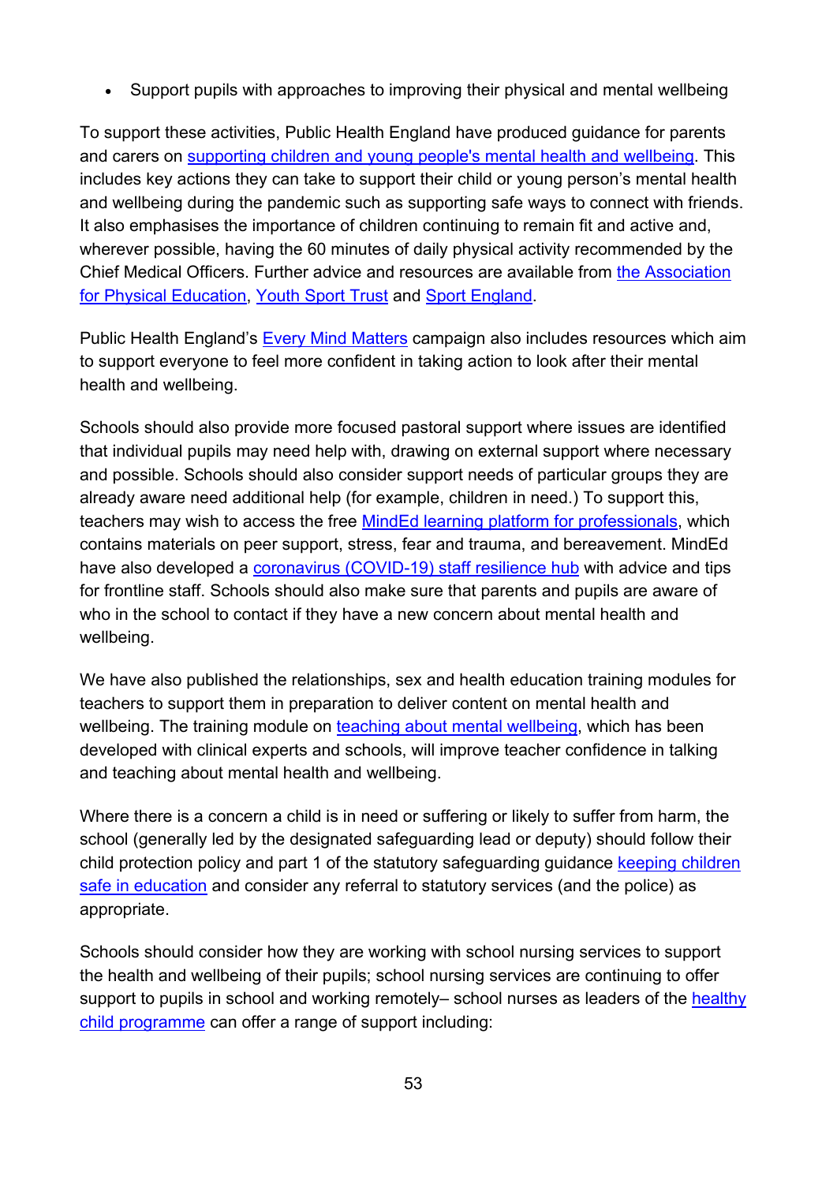- Support pupils with approaches to improving their physical and mental wellbeing

To support these activities, Public Health England have produced guidance for parents and carers on supporting children and young people's mental health and wellbeing. This includes key actions they can take to support their child or young person's mental health and wellbeing during the pandemic such as supporting safe ways to connect with friends. It also emphasises the importance of children continuing to remain fit and active and, wherever possible, having the 60 minutes of daily physical activity recommended by the Chief Medical Officers. Further advice and resources are available from the Association for Physical Education, Youth Sport Trust and Sport England.

Public Health England's Every Mind Matters campaign also includes resources which aim to support everyone to feel more confident in taking action to look after their mental health and wellbeing.

Schools should also provide more focused pastoral support where issues are identified that individual pupils may need help with, drawing on external support where necessary and possible. Schools should also consider support needs of particular groups they are already aware need additional help (for example, children in need.) To support this, teachers may wish to access the free MindEd learning platform for professionals, which contains materials on peer support, stress, fear and trauma, and bereavement. MindEd have also developed a coronavirus (COVID-19) staff resilience hub with advice and tips for frontline staff. Schools should also make sure that parents and pupils are aware of who in the school to contact if they have a new concern about mental health and wellbeing.

We have also published the relationships, sex and health education training modules for teachers to support them in preparation to deliver content on mental health and wellbeing. The training module on teaching about mental wellbeing, which has been developed with clinical experts and schools, will improve teacher confidence in talking and teaching about mental health and wellbeing.

Where there is a concern a child is in need or suffering or likely to suffer from harm, the school (generally led by the designated safeguarding lead or deputy) should follow their child protection policy and part 1 of the statutory safeguarding guidance keeping children safe in education and consider any referral to statutory services (and the police) as appropriate.

Schools should consider how they are working with school nursing services to support the health and wellbeing of their pupils; school nursing services are continuing to offer support to pupils in school and working remotely– school nurses as leaders of the healthy child programme can offer a range of support including: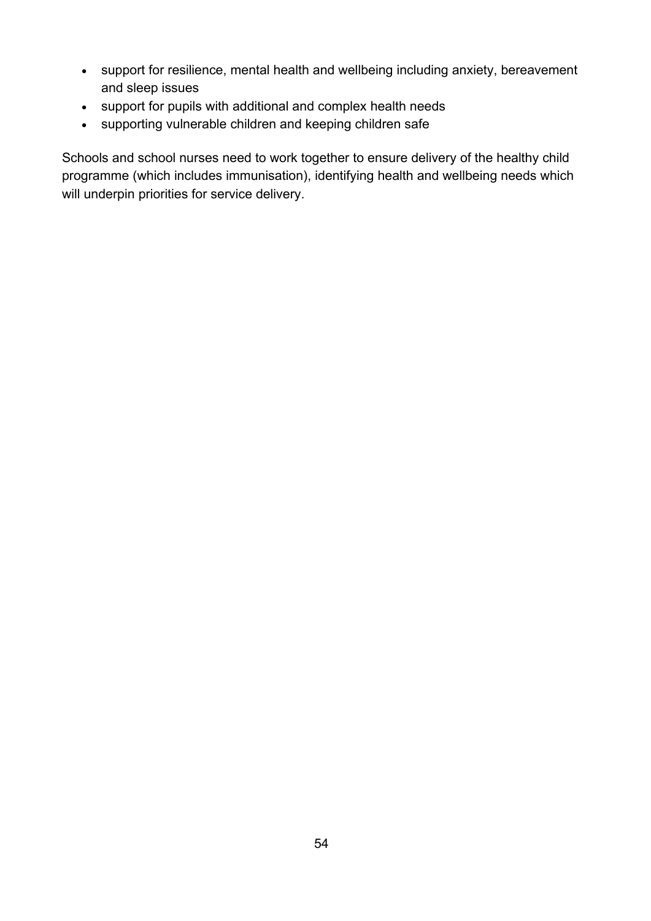- support for resilience, mental health and wellbeing including anxiety, bereavement and sleep issues
- support for pupils with additional and complex health needs
- supporting vulnerable children and keeping children safe

Schools and school nurses need to work together to ensure delivery of the healthy child programme (which includes immunisation), identifying health and wellbeing needs which will underpin priorities for service delivery.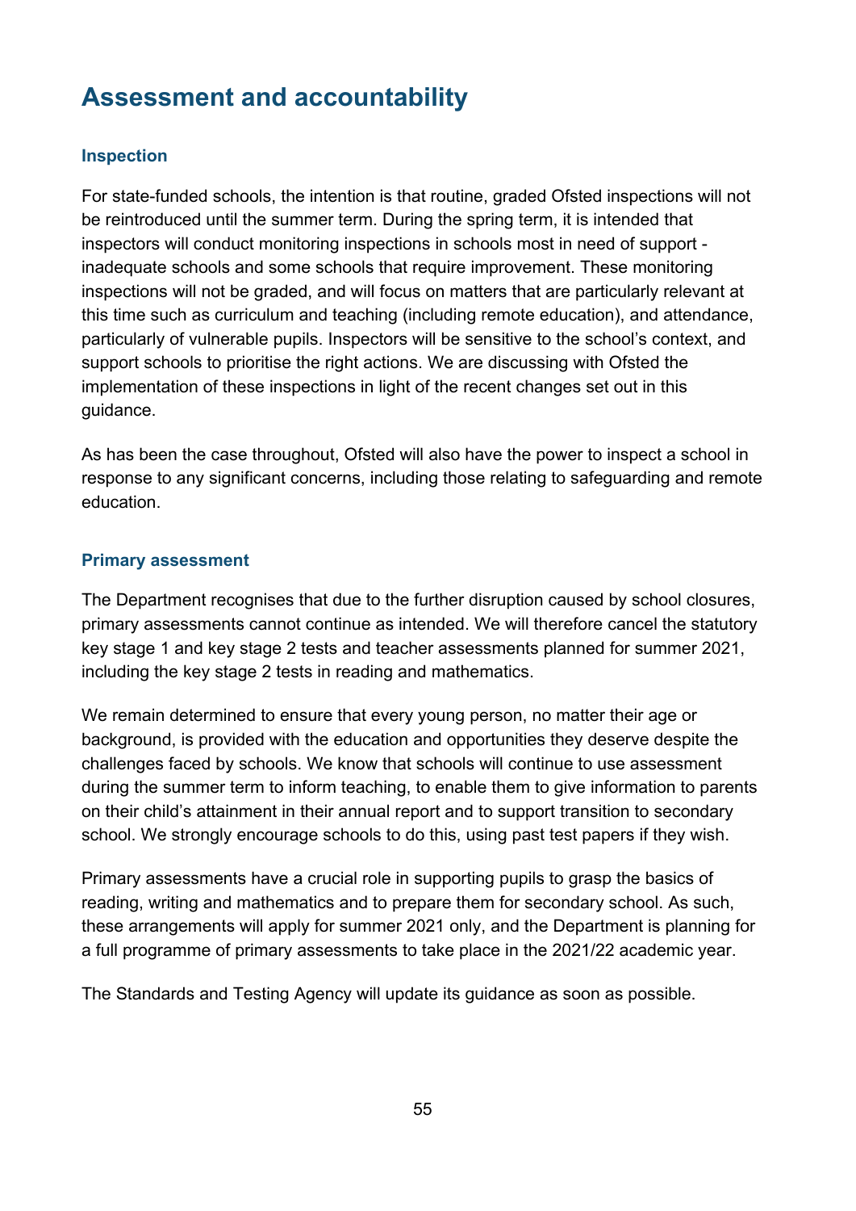## Assessment and accountability

### Inspection

For state-funded schools, the intention is that routine, graded Ofsted inspections will not be reintroduced until the summer term. During the spring term, it is intended that inspectors will conduct monitoring inspections in schools most in need of support - inadequate schools and some schools that require improvement. These monitoring inspections will not be graded, and will focus on matters that are particularly relevant at this time such as curriculum and teaching (including remote education), and attendance, particularly of vulnerable pupils. Inspectors will be sensitive to the school's context, and support schools to prioritise the right actions. We are discussing with Ofsted the implementation of these inspections in light of the recent changes set out in this guidance.

As has been the case throughout, Ofsted will also have the power to inspect a school in response to any significant concerns, including those relating to safeguarding and remote education.

### Primary assessment

The Department recognises that due to the further disruption caused by school closures, primary assessments cannot continue as intended. We will therefore cancel the statutory key stage 1 and key stage 2 tests and teacher assessments planned for summer 2021, including the key stage 2 tests in reading and mathematics.

We remain determined to ensure that every young person, no matter their age or background, is provided with the education and opportunities they deserve despite the challenges faced by schools. We know that schools will continue to use assessment during the summer term to inform teaching, to enable them to give information to parents on their child's attainment in their annual report and to support transition to secondary school. We strongly encourage schools to do this, using past test papers if they wish.

Primary assessments have a crucial role in supporting pupils to grasp the basics of reading, writing and mathematics and to prepare them for secondary school. As such, these arrangements will apply for summer 2021 only, and the Department is planning for a full programme of primary assessments to take place in the 2021/22 academic year.

The Standards and Testing Agency will update its guidance as soon as possible.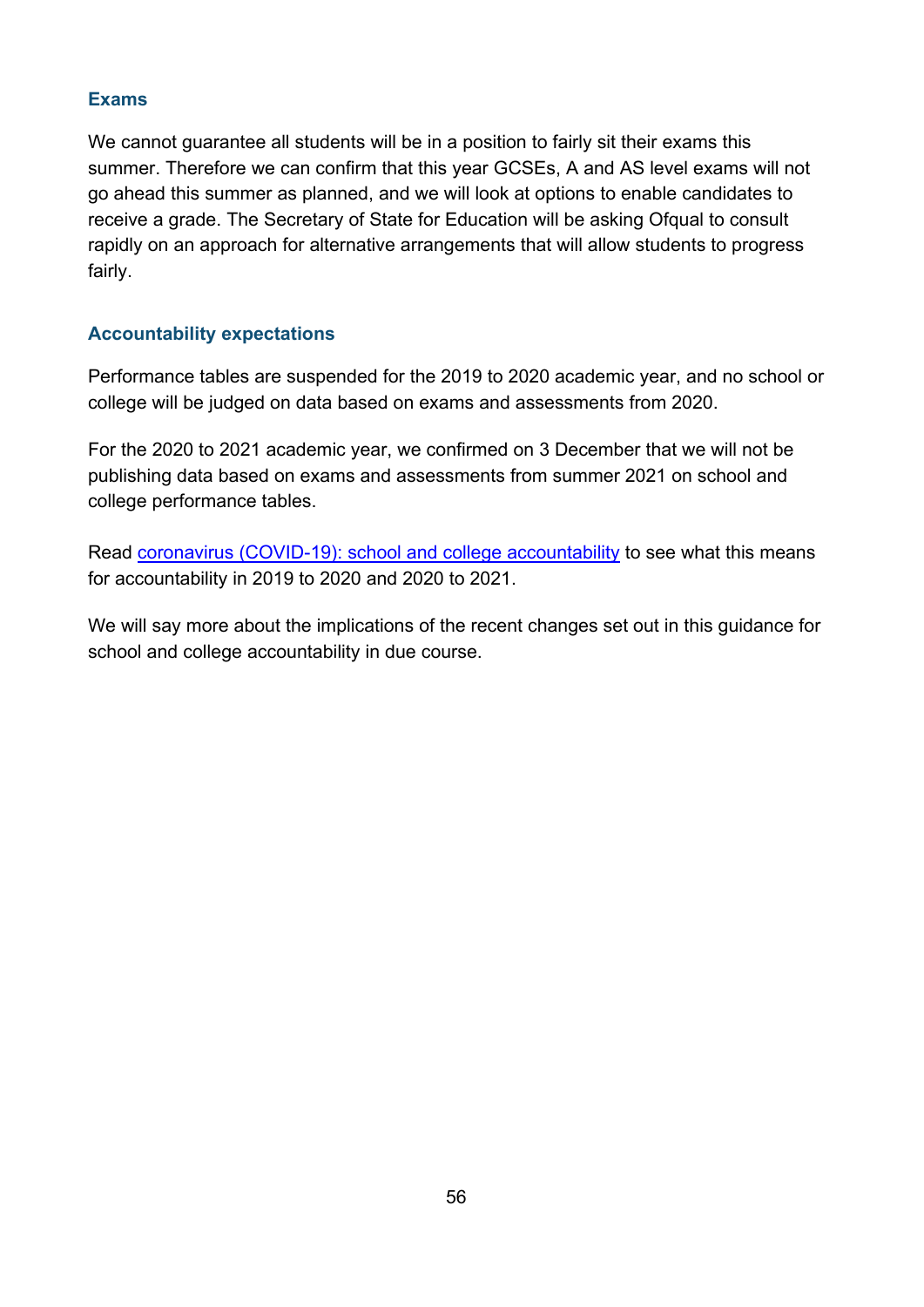### Exams

We cannot guarantee all students will be in a position to fairly sit their exams this summer. Therefore we can confirm that this year GCSEs, A and AS level exams will not go ahead this summer as planned, and we will look at options to enable candidates to receive a grade. The Secretary of State for Education will be asking Ofqual to consult rapidly on an approach for alternative arrangements that will allow students to progress fairly.

### Accountability expectations

Performance tables are suspended for the 2019 to 2020 academic year, and no school or college will be judged on data based on exams and assessments from 2020.

For the 2020 to 2021 academic year, we confirmed on 3 December that we will not be publishing data based on exams and assessments from summer 2021 on school and college performance tables.

Read coronavirus (COVID-19): school and college accountability to see what this means for accountability in 2019 to 2020 and 2020 to 2021.

We will say more about the implications of the recent changes set out in this guidance for school and college accountability in due course.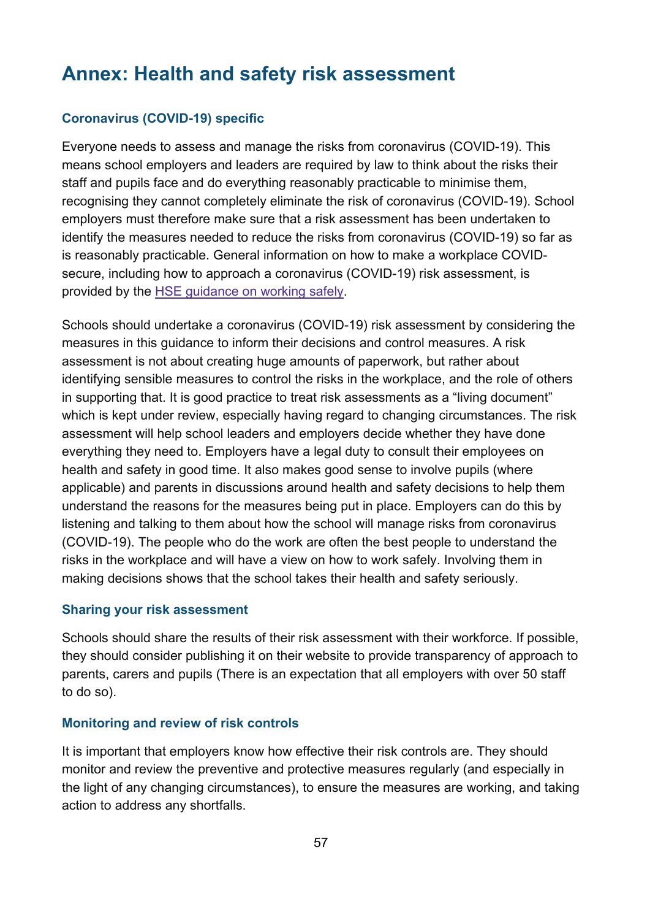# Annex: Health and safety risk assessment

### Coronavirus (COVID-19) specific

Everyone needs to assess and manage the risks from coronavirus (COVID-19). This means school employers and leaders are required by law to think about the risks their staff and pupils face and do everything reasonably practicable to minimise them, recognising they cannot completely eliminate the risk of coronavirus (COVID-19). School employers must therefore make sure that a risk assessment has been undertaken to identify the measures needed to reduce the risks from coronavirus (COVID-19) so far as is reasonably practicable. General information on how to make a workplace COVID-secure, including how to approach a coronavirus (COVID-19) risk assessment, is provided by the [HSE guidance on working safely](#).

Schools should undertake a coronavirus (COVID-19) risk assessment by considering the measures in this guidance to inform their decisions and control measures. A risk assessment is not about creating huge amounts of paperwork, but rather about identifying sensible measures to control the risks in the workplace, and the role of others in supporting that. It is good practice to treat risk assessments as a "living document" which is kept under review, especially having regard to changing circumstances. The risk assessment will help school leaders and employers decide whether they have done everything they need to. Employers have a legal duty to consult their employees on health and safety in good time. It also makes good sense to involve pupils (where applicable) and parents in discussions around health and safety decisions to help them understand the reasons for the measures being put in place. Employers can do this by listening and talking to them about how the school will manage risks from coronavirus (COVID-19). The people who do the work are often the best people to understand the risks in the workplace and will have a view on how to work safely. Involving them in making decisions shows that the school takes their health and safety seriously.

### Sharing your risk assessment

Schools should share the results of their risk assessment with their workforce. If possible, they should consider publishing it on their website to provide transparency of approach to parents, carers and pupils (There is an expectation that all employers with over 50 staff to do so).

### Monitoring and review of risk controls

It is important that employers know how effective their risk controls are. They should monitor and review the preventive and protective measures regularly (and especially in the light of any changing circumstances), to ensure the measures are working, and taking action to address any shortfalls.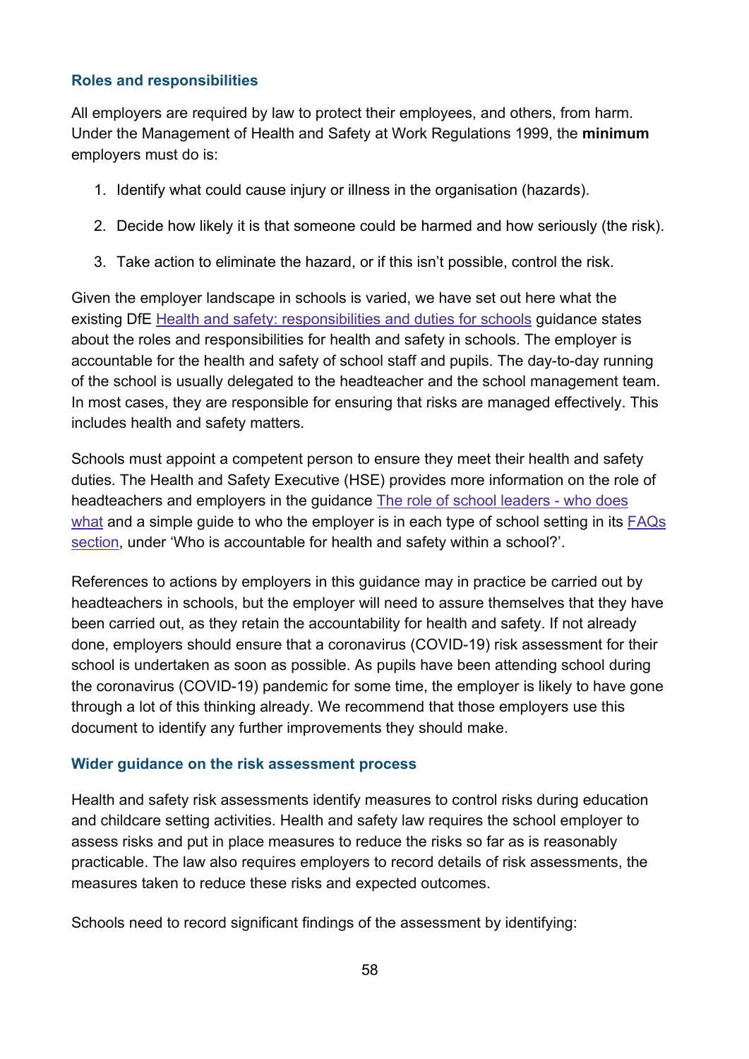### Roles and responsibilities

All employers are required by law to protect their employees, and others, from harm. Under the Management of Health and Safety at Work Regulations 1999, the **minimum** employers must do is:

1. Identify what could cause injury or illness in the organisation (hazards).
2. Decide how likely it is that someone could be harmed and how seriously (the risk).
3. Take action to eliminate the hazard, or if this isn't possible, control the risk.

Given the employer landscape in schools is varied, we have set out here what the existing DfE Health and safety: responsibilities and duties for schools guidance states about the roles and responsibilities for health and safety in schools. The employer is accountable for the health and safety of school staff and pupils. The day-to-day running of the school is usually delegated to the headteacher and the school management team. In most cases, they are responsible for ensuring that risks are managed effectively. This includes health and safety matters.

Schools must appoint a competent person to ensure they meet their health and safety duties. The Health and Safety Executive (HSE) provides more information on the role of headteachers and employers in the guidance The role of school leaders - who does what and a simple guide to who the employer is in each type of school setting in its FAQs section, under 'Who is accountable for health and safety within a school?'.

References to actions by employers in this guidance may in practice be carried out by headteachers in schools, but the employer will need to assure themselves that they have been carried out, as they retain the accountability for health and safety. If not already done, employers should ensure that a coronavirus (COVID-19) risk assessment for their school is undertaken as soon as possible. As pupils have been attending school during the coronavirus (COVID-19) pandemic for some time, the employer is likely to have gone through a lot of this thinking already. We recommend that those employers use this document to identify any further improvements they should make.

### Wider guidance on the risk assessment process

Health and safety risk assessments identify measures to control risks during education and childcare setting activities. Health and safety law requires the school employer to assess risks and put in place measures to reduce the risks so far as is reasonably practicable. The law also requires employers to record details of risk assessments, the measures taken to reduce these risks and expected outcomes.

Schools need to record significant findings of the assessment by identifying: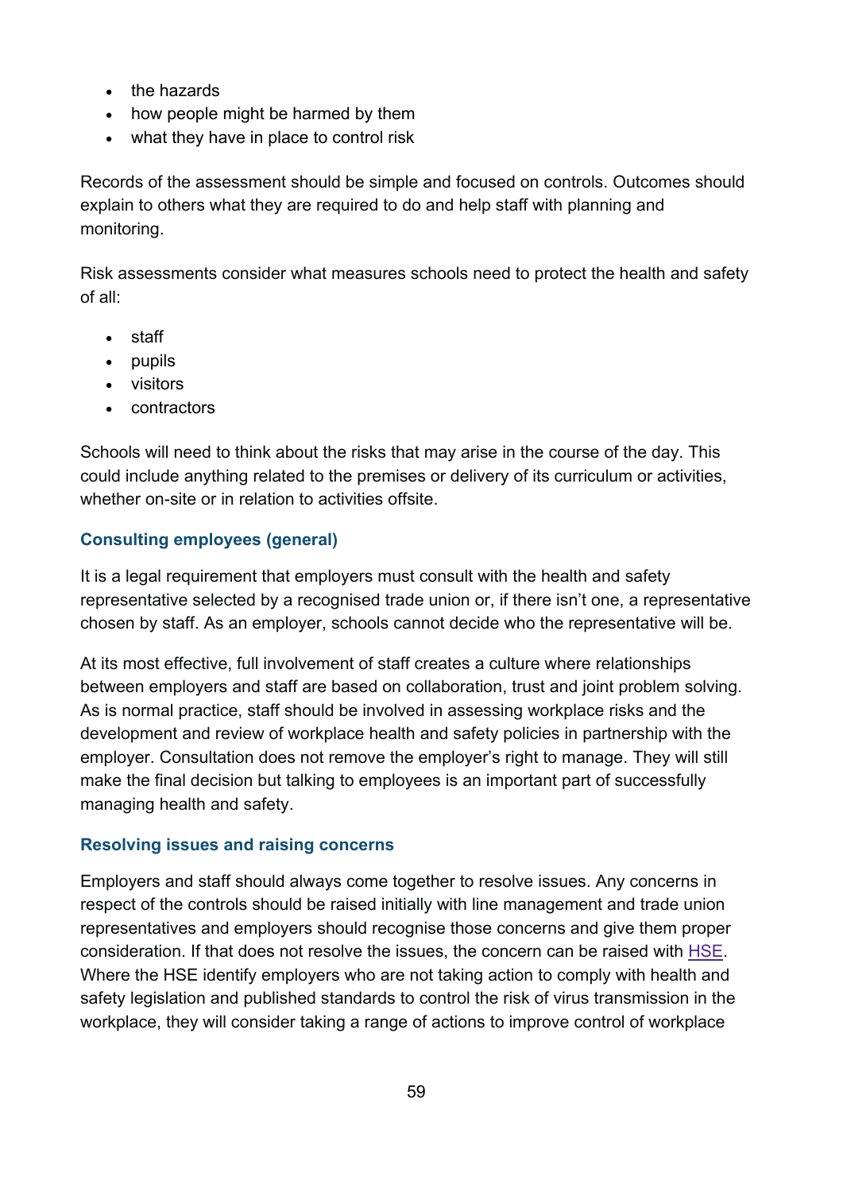- the hazards
- how people might be harmed by them
- what they have in place to control risk

Records of the assessment should be simple and focused on controls. Outcomes should explain to others what they are required to do and help staff with planning and monitoring.

Risk assessments consider what measures schools need to protect the health and safety of all:

- staff
- pupils
- visitors
- contractors

Schools will need to think about the risks that may arise in the course of the day. This could include anything related to the premises or delivery of its curriculum or activities, whether on-site or in relation to activities offsite.

### Consulting employees (general)

It is a legal requirement that employers must consult with the health and safety representative selected by a recognised trade union or, if there isn't one, a representative chosen by staff. As an employer, schools cannot decide who the representative will be.

At its most effective, full involvement of staff creates a culture where relationships between employers and staff are based on collaboration, trust and joint problem solving. As is normal practice, staff should be involved in assessing workplace risks and the development and review of workplace health and safety policies in partnership with the employer. Consultation does not remove the employer's right to manage. They will still make the final decision but talking to employees is an important part of successfully managing health and safety.

### Resolving issues and raising concerns

Employers and staff should always come together to resolve issues. Any concerns in respect of the controls should be raised initially with line management and trade union representatives and employers should recognise those concerns and give them proper consideration. If that does not resolve the issues, the concern can be raised with HSE. Where the HSE identify employers who are not taking action to comply with health and safety legislation and published standards to control the risk of virus transmission in the workplace, they will consider taking a range of actions to improve control of workplace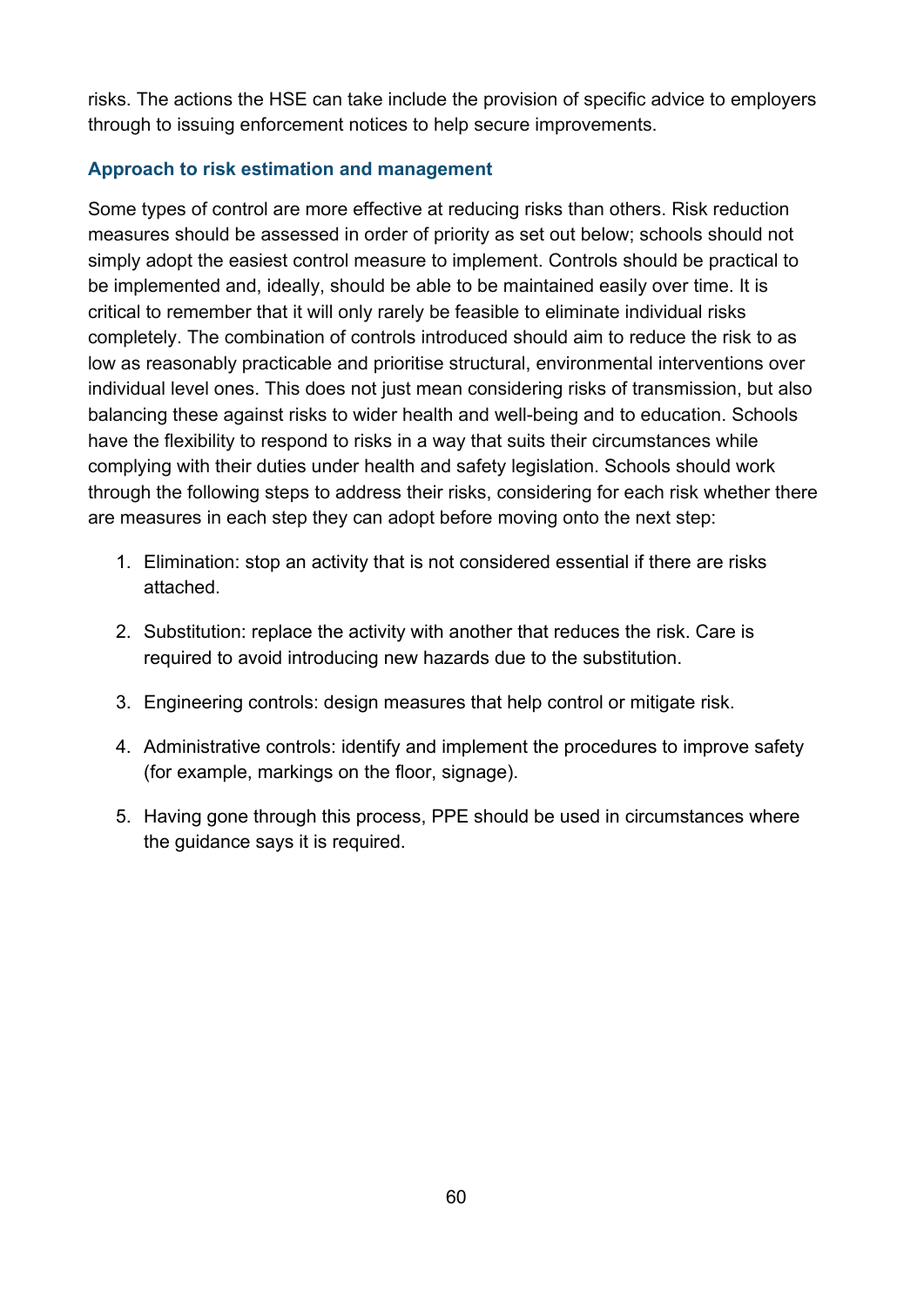risks. The actions the HSE can take include the provision of specific advice to employers through to issuing enforcement notices to help secure improvements.

### Approach to risk estimation and management

Some types of control are more effective at reducing risks than others. Risk reduction measures should be assessed in order of priority as set out below; schools should not simply adopt the easiest control measure to implement. Controls should be practical to be implemented and, ideally, should be able to be maintained easily over time. It is critical to remember that it will only rarely be feasible to eliminate individual risks completely. The combination of controls introduced should aim to reduce the risk to as low as reasonably practicable and prioritise structural, environmental interventions over individual level ones. This does not just mean considering risks of transmission, but also balancing these against risks to wider health and well-being and to education. Schools have the flexibility to respond to risks in a way that suits their circumstances while complying with their duties under health and safety legislation. Schools should work through the following steps to address their risks, considering for each risk whether there are measures in each step they can adopt before moving onto the next step:

1. Elimination: stop an activity that is not considered essential if there are risks attached.
2. Substitution: replace the activity with another that reduces the risk. Care is required to avoid introducing new hazards due to the substitution.
3. Engineering controls: design measures that help control or mitigate risk.
4. Administrative controls: identify and implement the procedures to improve safety (for example, markings on the floor, signage).
5. Having gone through this process, PPE should be used in circumstances where the guidance says it is required.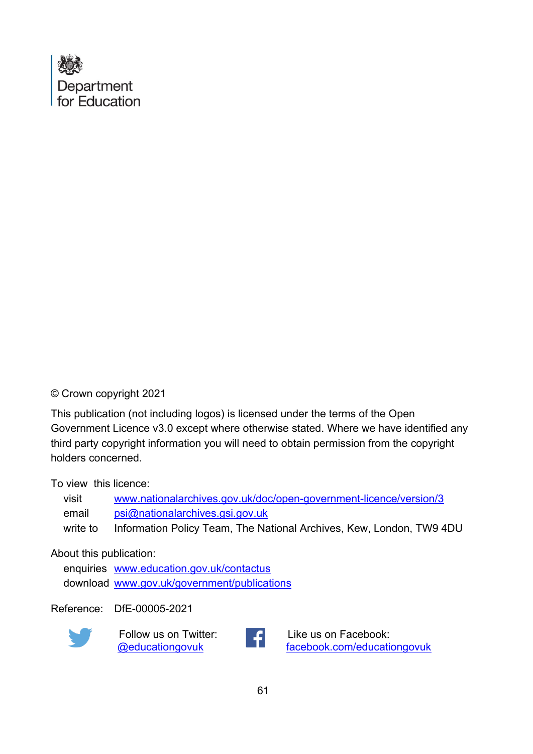Department for Education

© Crown copyright 2021

This publication (not including logos) is licensed under the terms of the Open Government Licence v3.0 except where otherwise stated. Where we have identified any third party copyright information you will need to obtain permission from the copyright holders concerned.

To view this licence:

- visit [www.nationalarchives.gov.uk/doc/open-government-licence/version/3](http://www.nationalarchives.gov.uk/doc/open-government-licence/version/3)
- email [psi@nationalarchives.gsi.gov.uk](mailto:psi@nationalarchives.gsi.gov.uk)
- write to Information Policy Team, The National Archives, Kew, London, TW9 4DU

About this publication:

- enquiries [www.education.gov.uk/contactus](http://www.education.gov.uk/contactus)
- download [www.gov.uk/government/publications](http://www.gov.uk/government/publications)

Reference: DfE-00005-2021

Follow us on Twitter: [@educationgovuk](https://twitter.com/educationgovuk)

Like us on Facebook: [facebook.com/educationgovuk](https://facebook.com/educationgovuk)